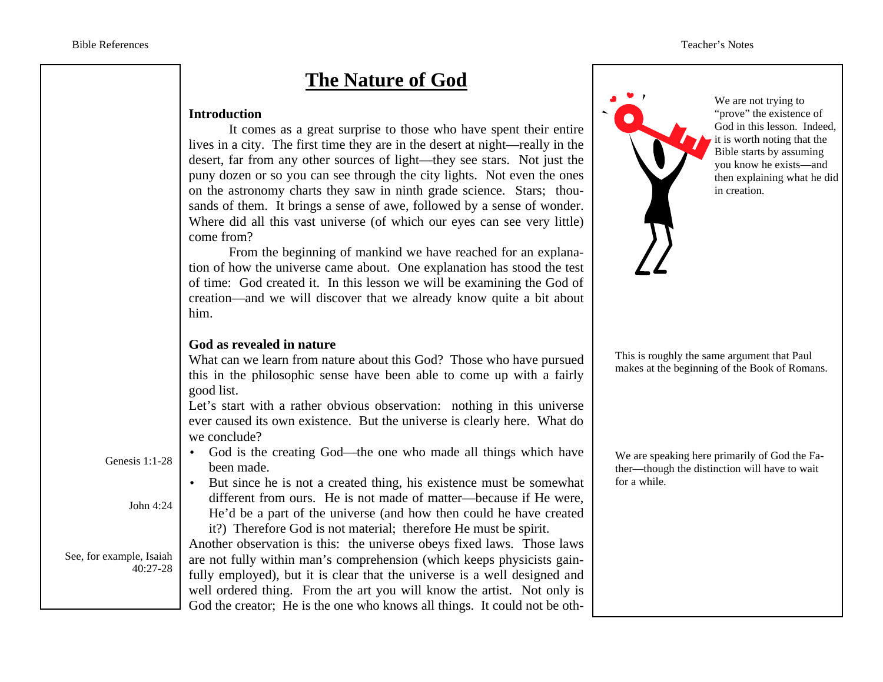# The Nature of God

**Introduction**

It comes as a great surprise to those who have spent their entire lives in a city. The first time they are in the desert at night—really in the desert, far from any other sources of light—they see stars. Not just the puny dozen or so you can see through the city lights. Not even the ones on the astronomy charts they saw in ninth grade science. Stars; thousands of them. It brings a sense of awe, followed by a sense of wonder. Where did all this vast universe (of which our eyes can see very little) come from?

From the beginning of mankind we have reached for an explanation of how the universe came about. One explanation has stood the test of time: God created it. In this lesson we will be examining the God of creation—and we will discover that we already know quite a bit about him.

*Teacher's Notes:* We are not trying to "prove" the existence of God in this lesson. Indeed, it is worth noting that the Bible starts by assuming you know he exists—and then explaining what he did in creation.

**God as revealed in nature**

What can we learn from nature about this God? Those who have pursued this in the philosophic sense have been able to come up with a fairly good list.

*Teacher's Notes:* This is roughly the same argument that Paul makes at the beginning of the Book of Romans.

Let's start with a rather obvious observation: nothing in this universe ever caused its own existence. But the universe is clearly here. What do we conclude?

- God is the creating God—the one who made all things which have been made. (Genesis 1:1-28)
- But since he is not a created thing, his existence must be somewhat different from ours. He is not made of matter—because if He were, He'd be a part of the universe (and how then could he have created it?) Therefore God is not material; therefore He must be spirit. (John 4:24)

*Teacher's Notes:* We are speaking here primarily of God the Father—though the distinction will have to wait for a while.

Another observation is this: the universe obeys fixed laws. Those laws are not fully within man's comprehension (which keeps physicists gainfully employed), but it is clear that the universe is a well designed and well ordered thing. From the art you will know the artist. Not only is God the creator; He is the one who knows all things. It could not be oth- (See, for example, Isaiah 40:27-28)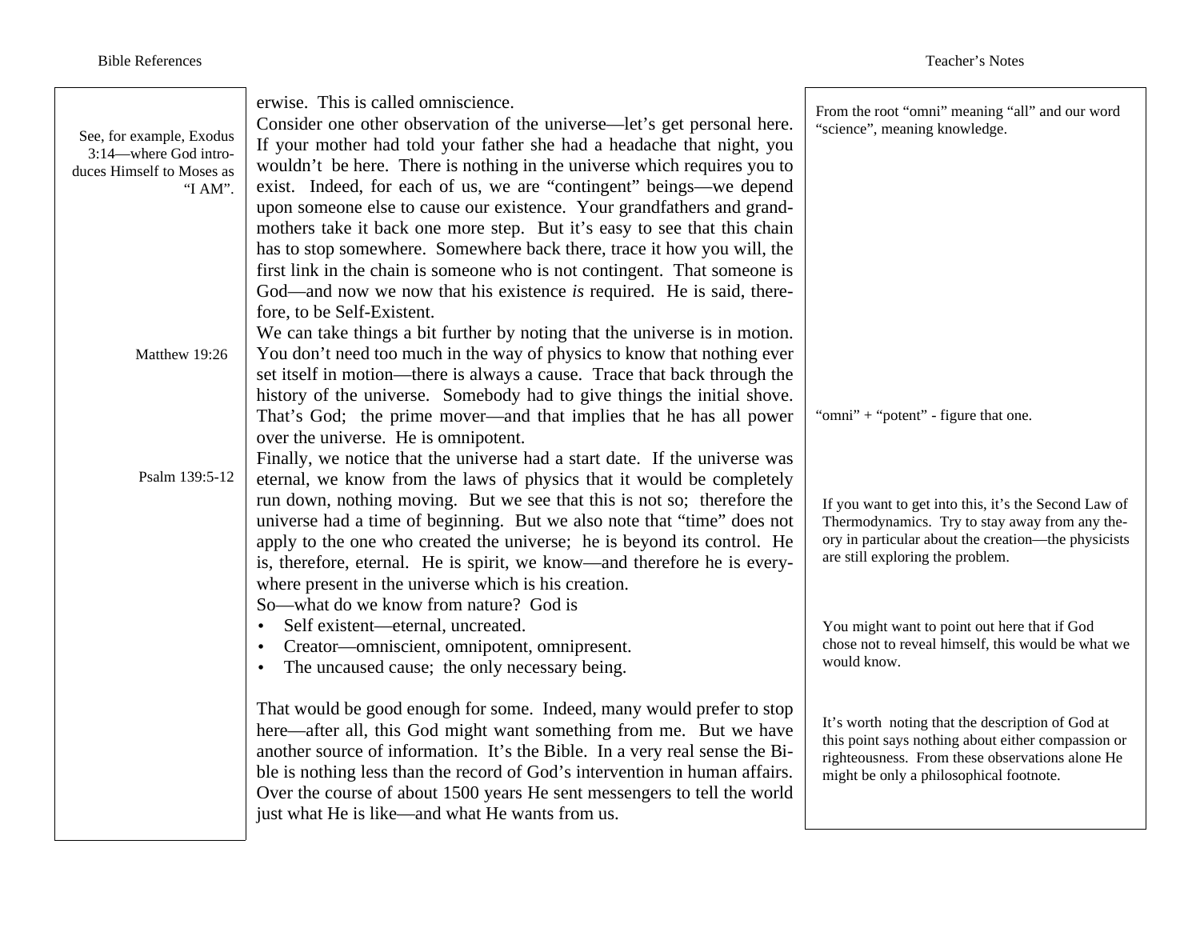erwise. This is called omniscience.

Consider one other observation of the universe—let's get personal here. If your mother had told your father she had a headache that night, you wouldn't be here. There is nothing in the universe which requires you to exist. Indeed, for each of us, we are "contingent" beings—we depend upon someone else to cause our existence. Your grandfathers and grandmothers take it back one more step. But it's easy to see that this chain has to stop somewhere. Somewhere back there, trace it how you will, the first link in the chain is someone who is not contingent. That someone is God—and now we now that his existence *is* required. He is said, therefore, to be Self-Existent.

We can take things a bit further by noting that the universe is in motion. You don't need too much in the way of physics to know that nothing ever set itself in motion—there is always a cause. Trace that back through the history of the universe. Somebody had to give things the initial shove. That's God; the prime mover—and that implies that he has all power over the universe. He is omnipotent.

Finally, we notice that the universe had a start date. If the universe was eternal, we know from the laws of physics that it would be completely run down, nothing moving. But we see that this is not so; therefore the universe had a time of beginning. But we also note that "time" does not apply to the one who created the universe; he is beyond its control. He is, therefore, eternal. He is spirit, we know—and therefore he is everywhere present in the universe which is his creation.

So—what do we know from nature? God is

- Self existent—eternal, uncreated.
- Creator—omniscient, omnipotent, omnipresent.
- The uncaused cause; the only necessary being.

That would be good enough for some. Indeed, many would prefer to stop here—after all, this God might want something from me. But we have another source of information. It's the Bible. In a very real sense the Bible is nothing less than the record of God's intervention in human affairs. Over the course of about 1500 years He sent messengers to tell the world just what He is like—and what He wants from us.

**Bible References:**

- See, for example, Exodus 3:14—where God introduces Himself to Moses as "I AM".
- Matthew 19:26
- Psalm 139:5-12

**Teacher's Notes:**

- From the root "omni" meaning "all" and our word "science", meaning knowledge.
- "omni" + "potent" - figure that one.
- If you want to get into this, it's the Second Law of Thermodynamics. Try to stay away from any theory in particular about the creation—the physicists are still exploring the problem.
- You might want to point out here that if God chose not to reveal himself, this would be what we would know.
- It's worth noting that the description of God at this point says nothing about either compassion or righteousness. From these observations alone He might be only a philosophical footnote.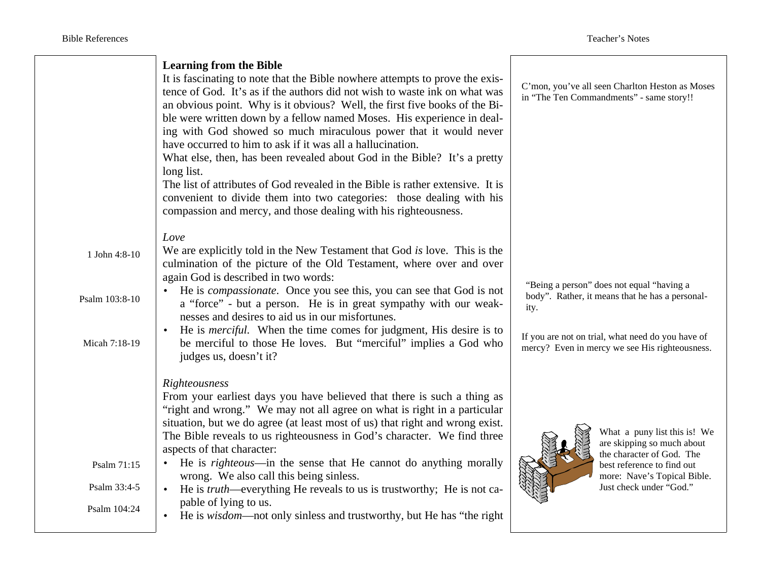## Learning from the Bible

It is fascinating to note that the Bible nowhere attempts to prove the existence of God. It's as if the authors did not wish to waste ink on what was an obvious point. Why is it obvious? Well, the first five books of the Bible were written down by a fellow named Moses. His experience in dealing with God showed so much miraculous power that it would never have occurred to him to ask if it was all a hallucination.

C'mon, you've all seen Charlton Heston as Moses in "The Ten Commandments" - same story!!

What else, then, has been revealed about God in the Bible? It's a pretty long list.

The list of attributes of God revealed in the Bible is rather extensive. It is convenient to divide them into two categories: those dealing with his compassion and mercy, and those dealing with his righteousness.

### *Love*

1 John 4:8-10

We are explicitly told in the New Testament that God *is* love. This is the culmination of the picture of the Old Testament, where over and over again God is described in two words:

Psalm 103:8-10

- He is *compassionate*. Once you see this, you can see that God is not a "force" - but a person. He is in great sympathy with our weaknesses and desires to aid us in our misfortunes.

"Being a person" does not equal "having a body". Rather, it means that he has a personality.

Micah 7:18-19

- He is *merciful*. When the time comes for judgment, His desire is to be merciful to those He loves. But "merciful" implies a God who judges us, doesn't it?

If you are not on trial, what need do you have of mercy? Even in mercy we see His righteousness.

### *Righteousness*

From your earliest days you have believed that there is such a thing as "right and wrong." We may not all agree on what is right in a particular situation, but we do agree (at least most of us) that right and wrong exist. The Bible reveals to us righteousness in God's character. We find three aspects of that character:

What a puny list this is! We are skipping so much about the character of God. The best reference to find out more: Nave's Topical Bible. Just check under "God."

Psalm 71:15

- He is *righteous*—in the sense that He cannot do anything morally wrong. We also call this being sinless.

Psalm 33:4-5

- He is *truth*—everything He reveals to us is trustworthy; He is not capable of lying to us.

Psalm 104:24

- He is *wisdom*—not only sinless and trustworthy, but He has "the right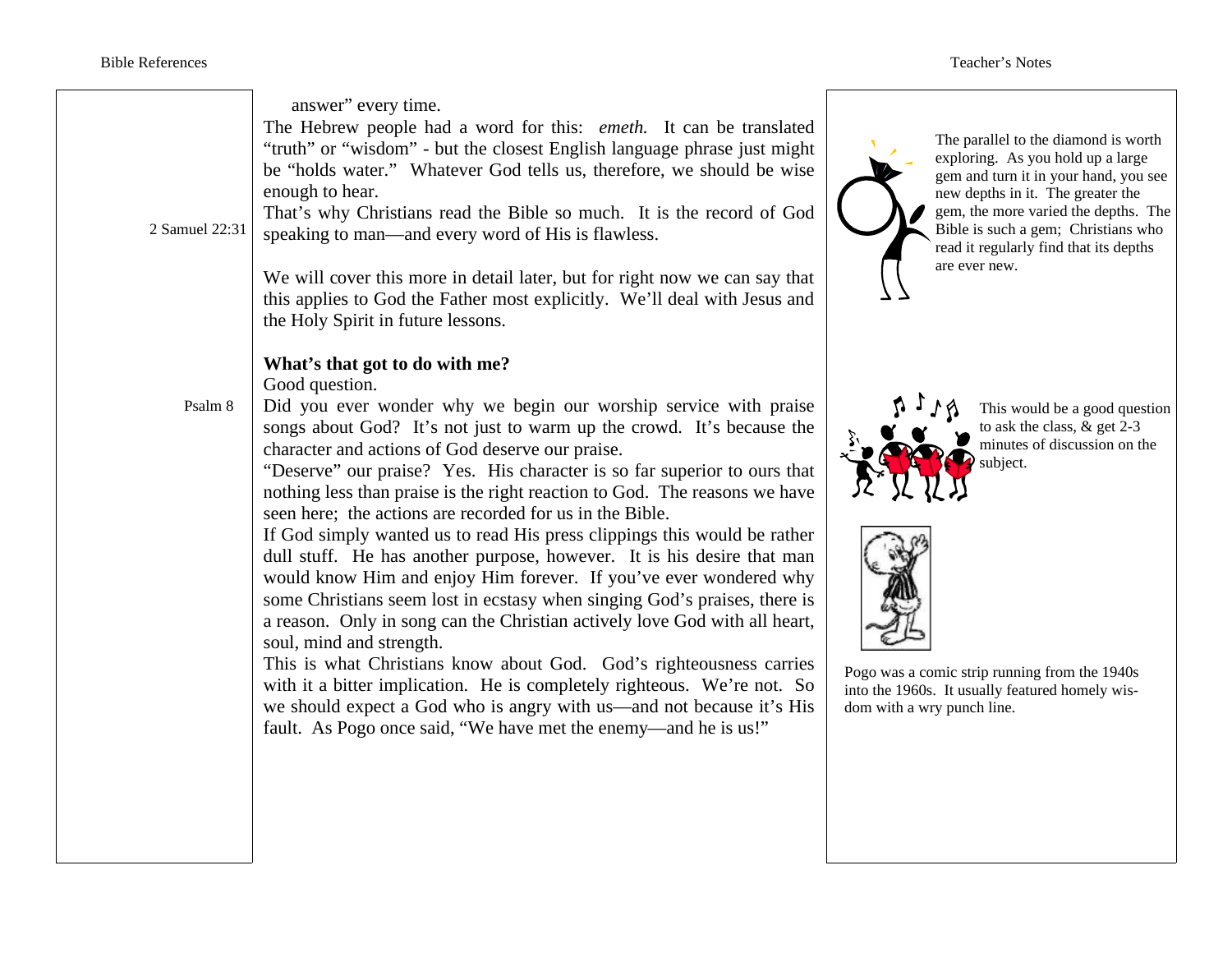answer" every time.

The Hebrew people had a word for this: *emeth.* It can be translated "truth" or "wisdom" - but the closest English language phrase just might be "holds water." Whatever God tells us, therefore, we should be wise enough to hear.

2 Samuel 22:31

That's why Christians read the Bible so much. It is the record of God speaking to man—and every word of His is flawless.

We will cover this more in detail later, but for right now we can say that this applies to God the Father most explicitly. We'll deal with Jesus and the Holy Spirit in future lessons.

The parallel to the diamond is worth exploring. As you hold up a large gem and turn it in your hand, you see new depths in it. The greater the gem, the more varied the depths. The Bible is such a gem; Christians who read it regularly find that its depths are ever new.

**What's that got to do with me?**

Good question.

Psalm 8

Did you ever wonder why we begin our worship service with praise songs about God? It's not just to warm up the crowd. It's because the character and actions of God deserve our praise.

"Deserve" our praise? Yes. His character is so far superior to ours that nothing less than praise is the right reaction to God. The reasons we have seen here; the actions are recorded for us in the Bible.

This would be a good question to ask the class, & get 2-3 minutes of discussion on the subject.

If God simply wanted us to read His press clippings this would be rather dull stuff. He has another purpose, however. It is his desire that man would know Him and enjoy Him forever. If you've ever wondered why some Christians seem lost in ecstasy when singing God's praises, there is a reason. Only in song can the Christian actively love God with all heart, soul, mind and strength.

This is what Christians know about God. God's righteousness carries with it a bitter implication. He is completely righteous. We're not. So we should expect a God who is angry with us—and not because it's His fault. As Pogo once said, "We have met the enemy—and he is us!"

Pogo was a comic strip running from the 1940s into the 1960s. It usually featured homely wisdom with a wry punch line.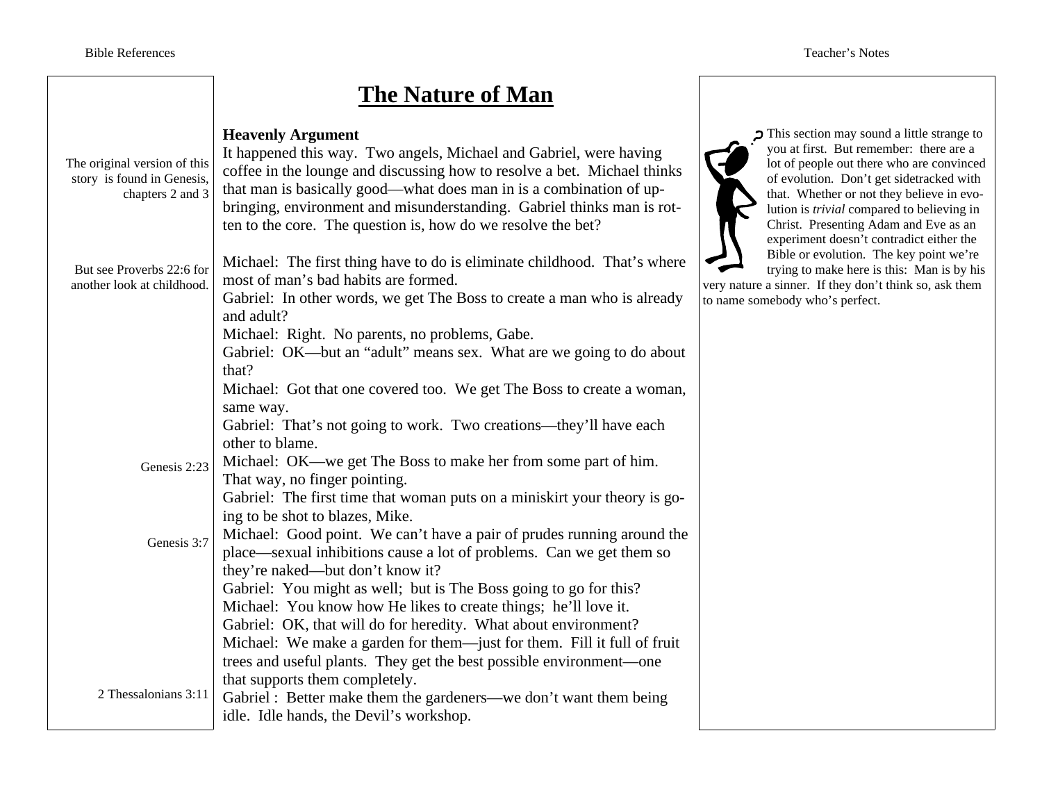# The Nature of Man

**Heavenly Argument**

It happened this way. Two angels, Michael and Gabriel, were having coffee in the lounge and discussing how to resolve a bet. Michael thinks that man is basically good—what does man in is a combination of upbringing, environment and misunderstanding. Gabriel thinks man is rotten to the core. The question is, how do we resolve the bet?

*The original version of this story is found in Genesis, chapters 2 and 3*

Michael: The first thing have to do is eliminate childhood. That's where most of man's bad habits are formed.

*But see Proverbs 22:6 for another look at childhood.*

Gabriel: In other words, we get The Boss to create a man who is already and adult?

Michael: Right. No parents, no problems, Gabe.

Gabriel: OK—but an "adult" means sex. What are we going to do about that?

Michael: Got that one covered too. We get The Boss to create a woman, same way.

Gabriel: That's not going to work. Two creations—they'll have each other to blame.

Michael: OK—we get The Boss to make her from some part of him. That way, no finger pointing.

*Genesis 2:23*

Gabriel: The first time that woman puts on a miniskirt your theory is going to be shot to blazes, Mike.

Michael: Good point. We can't have a pair of prudes running around the place—sexual inhibitions cause a lot of problems. Can we get them so they're naked—but don't know it?

*Genesis 3:7*

Gabriel: You might as well; but is The Boss going to go for this?

Michael: You know how He likes to create things; he'll love it.

Gabriel: OK, that will do for heredity. What about environment?

Michael: We make a garden for them—just for them. Fill it full of fruit trees and useful plants. They get the best possible environment—one that supports them completely.

Gabriel : Better make them the gardeners—we don't want them being idle. Idle hands, the Devil's workshop.

*2 Thessalonians 3:11*

---

**Teacher's Notes**

This section may sound a little strange to you at first. But remember: there are a lot of people out there who are convinced of evolution. Don't get sidetracked with that. Whether or not they believe in evolution is *trivial* compared to believing in Christ. Presenting Adam and Eve as an experiment doesn't contradict either the Bible or evolution. The key point we're trying to make here is this: Man is by his very nature a sinner. If they don't think so, ask them to name somebody who's perfect.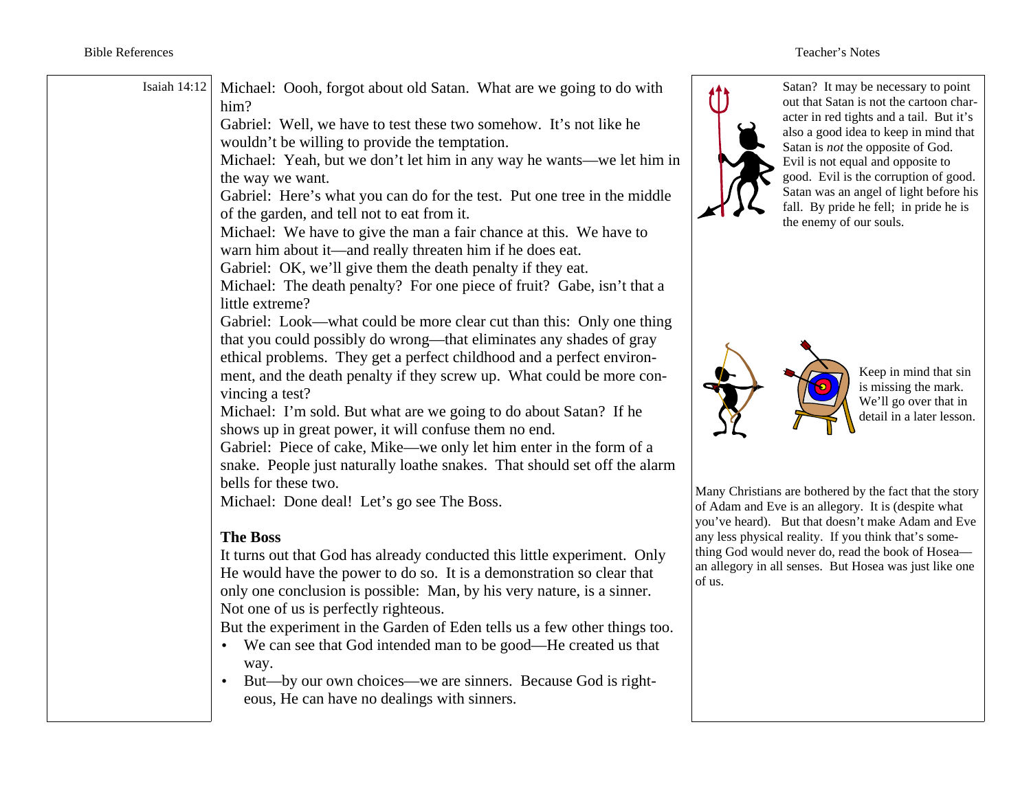Isaiah 14:12

Michael: Oooh, forgot about old Satan. What are we going to do with him?

Gabriel: Well, we have to test these two somehow. It's not like he wouldn't be willing to provide the temptation.

Michael: Yeah, but we don't let him in any way he wants—we let him in the way we want.

Gabriel: Here's what you can do for the test. Put one tree in the middle of the garden, and tell not to eat from it.

Michael: We have to give the man a fair chance at this. We have to warn him about it—and really threaten him if he does eat.

Gabriel: OK, we'll give them the death penalty if they eat.

Michael: The death penalty? For one piece of fruit? Gabe, isn't that a little extreme?

Gabriel: Look—what could be more clear cut than this: Only one thing that you could possibly do wrong—that eliminates any shades of gray ethical problems. They get a perfect childhood and a perfect environment, and the death penalty if they screw up. What could be more convincing a test?

Michael: I'm sold. But what are we going to do about Satan? If he shows up in great power, it will confuse them no end.

Gabriel: Piece of cake, Mike—we only let him enter in the form of a snake. People just naturally loathe snakes. That should set off the alarm bells for these two.

Michael: Done deal! Let's go see The Boss.

**The Boss**

It turns out that God has already conducted this little experiment. Only He would have the power to do so. It is a demonstration so clear that only one conclusion is possible: Man, by his very nature, is a sinner. Not one of us is perfectly righteous.

But the experiment in the Garden of Eden tells us a few other things too.

- We can see that God intended man to be good—He created us that way.
- But—by our own choices—we are sinners. Because God is righteous, He can have no dealings with sinners.

Satan? It may be necessary to point out that Satan is not the cartoon character in red tights and a tail. But it's also a good idea to keep in mind that Satan is *not* the opposite of God. Evil is not equal and opposite to good. Evil is the corruption of good. Satan was an angel of light before his fall. By pride he fell; in pride he is the enemy of our souls.

Keep in mind that sin is missing the mark. We'll go over that in detail in a later lesson.

Many Christians are bothered by the fact that the story of Adam and Eve is an allegory. It is (despite what you've heard). But that doesn't make Adam and Eve any less physical reality. If you think that's something God would never do, read the book of Hosea—an allegory in all senses. But Hosea was just like one of us.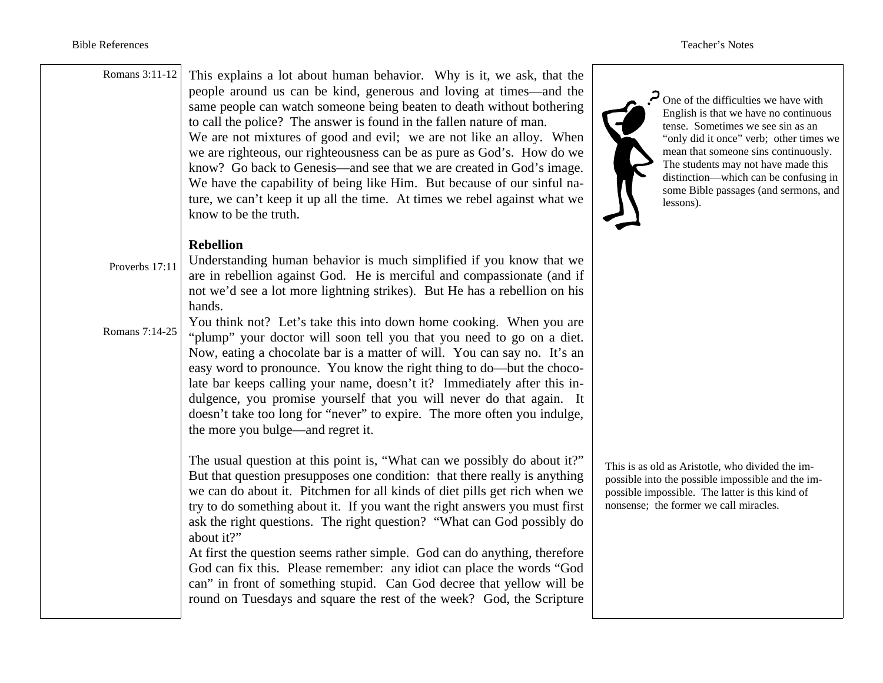Romans 3:11-12

This explains a lot about human behavior. Why is it, we ask, that the people around us can be kind, generous and loving at times—and the same people can watch someone being beaten to death without bothering to call the police? The answer is found in the fallen nature of man.

We are not mixtures of good and evil; we are not like an alloy. When we are righteous, our righteousness can be as pure as God's. How do we know? Go back to Genesis—and see that we are created in God's image. We have the capability of being like Him. But because of our sinful nature, we can't keep it up all the time. At times we rebel against what we know to be the truth.

One of the difficulties we have with English is that we have no continuous tense. Sometimes we see sin as an "only did it once" verb; other times we mean that someone sins continuously. The students may not have made this distinction—which can be confusing in some Bible passages (and sermons, and lessons).

### Rebellion

Proverbs 17:11

Understanding human behavior is much simplified if you know that we are in rebellion against God. He is merciful and compassionate (and if not we'd see a lot more lightning strikes). But He has a rebellion on his hands.

Romans 7:14-25

You think not? Let's take this into down home cooking. When you are "plump" your doctor will soon tell you that you need to go on a diet. Now, eating a chocolate bar is a matter of will. You can say no. It's an easy word to pronounce. You know the right thing to do—but the chocolate bar keeps calling your name, doesn't it? Immediately after this indulgence, you promise yourself that you will never do that again. It doesn't take too long for "never" to expire. The more often you indulge, the more you bulge—and regret it.

The usual question at this point is, "What can we possibly do about it?" But that question presupposes one condition: that there really is anything we can do about it. Pitchmen for all kinds of diet pills get rich when we try to do something about it. If you want the right answers you must first ask the right questions. The right question? "What can God possibly do about it?"

At first the question seems rather simple. God can do anything, therefore God can fix this. Please remember: any idiot can place the words "God can" in front of something stupid. Can God decree that yellow will be round on Tuesdays and square the rest of the week? God, the Scripture

This is as old as Aristotle, who divided the impossible into the possible impossible and the impossible impossible. The latter is this kind of nonsense; the former we call miracles.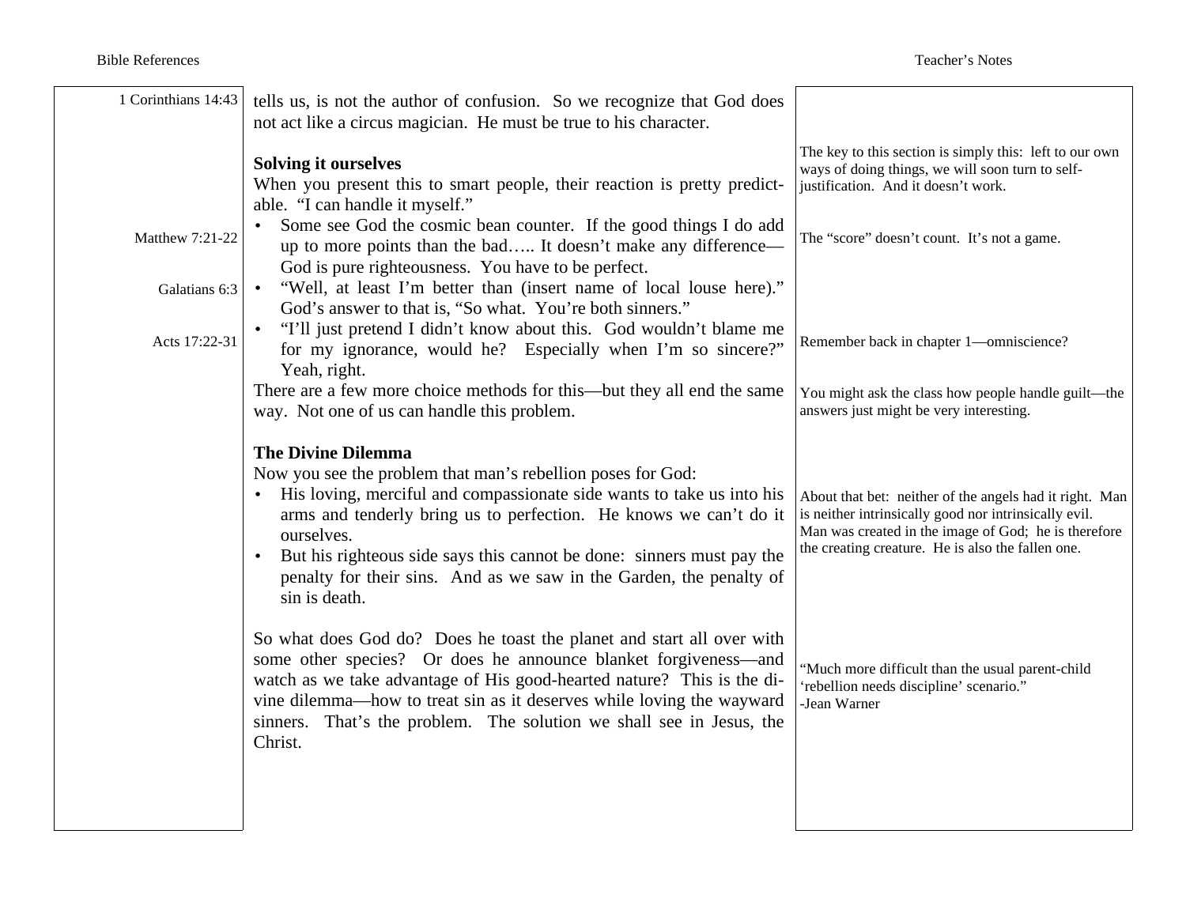Bible References | Teacher's Notes

1 Corinthians 14:43

tells us, is not the author of confusion. So we recognize that God does not act like a circus magician. He must be true to his character.

> The key to this section is simply this: left to our own ways of doing things, we will soon turn to self-justification. And it doesn't work.

**Solving it ourselves**

When you present this to smart people, their reaction is pretty predictable. "I can handle it myself."

- Some see God the cosmic bean counter. If the good things I do add up to more points than the bad….. It doesn't make any difference—God is pure righteousness. You have to be perfect. (Matthew 7:21-22)
- "Well, at least I'm better than (insert name of local louse here)." God's answer to that is, "So what. You're both sinners." (Galatians 6:3)
- "I'll just pretend I didn't know about this. God wouldn't blame me for my ignorance, would he? Especially when I'm so sincere?" Yeah, right. (Acts 17:22-31)

> The "score" doesn't count. It's not a game.

> Remember back in chapter 1—omniscience?

There are a few more choice methods for this—but they all end the same way. Not one of us can handle this problem.

> You might ask the class how people handle guilt—the answers just might be very interesting.

**The Divine Dilemma**

Now you see the problem that man's rebellion poses for God:

- His loving, merciful and compassionate side wants to take us into his arms and tenderly bring us to perfection. He knows we can't do it ourselves.
- But his righteous side says this cannot be done: sinners must pay the penalty for their sins. And as we saw in the Garden, the penalty of sin is death.

> About that bet: neither of the angels had it right. Man is neither intrinsically good nor intrinsically evil. Man was created in the image of God; he is therefore the creating creature. He is also the fallen one.

So what does God do? Does he toast the planet and start all over with some other species? Or does he announce blanket forgiveness—and watch as we take advantage of His good-hearted nature? This is the divine dilemma—how to treat sin as it deserves while loving the wayward sinners. That's the problem. The solution we shall see in Jesus, the Christ.

> "Much more difficult than the usual parent-child 'rebellion needs discipline' scenario."
> -Jean Warner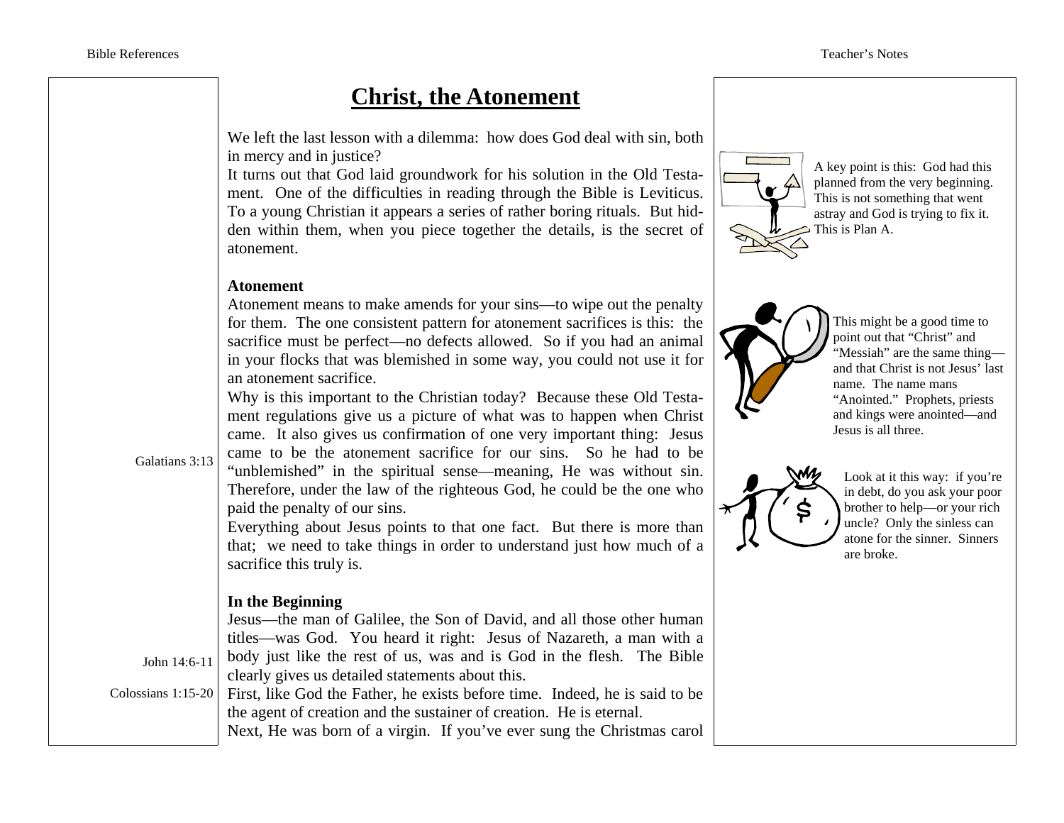# Christ, the Atonement

We left the last lesson with a dilemma: how does God deal with sin, both in mercy and in justice?

It turns out that God laid groundwork for his solution in the Old Testament. One of the difficulties in reading through the Bible is Leviticus. To a young Christian it appears a series of rather boring rituals. But hidden within them, when you piece together the details, is the secret of atonement.

> A key point is this: God had this planned from the very beginning. This is not something that went astray and God is trying to fix it. This is Plan A.

**Atonement**

Atonement means to make amends for your sins—to wipe out the penalty for them. The one consistent pattern for atonement sacrifices is this: the sacrifice must be perfect—no defects allowed. So if you had an animal in your flocks that was blemished in some way, you could not use it for an atonement sacrifice.

> This might be a good time to point out that "Christ" and "Messiah" are the same thing—and that Christ is not Jesus' last name. The name mans "Anointed." Prophets, priests and kings were anointed—and Jesus is all three.

Why is this important to the Christian today? Because these Old Testament regulations give us a picture of what was to happen when Christ came. It also gives us confirmation of one very important thing: Jesus came to be the atonement sacrifice for our sins. So he had to be "unblemished" in the spiritual sense—meaning, He was without sin. Therefore, under the law of the righteous God, he could be the one who paid the penalty of our sins. (Galatians 3:13)

> Look at it this way: if you're in debt, do you ask your poor brother to help—or your rich uncle? Only the sinless can atone for the sinner. Sinners are broke.

Everything about Jesus points to that one fact. But there is more than that; we need to take things in order to understand just how much of a sacrifice this truly is.

**In the Beginning**

Jesus—the man of Galilee, the Son of David, and all those other human titles—was God. You heard it right: Jesus of Nazareth, a man with a body just like the rest of us, was and is God in the flesh. The Bible clearly gives us detailed statements about this. (John 14:6-11)

First, like God the Father, he exists before time. Indeed, he is said to be the agent of creation and the sustainer of creation. He is eternal. (Colossians 1:15-20)

Next, He was born of a virgin. If you've ever sung the Christmas carol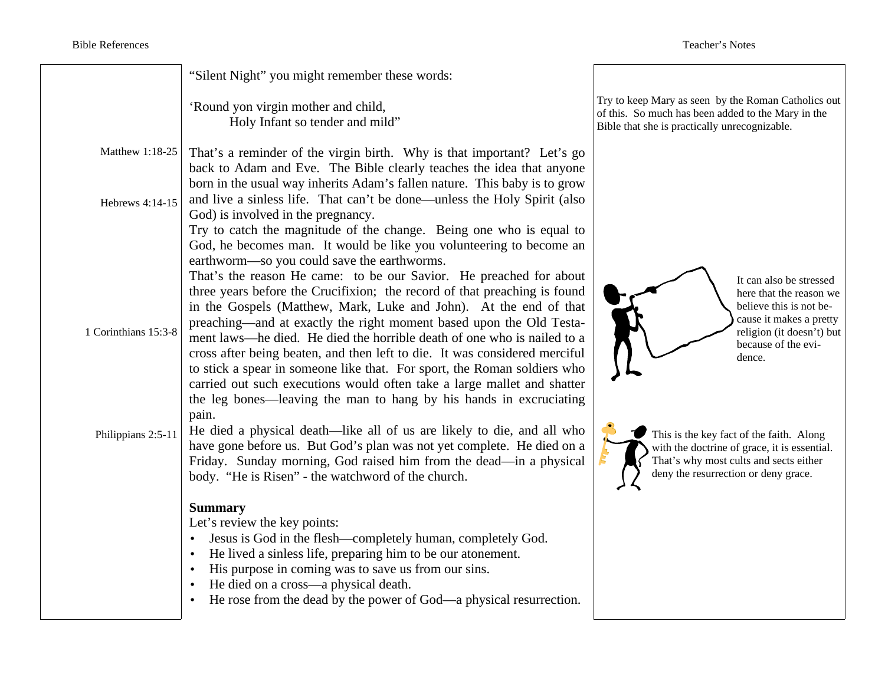"Silent Night" you might remember these words:

'Round yon virgin mother and child,
Holy Infant so tender and mild"

Try to keep Mary as seen by the Roman Catholics out of this. So much has been added to the Mary in the Bible that she is practically unrecognizable.

Matthew 1:18-25

That's a reminder of the virgin birth. Why is that important? Let's go back to Adam and Eve. The Bible clearly teaches the idea that anyone born in the usual way inherits Adam's fallen nature. This baby is to grow and live a sinless life. That can't be done—unless the Holy Spirit (also God) is involved in the pregnancy.

Hebrews 4:14-15

Try to catch the magnitude of the change. Being one who is equal to God, he becomes man. It would be like you volunteering to become an earthworm—so you could save the earthworms.

That's the reason He came: to be our Savior. He preached for about three years before the Crucifixion; the record of that preaching is found in the Gospels (Matthew, Mark, Luke and John). At the end of that preaching—and at exactly the right moment based upon the Old Testament laws—he died. He died the horrible death of one who is nailed to a cross after being beaten, and then left to die. It was considered merciful to stick a spear in someone like that. For sport, the Roman soldiers who carried out such executions would often take a large mallet and shatter the leg bones—leaving the man to hang by his hands in excruciating pain.

1 Corinthians 15:3-8

It can also be stressed here that the reason we believe this is not because it makes a pretty religion (it doesn't) but because of the evidence.

He died a physical death—like all of us are likely to die, and all who have gone before us. But God's plan was not yet complete. He died on a Friday. Sunday morning, God raised him from the dead—in a physical body. "He is Risen" - the watchword of the church.

Philippians 2:5-11

This is the key fact of the faith. Along with the doctrine of grace, it is essential. That's why most cults and sects either deny the resurrection or deny grace.

**Summary**

Let's review the key points:

- Jesus is God in the flesh—completely human, completely God.
- He lived a sinless life, preparing him to be our atonement.
- His purpose in coming was to save us from our sins.
- He died on a cross—a physical death.
- He rose from the dead by the power of God—a physical resurrection.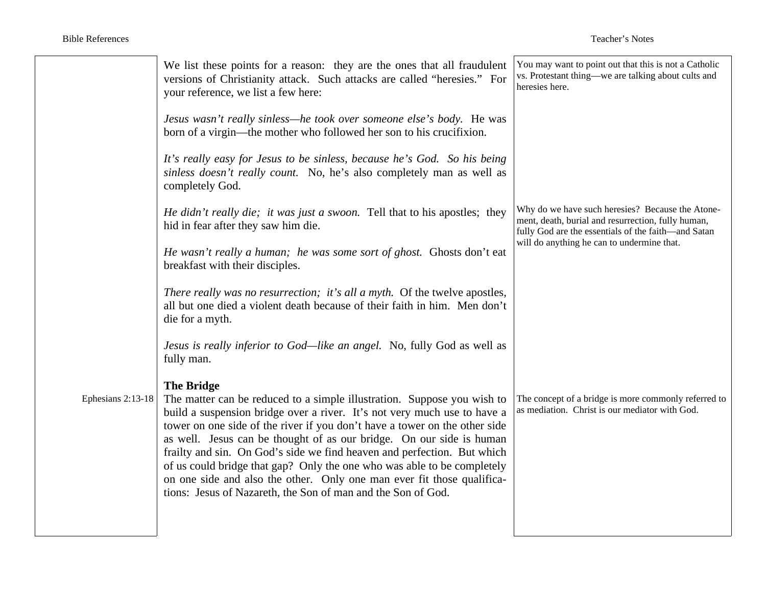We list these points for a reason: they are the ones that all fraudulent versions of Christianity attack. Such attacks are called "heresies." For your reference, we list a few here:

> You may want to point out that this is not a Catholic vs. Protestant thing—we are talking about cults and heresies here.

*Jesus wasn't really sinless—he took over someone else's body.* He was born of a virgin—the mother who followed her son to his crucifixion.

*It's really easy for Jesus to be sinless, because he's God. So his being sinless doesn't really count.* No, he's also completely man as well as completely God.

*He didn't really die; it was just a swoon.* Tell that to his apostles; they hid in fear after they saw him die.

> Why do we have such heresies? Because the Atonement, death, burial and resurrection, fully human, fully God are the essentials of the faith—and Satan will do anything he can to undermine that.

*He wasn't really a human; he was some sort of ghost.* Ghosts don't eat breakfast with their disciples.

*There really was no resurrection; it's all a myth.* Of the twelve apostles, all but one died a violent death because of their faith in him. Men don't die for a myth.

*Jesus is really inferior to God—like an angel.* No, fully God as well as fully man.

**The Bridge**

Ephesians 2:13-18

The matter can be reduced to a simple illustration. Suppose you wish to build a suspension bridge over a river. It's not very much use to have a tower on one side of the river if you don't have a tower on the other side as well. Jesus can be thought of as our bridge. On our side is human frailty and sin. On God's side we find heaven and perfection. But which of us could bridge that gap? Only the one who was able to be completely on one side and also the other. Only one man ever fit those qualifications: Jesus of Nazareth, the Son of man and the Son of God.

> The concept of a bridge is more commonly referred to as mediation. Christ is our mediator with God.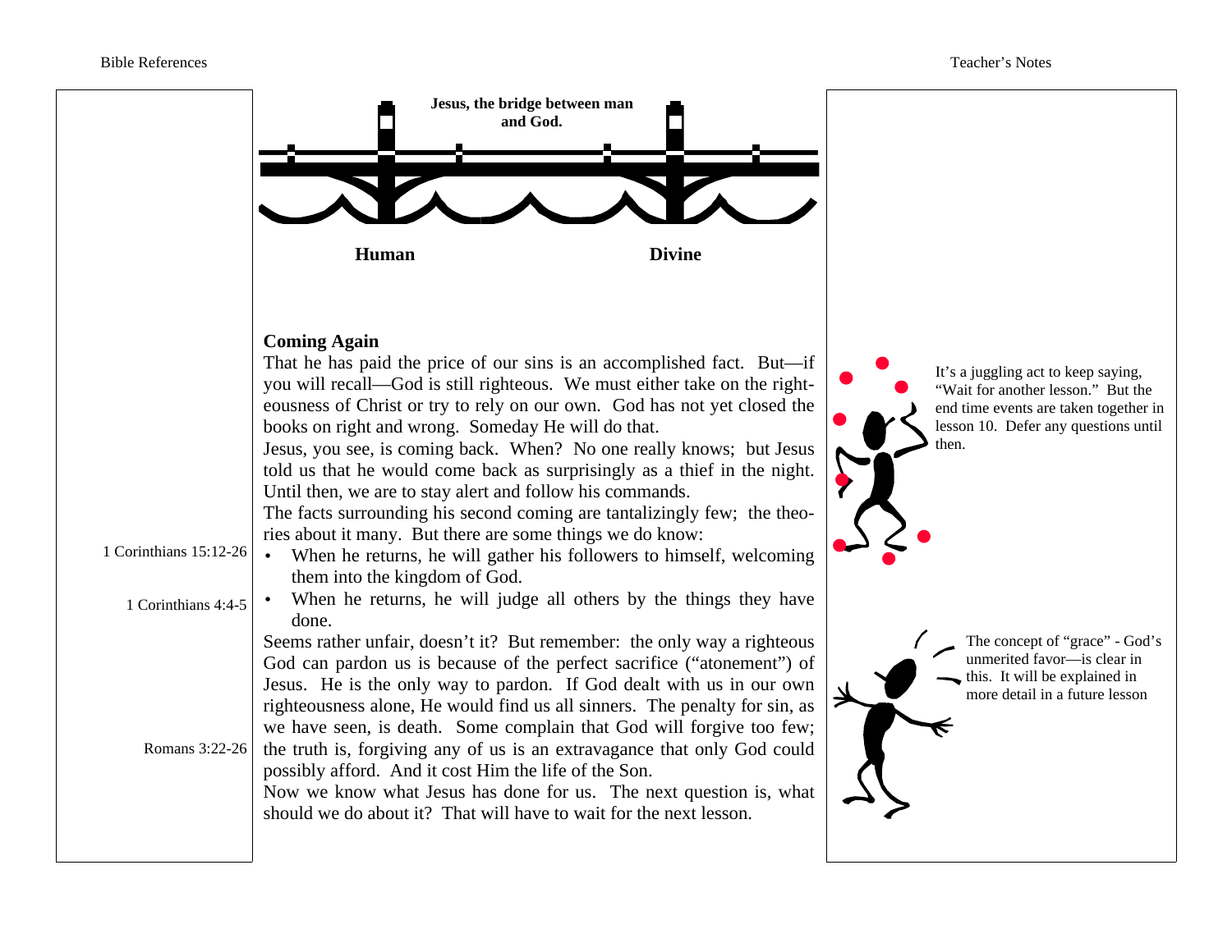**Jesus, the bridge between man and God.**

**Human** **Divine**

## Coming Again

That he has paid the price of our sins is an accomplished fact. But—if you will recall—God is still righteous. We must either take on the righteousness of Christ or try to rely on our own. God has not yet closed the books on right and wrong. Someday He will do that.

Jesus, you see, is coming back. When? No one really knows; but Jesus told us that he would come back as surprisingly as a thief in the night. Until then, we are to stay alert and follow his commands.

The facts surrounding his second coming are tantalizingly few; the theories about it many. But there are some things we do know:

- When he returns, he will gather his followers to himself, welcoming them into the kingdom of God. (1 Corinthians 15:12-26)
- When he returns, he will judge all others by the things they have done. (1 Corinthians 4:4-5)

Seems rather unfair, doesn't it? But remember: the only way a righteous God can pardon us is because of the perfect sacrifice ("atonement") of Jesus. He is the only way to pardon. If God dealt with us in our own righteousness alone, He would find us all sinners. The penalty for sin, as we have seen, is death. Some complain that God will forgive too few; the truth is, forgiving any of us is an extravagance that only God could possibly afford. And it cost Him the life of the Son. (Romans 3:22-26)

Now we know what Jesus has done for us. The next question is, what should we do about it? That will have to wait for the next lesson.

---

**Teacher's Notes:**

It's a juggling act to keep saying, "Wait for another lesson." But the end time events are taken together in lesson 10. Defer any questions until then.

The concept of "grace" - God's unmerited favor—is clear in this. It will be explained in more detail in a future lesson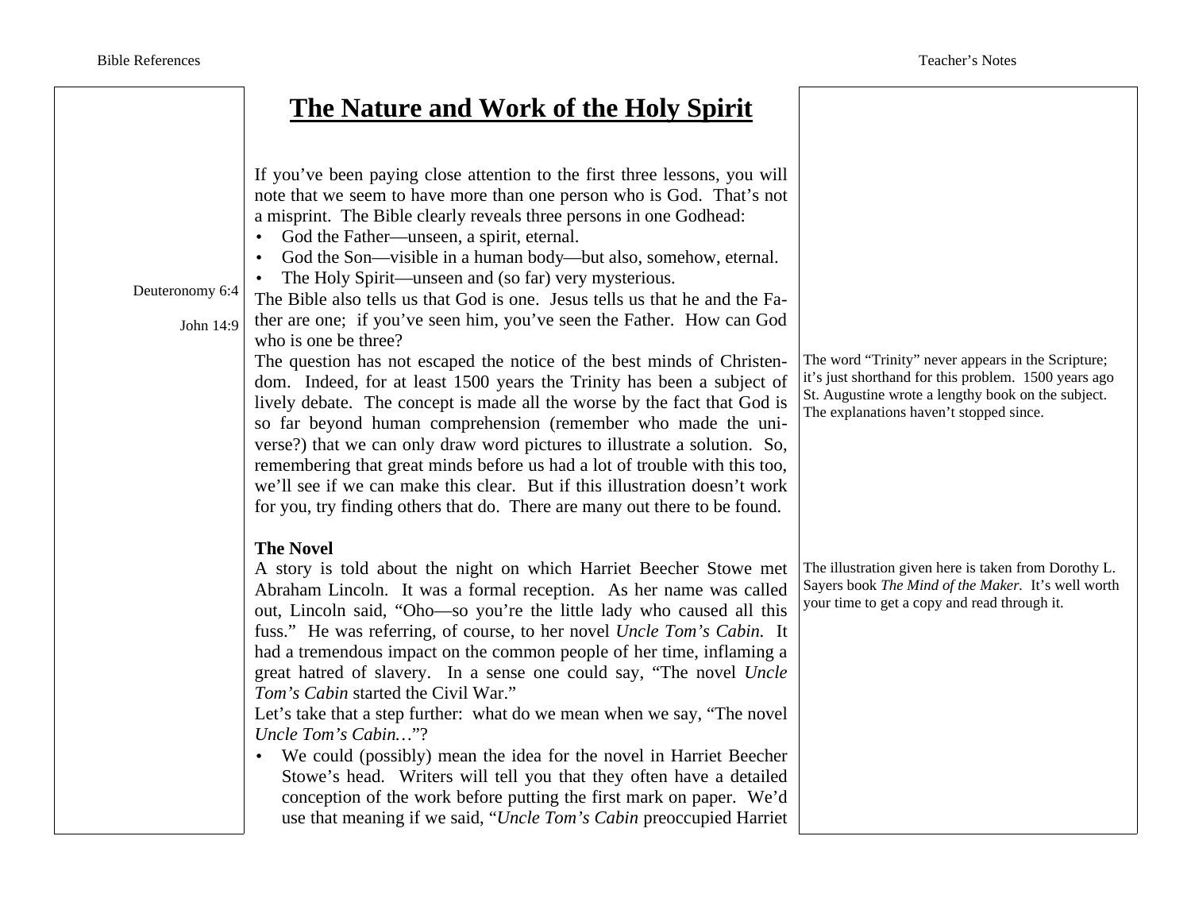# The Nature and Work of the Holy Spirit

If you've been paying close attention to the first three lessons, you will note that we seem to have more than one person who is God. That's not a misprint. The Bible clearly reveals three persons in one Godhead:

- God the Father—unseen, a spirit, eternal.
- God the Son—visible in a human body—but also, somehow, eternal.
- The Holy Spirit—unseen and (so far) very mysterious.

Deuteronomy 6:4

John 14:9

The Bible also tells us that God is one. Jesus tells us that he and the Father are one; if you've seen him, you've seen the Father. How can God who is one be three?

The question has not escaped the notice of the best minds of Christendom. Indeed, for at least 1500 years the Trinity has been a subject of lively debate. The concept is made all the worse by the fact that God is so far beyond human comprehension (remember who made the universe?) that we can only draw word pictures to illustrate a solution. So, remembering that great minds before us had a lot of trouble with this too, we'll see if we can make this clear. But if this illustration doesn't work for you, try finding others that do. There are many out there to be found.

The word "Trinity" never appears in the Scripture; it's just shorthand for this problem. 1500 years ago St. Augustine wrote a lengthy book on the subject. The explanations haven't stopped since.

**The Novel**

A story is told about the night on which Harriet Beecher Stowe met Abraham Lincoln. It was a formal reception. As her name was called out, Lincoln said, "Oho—so you're the little lady who caused all this fuss." He was referring, of course, to her novel *Uncle Tom's Cabin.* It had a tremendous impact on the common people of her time, inflaming a great hatred of slavery. In a sense one could say, "The novel *Uncle Tom's Cabin* started the Civil War."

The illustration given here is taken from Dorothy L. Sayers book *The Mind of the Maker.* It's well worth your time to get a copy and read through it.

Let's take that a step further: what do we mean when we say, "The novel *Uncle Tom's Cabin…*"?

- We could (possibly) mean the idea for the novel in Harriet Beecher Stowe's head. Writers will tell you that they often have a detailed conception of the work before putting the first mark on paper. We'd use that meaning if we said, "*Uncle Tom's Cabin* preoccupied Harriet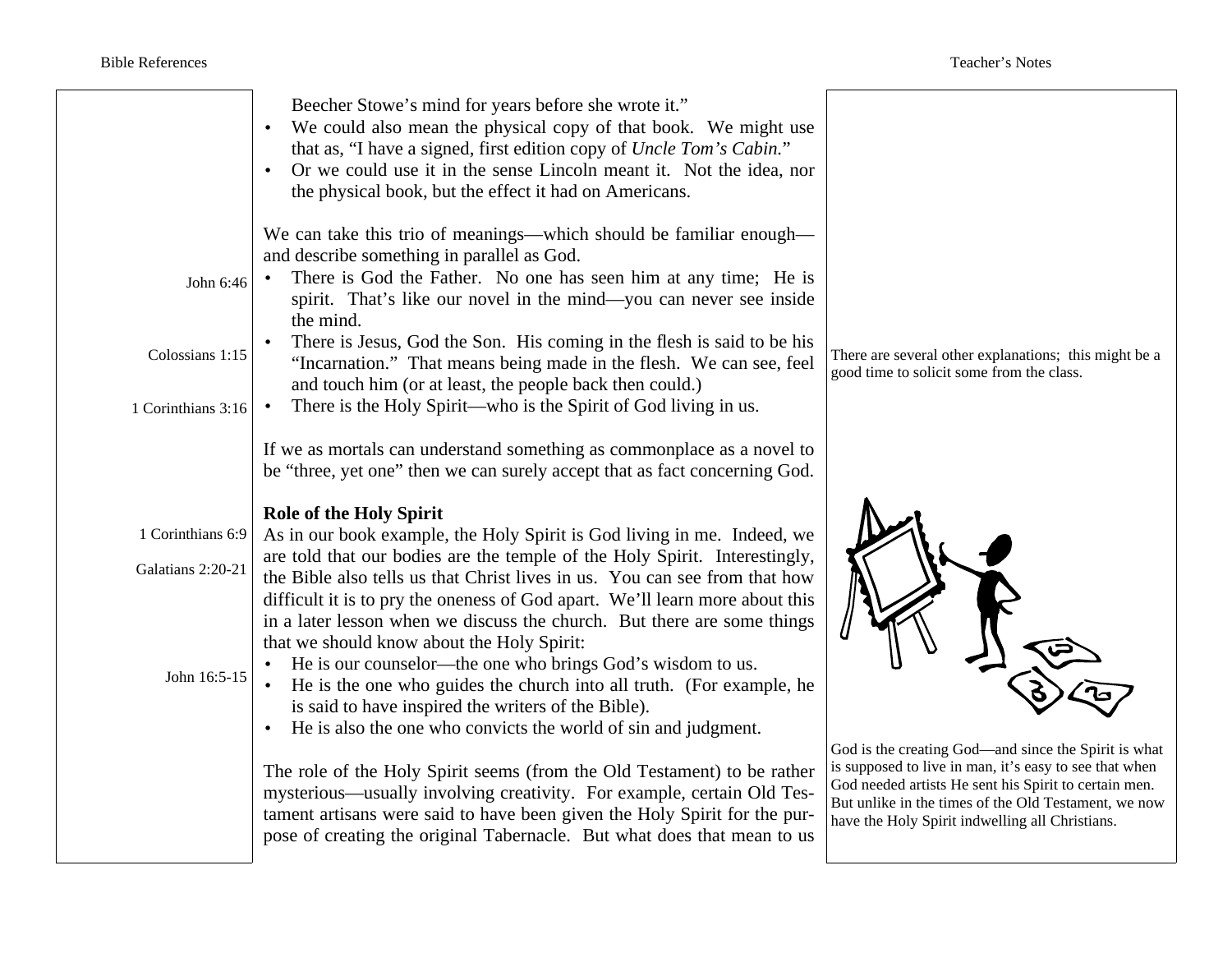Beecher Stowe's mind for years before she wrote it."

- We could also mean the physical copy of that book. We might use that as, "I have a signed, first edition copy of *Uncle Tom's Cabin.*"
- Or we could use it in the sense Lincoln meant it. Not the idea, nor the physical book, but the effect it had on Americans.

We can take this trio of meanings—which should be familiar enough—and describe something in parallel as God.

- There is God the Father. No one has seen him at any time; He is spirit. That's like our novel in the mind—you can never see inside the mind. (John 6:46)
- There is Jesus, God the Son. His coming in the flesh is said to be his "Incarnation." That means being made in the flesh. We can see, feel and touch him (or at least, the people back then could.) (Colossians 1:15)
- There is the Holy Spirit—who is the Spirit of God living in us. (1 Corinthians 3:16)

*Teacher's Notes:* There are several other explanations; this might be a good time to solicit some from the class.

If we as mortals can understand something as commonplace as a novel to be "three, yet one" then we can surely accept that as fact concerning God.

**Role of the Holy Spirit**

As in our book example, the Holy Spirit is God living in me. Indeed, we are told that our bodies are the temple of the Holy Spirit. (1 Corinthians 6:9) Interestingly, the Bible also tells us that Christ lives in us. (Galatians 2:20-21) You can see from that how difficult it is to pry the oneness of God apart. We'll learn more about this in a later lesson when we discuss the church. But there are some things that we should know about the Holy Spirit: (John 16:5-15)

- He is our counselor—the one who brings God's wisdom to us.
- He is the one who guides the church into all truth. (For example, he is said to have inspired the writers of the Bible).
- He is also the one who convicts the world of sin and judgment.

The role of the Holy Spirit seems (from the Old Testament) to be rather mysterious—usually involving creativity. For example, certain Old Testament artisans were said to have been given the Holy Spirit for the purpose of creating the original Tabernacle. But what does that mean to us

*Teacher's Notes:* God is the creating God—and since the Spirit is what is supposed to live in man, it's easy to see that when God needed artists He sent his Spirit to certain men. But unlike in the times of the Old Testament, we now have the Holy Spirit indwelling all Christians.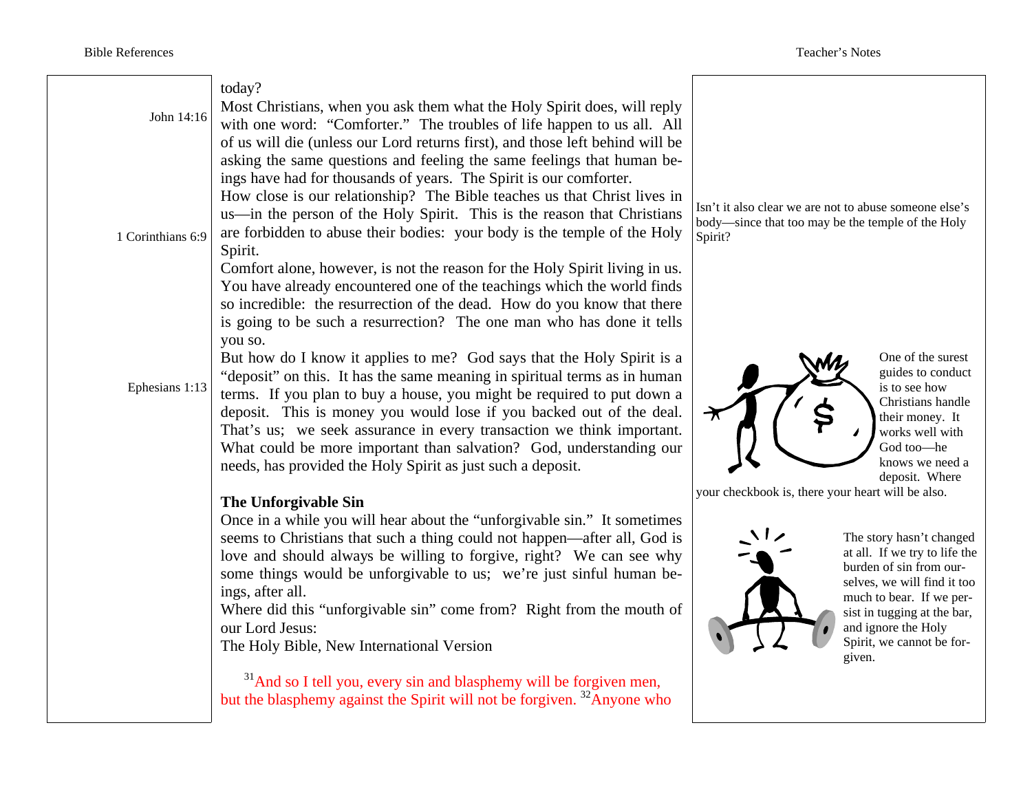today?

John 14:16

Most Christians, when you ask them what the Holy Spirit does, will reply with one word: "Comforter." The troubles of life happen to us all. All of us will die (unless our Lord returns first), and those left behind will be asking the same questions and feeling the same feelings that human beings have had for thousands of years. The Spirit is our comforter.

1 Corinthians 6:9

How close is our relationship? The Bible teaches us that Christ lives in us—in the person of the Holy Spirit. This is the reason that Christians are forbidden to abuse their bodies: your body is the temple of the Holy Spirit.

Isn't it also clear we are not to abuse someone else's body—since that too may be the temple of the Holy Spirit?

Comfort alone, however, is not the reason for the Holy Spirit living in us. You have already encountered one of the teachings which the world finds so incredible: the resurrection of the dead. How do you know that there is going to be such a resurrection? The one man who has done it tells you so.

Ephesians 1:13

But how do I know it applies to me? God says that the Holy Spirit is a "deposit" on this. It has the same meaning in spiritual terms as in human terms. If you plan to buy a house, you might be required to put down a deposit. This is money you would lose if you backed out of the deal. That's us; we seek assurance in every transaction we think important. What could be more important than salvation? God, understanding our needs, has provided the Holy Spirit as just such a deposit.

One of the surest guides to conduct is to see how Christians handle their money. It works well with God too—he knows we need a deposit. Where your checkbook is, there your heart will be also.

**The Unforgivable Sin**

Once in a while you will hear about the "unforgivable sin." It sometimes seems to Christians that such a thing could not happen—after all, God is love and should always be willing to forgive, right? We can see why some things would be unforgivable to us; we're just sinful human beings, after all.

The story hasn't changed at all. If we try to life the burden of sin from ourselves, we will find it too much to bear. If we persist in tugging at the bar, and ignore the Holy Spirit, we cannot be forgiven.

Where did this "unforgivable sin" come from? Right from the mouth of our Lord Jesus:

The Holy Bible, New International Version

[31]And so I tell you, every sin and blasphemy will be forgiven men, but the blasphemy against the Spirit will not be forgiven. [32]Anyone who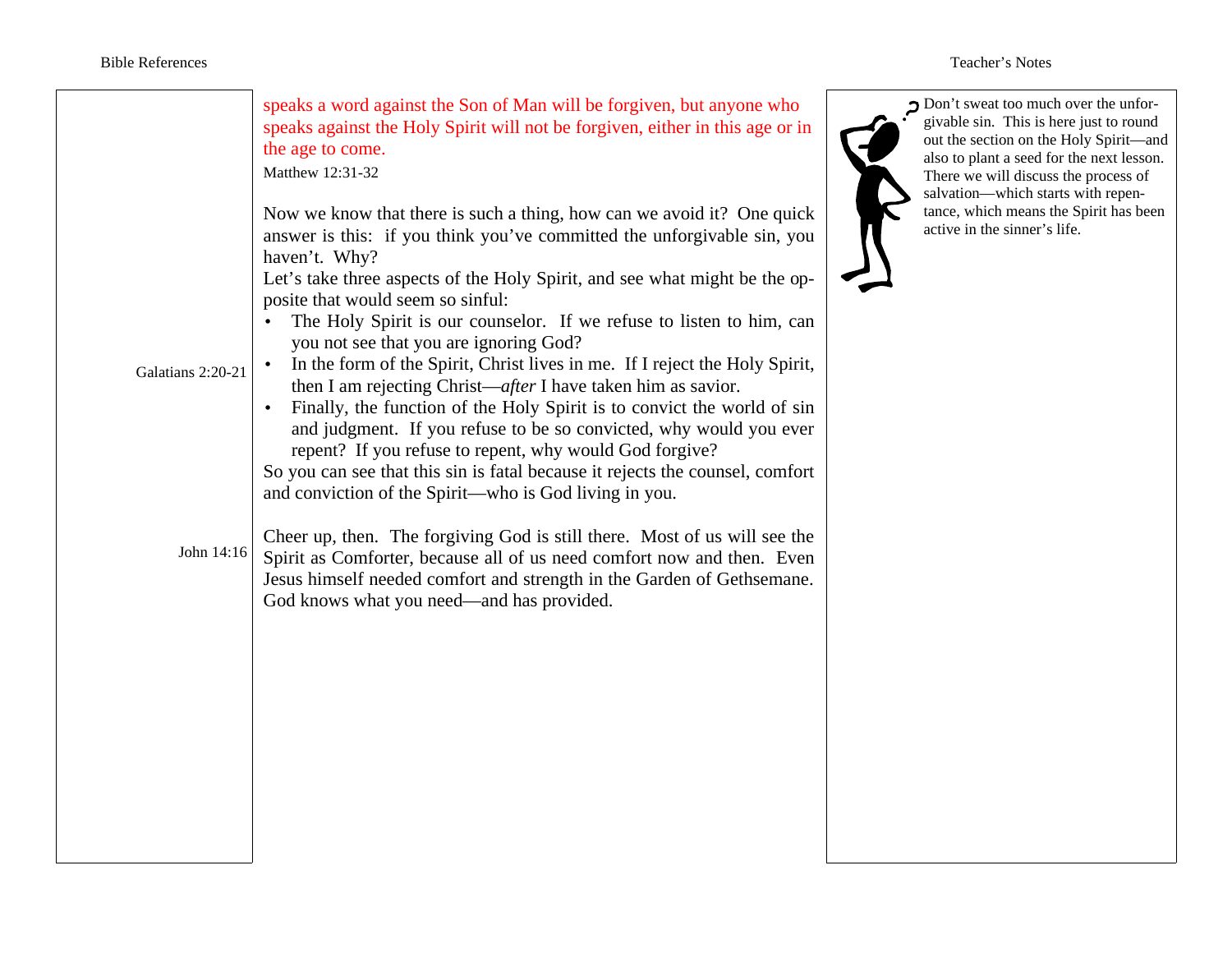speaks a word against the Son of Man will be forgiven, but anyone who speaks against the Holy Spirit will not be forgiven, either in this age or in the age to come.

Matthew 12:31-32

Now we know that there is such a thing, how can we avoid it? One quick answer is this: if you think you've committed the unforgivable sin, you haven't. Why?

Let's take three aspects of the Holy Spirit, and see what might be the opposite that would seem so sinful:

- The Holy Spirit is our counselor. If we refuse to listen to him, can you not see that you are ignoring God?
- In the form of the Spirit, Christ lives in me. If I reject the Holy Spirit, then I am rejecting Christ—*after* I have taken him as savior. (Galatians 2:20-21)
- Finally, the function of the Holy Spirit is to convict the world of sin and judgment. If you refuse to be so convicted, why would you ever repent? If you refuse to repent, why would God forgive?

So you can see that this sin is fatal because it rejects the counsel, comfort and conviction of the Spirit—who is God living in you.

Cheer up, then. The forgiving God is still there. Most of us will see the Spirit as Comforter, because all of us need comfort now and then. Even Jesus himself needed comfort and strength in the Garden of Gethsemane. God knows what you need—and has provided. (John 14:16)

Teacher's Notes: Don't sweat too much over the unforgivable sin. This is here just to round out the section on the Holy Spirit—and also to plant a seed for the next lesson. There we will discuss the process of salvation—which starts with repentance, which means the Spirit has been active in the sinner's life.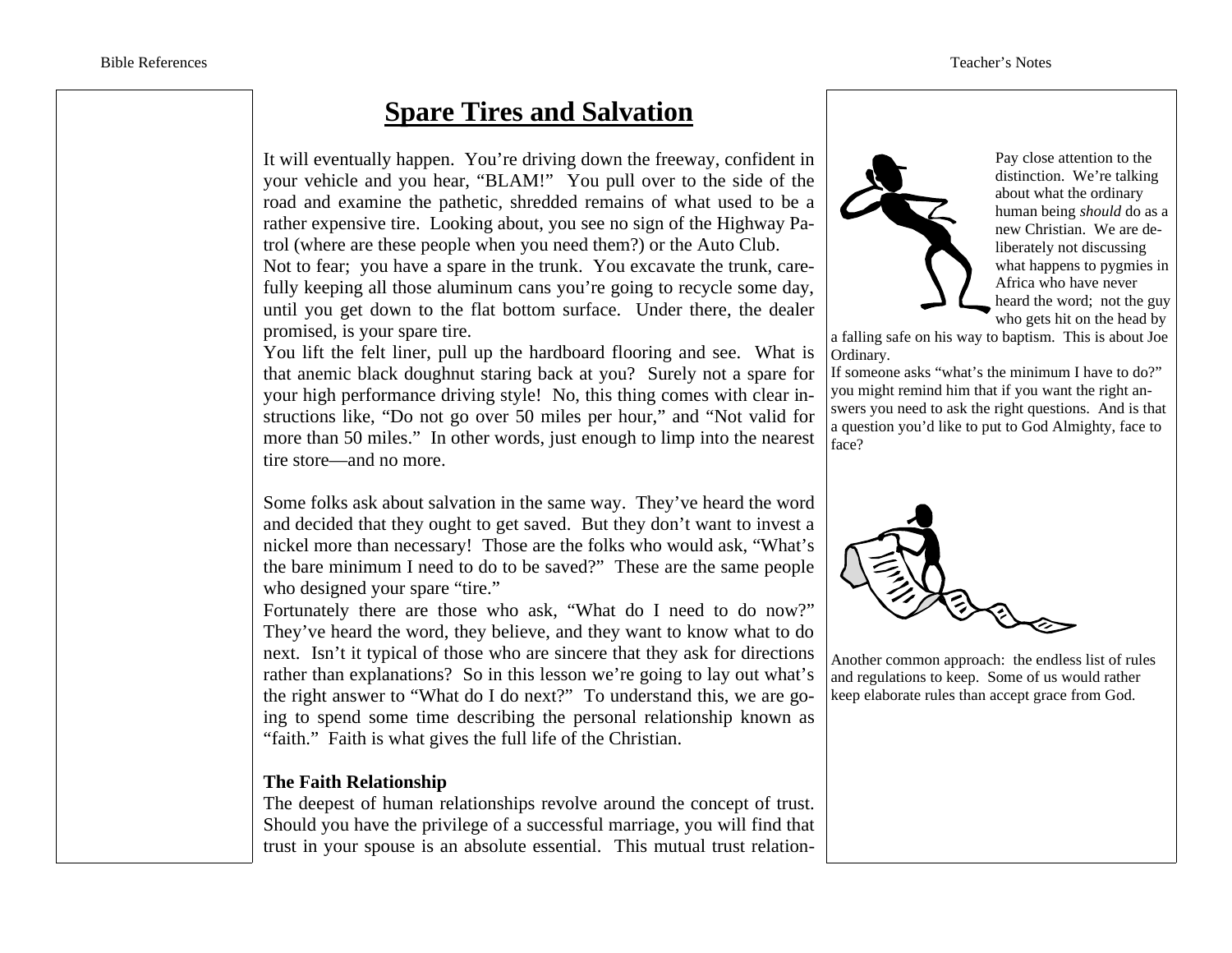# Spare Tires and Salvation

It will eventually happen. You're driving down the freeway, confident in your vehicle and you hear, "BLAM!" You pull over to the side of the road and examine the pathetic, shredded remains of what used to be a rather expensive tire. Looking about, you see no sign of the Highway Patrol (where are these people when you need them?) or the Auto Club.

Not to fear; you have a spare in the trunk. You excavate the trunk, carefully keeping all those aluminum cans you're going to recycle some day, until you get down to the flat bottom surface. Under there, the dealer promised, is your spare tire.

You lift the felt liner, pull up the hardboard flooring and see. What is that anemic black doughnut staring back at you? Surely not a spare for your high performance driving style! No, this thing comes with clear instructions like, "Do not go over 50 miles per hour," and "Not valid for more than 50 miles." In other words, just enough to limp into the nearest tire store—and no more.

Some folks ask about salvation in the same way. They've heard the word and decided that they ought to get saved. But they don't want to invest a nickel more than necessary! Those are the folks who would ask, "What's the bare minimum I need to do to be saved?" These are the same people who designed your spare "tire."

Fortunately there are those who ask, "What do I need to do now?" They've heard the word, they believe, and they want to know what to do next. Isn't it typical of those who are sincere that they ask for directions rather than explanations? So in this lesson we're going to lay out what's the right answer to "What do I do next?" To understand this, we are going to spend some time describing the personal relationship known as "faith." Faith is what gives the full life of the Christian.

**The Faith Relationship**

The deepest of human relationships revolve around the concept of trust. Should you have the privilege of a successful marriage, you will find that trust in your spouse is an absolute essential. This mutual trust relation-

---

**Teacher's Notes**

Pay close attention to the distinction. We're talking about what the ordinary human being *should* do as a new Christian. We are deliberately not discussing what happens to pygmies in Africa who have never heard the word; not the guy who gets hit on the head by a falling safe on his way to baptism. This is about Joe Ordinary.

If someone asks "what's the minimum I have to do?" you might remind him that if you want the right answers you need to ask the right questions. And is that a question you'd like to put to God Almighty, face to face?

Another common approach: the endless list of rules and regulations to keep. Some of us would rather keep elaborate rules than accept grace from God.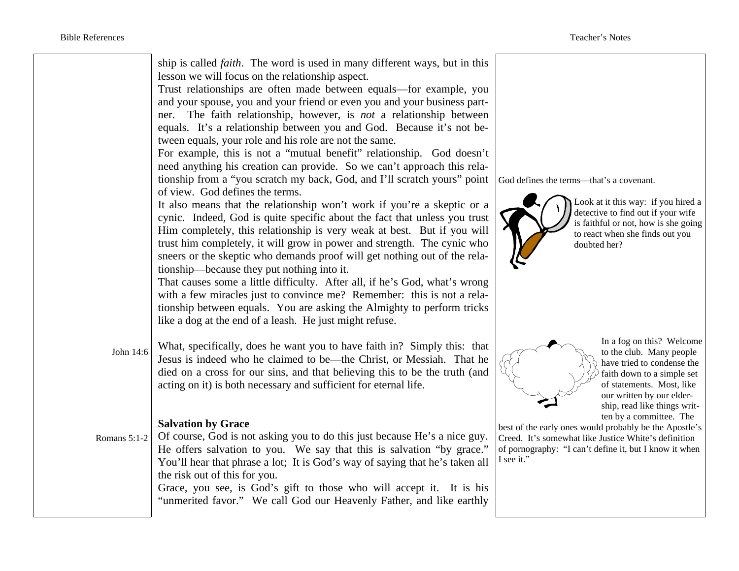ship is called *faith*. The word is used in many different ways, but in this lesson we will focus on the relationship aspect.

Trust relationships are often made between equals—for example, you and your spouse, you and your friend or even you and your business partner. The faith relationship, however, is *not* a relationship between equals. It's a relationship between you and God. Because it's not between equals, your role and his role are not the same.

For example, this is not a "mutual benefit" relationship. God doesn't need anything his creation can provide. So we can't approach this relationship from a "you scratch my back, God, and I'll scratch yours" point of view. God defines the terms.

God defines the terms—that's a covenant.

It also means that the relationship won't work if you're a skeptic or a cynic. Indeed, God is quite specific about the fact that unless you trust Him completely, this relationship is very weak at best. But if you will trust him completely, it will grow in power and strength. The cynic who sneers or the skeptic who demands proof will get nothing out of the relationship—because they put nothing into it.

Look at it this way: if you hired a detective to find out if your wife is faithful or not, how is she going to react when she finds out you doubted her?

That causes some a little difficulty. After all, if he's God, what's wrong with a few miracles just to convince me? Remember: this is not a relationship between equals. You are asking the Almighty to perform tricks like a dog at the end of a leash. He just might refuse.

John 14:6

What, specifically, does he want you to have faith in? Simply this: that Jesus is indeed who he claimed to be—the Christ, or Messiah. That he died on a cross for our sins, and that believing this to be the truth (and acting on it) is both necessary and sufficient for eternal life.

In a fog on this? Welcome to the club. Many people have tried to condense the faith down to a simple set of statements. Most, like our written by our eldership, read like things written by a committee. The best of the early ones would probably be the Apostle's Creed. It's somewhat like Justice White's definition of pornography: "I can't define it, but I know it when I see it."

## Salvation by Grace

Romans 5:1-2

Of course, God is not asking you to do this just because He's a nice guy. He offers salvation to you. We say that this is salvation "by grace." You'll hear that phrase a lot; It is God's way of saying that he's taken all the risk out of this for you.

Grace, you see, is God's gift to those who will accept it. It is his "unmerited favor." We call God our Heavenly Father, and like earthly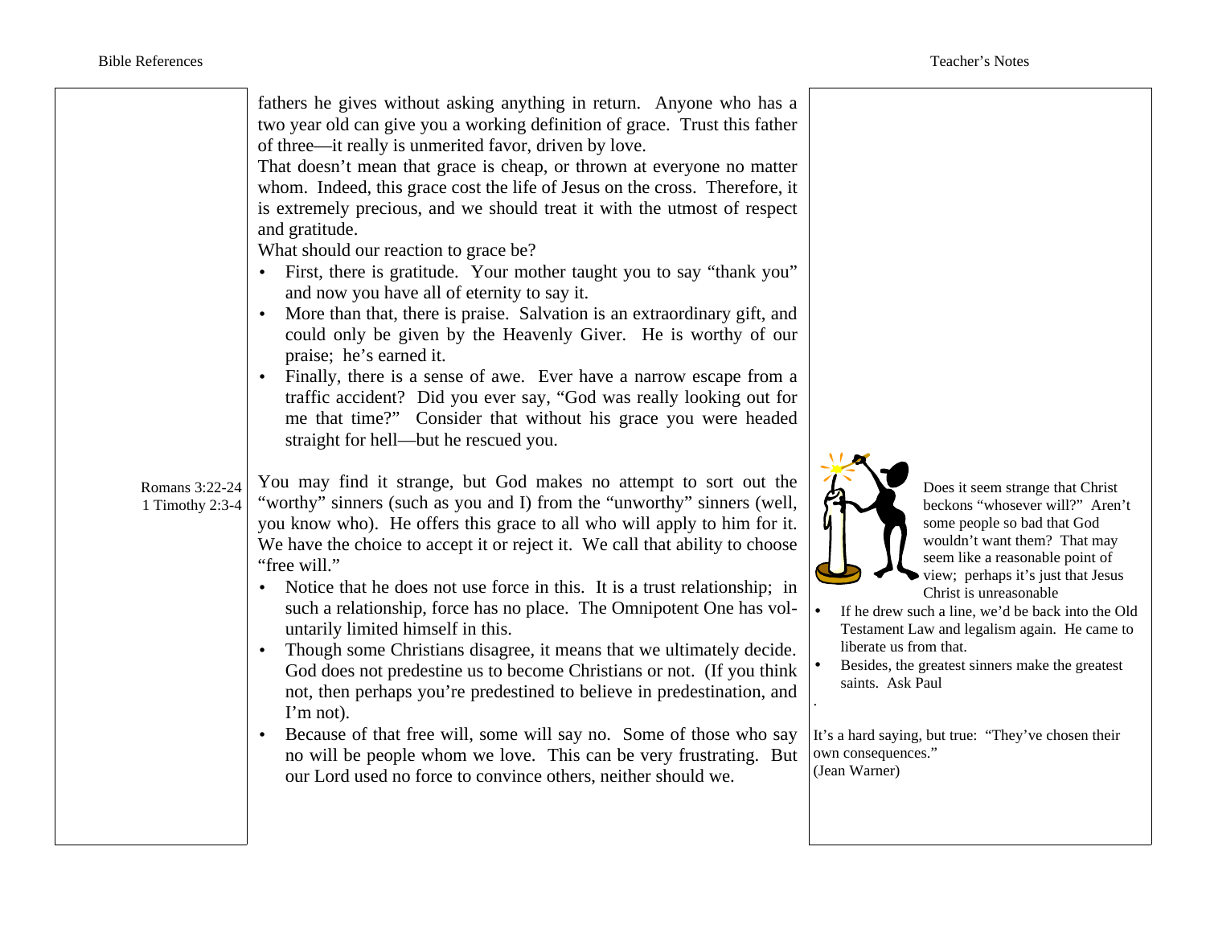fathers he gives without asking anything in return. Anyone who has a two year old can give you a working definition of grace. Trust this father of three—it really is unmerited favor, driven by love.

That doesn't mean that grace is cheap, or thrown at everyone no matter whom. Indeed, this grace cost the life of Jesus on the cross. Therefore, it is extremely precious, and we should treat it with the utmost of respect and gratitude.

What should our reaction to grace be?

- First, there is gratitude. Your mother taught you to say "thank you" and now you have all of eternity to say it.
- More than that, there is praise. Salvation is an extraordinary gift, and could only be given by the Heavenly Giver. He is worthy of our praise; he's earned it.
- Finally, there is a sense of awe. Ever have a narrow escape from a traffic accident? Did you ever say, "God was really looking out for me that time?" Consider that without his grace you were headed straight for hell—but he rescued you.

Romans 3:22-24
1 Timothy 2:3-4

You may find it strange, but God makes no attempt to sort out the "worthy" sinners (such as you and I) from the "unworthy" sinners (well, you know who). He offers this grace to all who will apply to him for it. We have the choice to accept it or reject it. We call that ability to choose "free will."

- Notice that he does not use force in this. It is a trust relationship; in such a relationship, force has no place. The Omnipotent One has voluntarily limited himself in this.
- Though some Christians disagree, it means that we ultimately decide. God does not predestine us to become Christians or not. (If you think not, then perhaps you're predestined to believe in predestination, and I'm not).
- Because of that free will, some will say no. Some of those who say no will be people whom we love. This can be very frustrating. But our Lord used no force to convince others, neither should we.

Does it seem strange that Christ beckons "whosoever will?" Aren't some people so bad that God wouldn't want them? That may seem like a reasonable point of view; perhaps it's just that Jesus Christ is unreasonable

- If he drew such a line, we'd be back into the Old Testament Law and legalism again. He came to liberate us from that.
- Besides, the greatest sinners make the greatest saints. Ask Paul

It's a hard saying, but true: "They've chosen their own consequences."
(Jean Warner)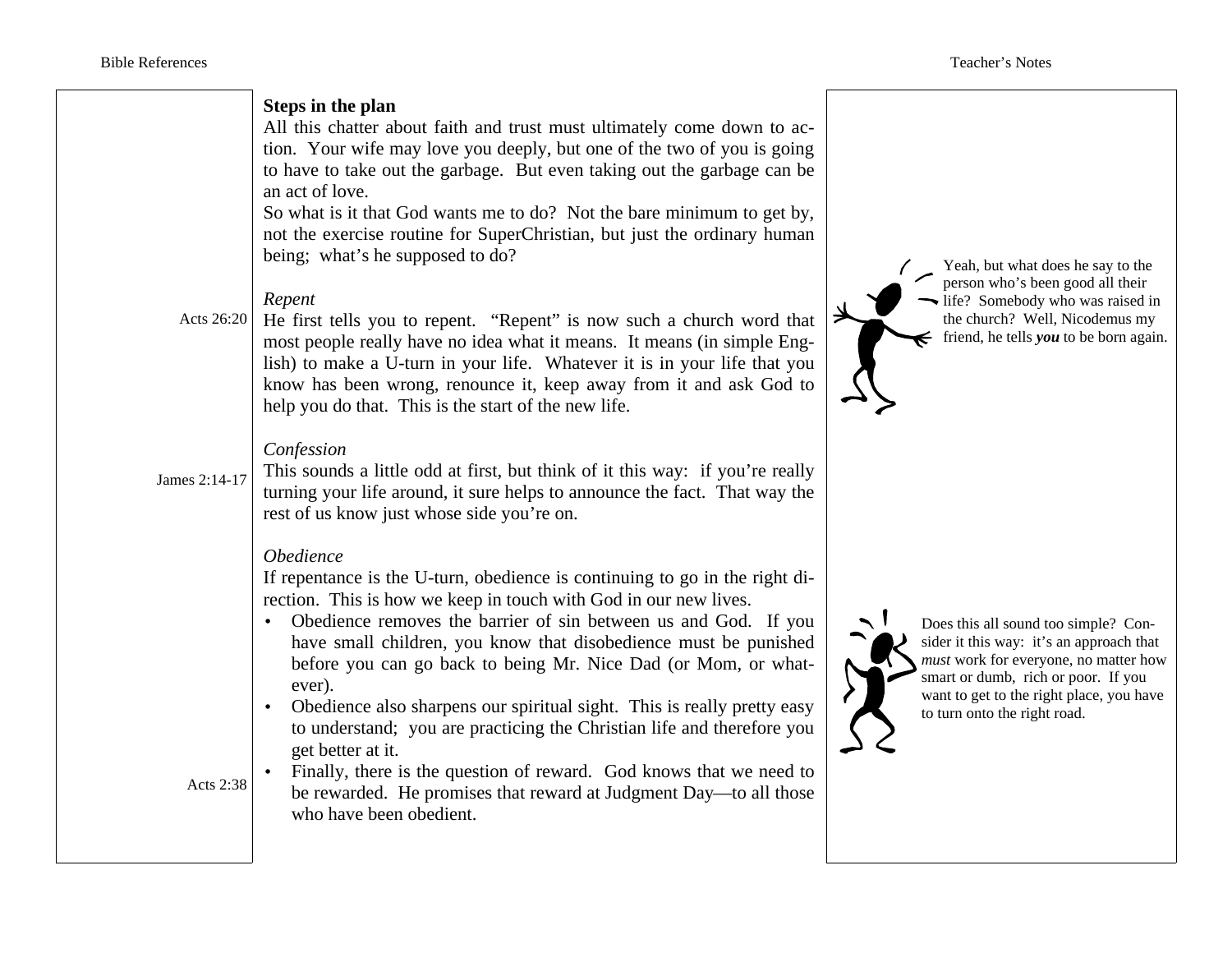**Steps in the plan**

All this chatter about faith and trust must ultimately come down to action. Your wife may love you deeply, but one of the two of you is going to have to take out the garbage. But even taking out the garbage can be an act of love.

So what is it that God wants me to do? Not the bare minimum to get by, not the exercise routine for SuperChristian, but just the ordinary human being; what's he supposed to do?

*Repent*

Acts 26:20

He first tells you to repent. "Repent" is now such a church word that most people really have no idea what it means. It means (in simple English) to make a U-turn in your life. Whatever it is in your life that you know has been wrong, renounce it, keep away from it and ask God to help you do that. This is the start of the new life.

Yeah, but what does he say to the person who's been good all their life? Somebody who was raised in the church? Well, Nicodemus my friend, he tells ***you*** to be born again.

*Confession*

James 2:14-17

This sounds a little odd at first, but think of it this way: if you're really turning your life around, it sure helps to announce the fact. That way the rest of us know just whose side you're on.

*Obedience*

If repentance is the U-turn, obedience is continuing to go in the right direction. This is how we keep in touch with God in our new lives.

- Obedience removes the barrier of sin between us and God. If you have small children, you know that disobedience must be punished before you can go back to being Mr. Nice Dad (or Mom, or whatever).
- Obedience also sharpens our spiritual sight. This is really pretty easy to understand; you are practicing the Christian life and therefore you get better at it.
- Finally, there is the question of reward. God knows that we need to be rewarded. He promises that reward at Judgment Day—to all those who have been obedient.

Acts 2:38

Does this all sound too simple? Consider it this way: it's an approach that *must* work for everyone, no matter how smart or dumb, rich or poor. If you want to get to the right place, you have to turn onto the right road.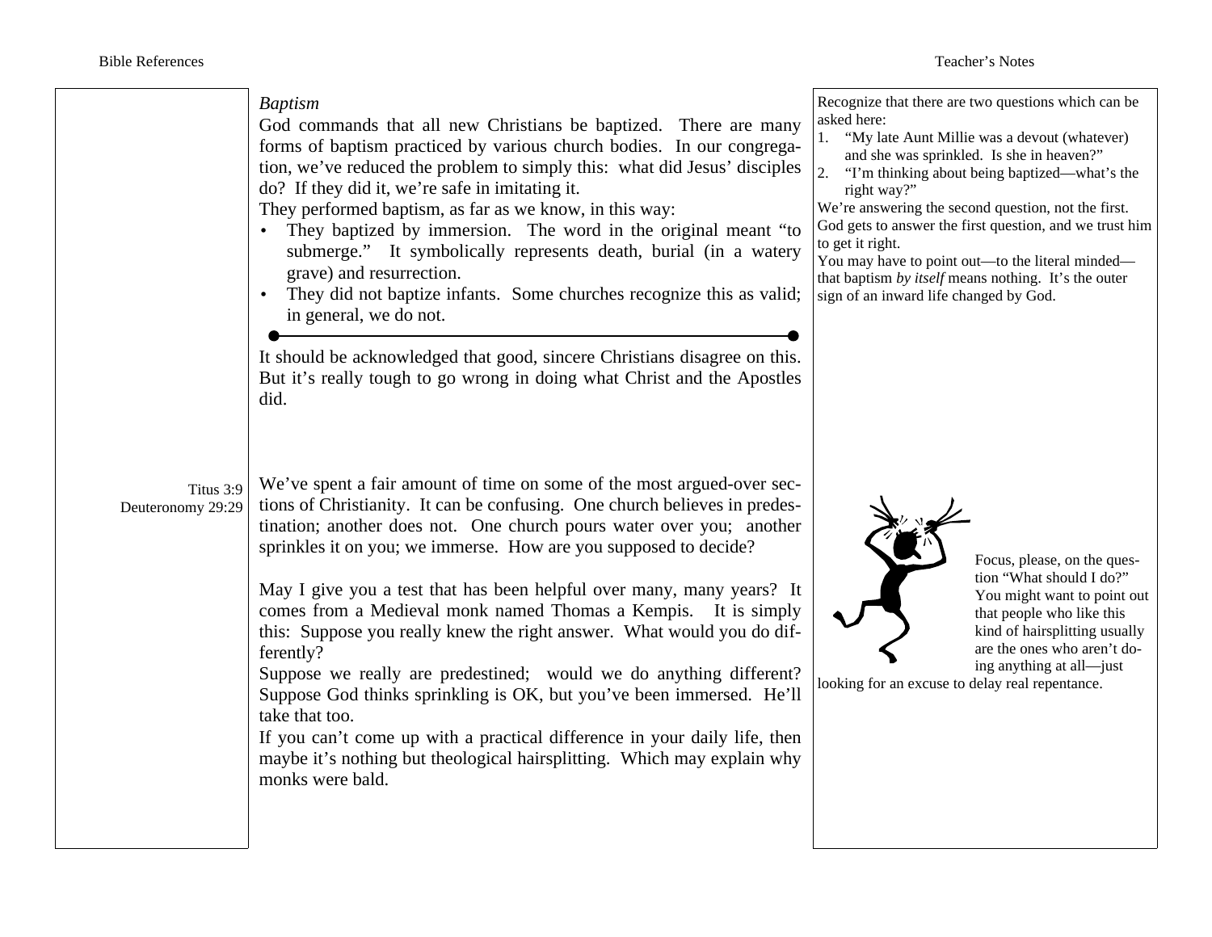*Baptism*

God commands that all new Christians be baptized. There are many forms of baptism practiced by various church bodies. In our congregation, we've reduced the problem to simply this: what did Jesus' disciples do? If they did it, we're safe in imitating it.

They performed baptism, as far as we know, in this way:

- They baptized by immersion. The word in the original meant "to submerge." It symbolically represents death, burial (in a watery grave) and resurrection.
- They did not baptize infants. Some churches recognize this as valid; in general, we do not.

---

It should be acknowledged that good, sincere Christians disagree on this. But it's really tough to go wrong in doing what Christ and the Apostles did.

Recognize that there are two questions which can be asked here:

1. "My late Aunt Millie was a devout (whatever) and she was sprinkled. Is she in heaven?"
2. "I'm thinking about being baptized—what's the right way?"

We're answering the second question, not the first. God gets to answer the first question, and we trust him to get it right.

You may have to point out—to the literal minded—that baptism *by itself* means nothing. It's the outer sign of an inward life changed by God.

Titus 3:9
Deuteronomy 29:29

We've spent a fair amount of time on some of the most argued-over sections of Christianity. It can be confusing. One church believes in predestination; another does not. One church pours water over you; another sprinkles it on you; we immerse. How are you supposed to decide?

May I give you a test that has been helpful over many, many years? It comes from a Medieval monk named Thomas a Kempis. It is simply this: Suppose you really knew the right answer. What would you do differently?

Suppose we really are predestined; would we do anything different? Suppose God thinks sprinkling is OK, but you've been immersed. He'll take that too.

If you can't come up with a practical difference in your daily life, then maybe it's nothing but theological hairsplitting. Which may explain why monks were bald.

Focus, please, on the question "What should I do?" You might want to point out that people who like this kind of hairsplitting usually are the ones who aren't doing anything at all—just looking for an excuse to delay real repentance.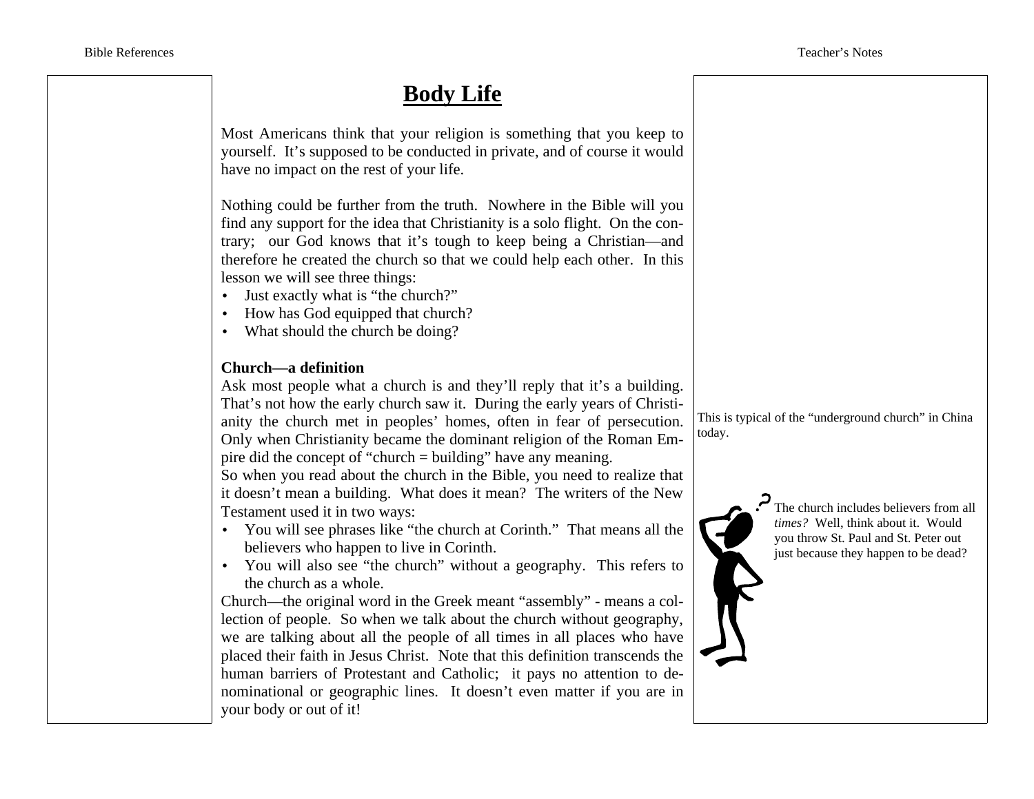# Body Life

Most Americans think that your religion is something that you keep to yourself. It's supposed to be conducted in private, and of course it would have no impact on the rest of your life.

Nothing could be further from the truth. Nowhere in the Bible will you find any support for the idea that Christianity is a solo flight. On the contrary; our God knows that it's tough to keep being a Christian—and therefore he created the church so that we could help each other. In this lesson we will see three things:

- Just exactly what is "the church?"
- How has God equipped that church?
- What should the church be doing?

**Church—a definition**

Ask most people what a church is and they'll reply that it's a building. That's not how the early church saw it. During the early years of Christianity the church met in peoples' homes, often in fear of persecution. Only when Christianity became the dominant religion of the Roman Empire did the concept of "church = building" have any meaning.

This is typical of the "underground church" in China today.

So when you read about the church in the Bible, you need to realize that it doesn't mean a building. What does it mean? The writers of the New Testament used it in two ways:

- You will see phrases like "the church at Corinth." That means all the believers who happen to live in Corinth.
- You will also see "the church" without a geography. This refers to the church as a whole.

Church—the original word in the Greek meant "assembly" - means a collection of people. So when we talk about the church without geography, we are talking about all the people of all times in all places who have placed their faith in Jesus Christ. Note that this definition transcends the human barriers of Protestant and Catholic; it pays no attention to denominational or geographic lines. It doesn't even matter if you are in your body or out of it!

The church includes believers from all *times?* Well, think about it. Would you throw St. Paul and St. Peter out just because they happen to be dead?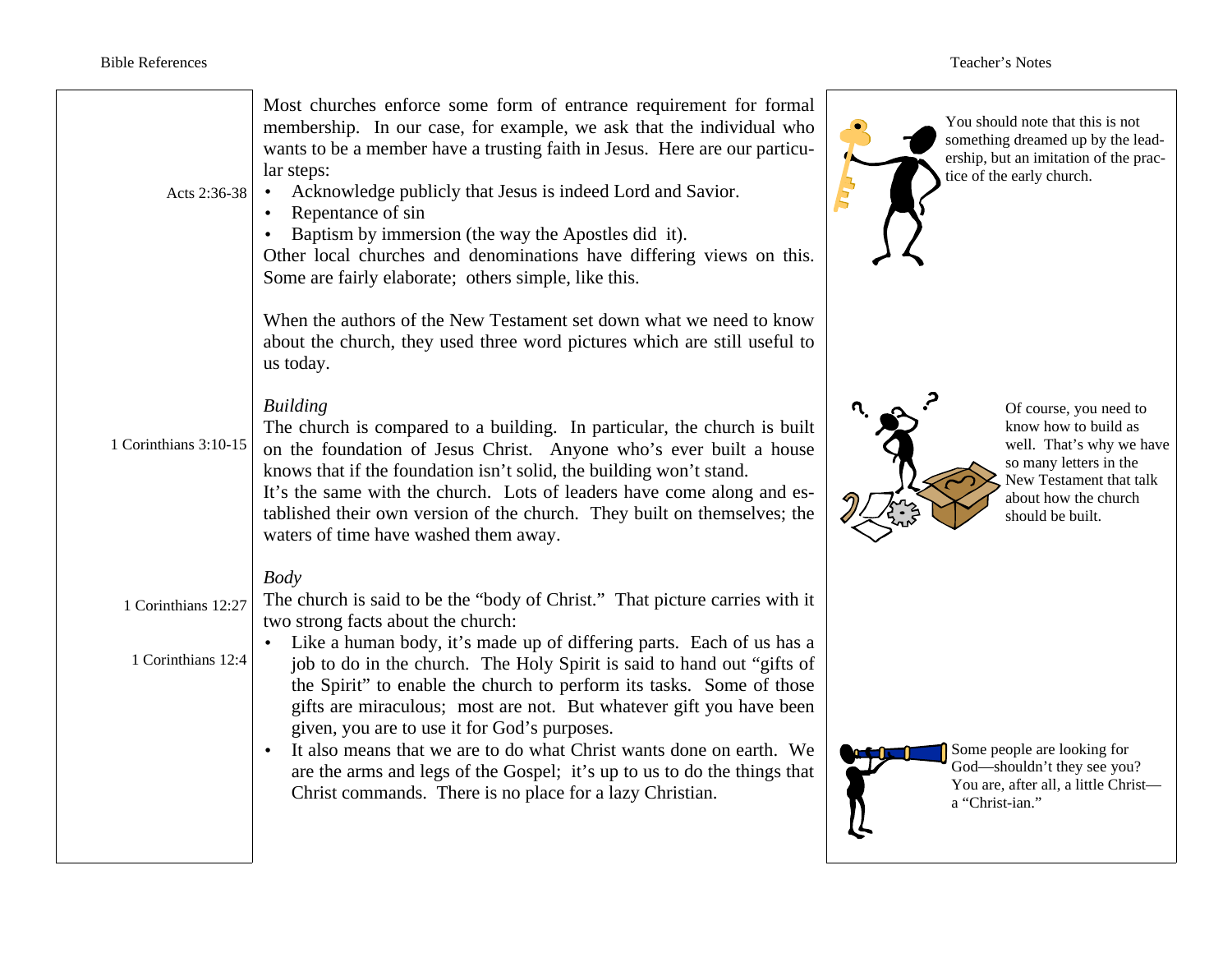Most churches enforce some form of entrance requirement for formal membership. In our case, for example, we ask that the individual who wants to be a member have a trusting faith in Jesus. Here are our particular steps:

Acts 2:36-38

- Acknowledge publicly that Jesus is indeed Lord and Savior.
- Repentance of sin
- Baptism by immersion (the way the Apostles did it).

Other local churches and denominations have differing views on this. Some are fairly elaborate; others simple, like this.

> You should note that this is not something dreamed up by the leadership, but an imitation of the practice of the early church.

When the authors of the New Testament set down what we need to know about the church, they used three word pictures which are still useful to us today.

*Building*

1 Corinthians 3:10-15

The church is compared to a building. In particular, the church is built on the foundation of Jesus Christ. Anyone who's ever built a house knows that if the foundation isn't solid, the building won't stand.
It's the same with the church. Lots of leaders have come along and established their own version of the church. They built on themselves; the waters of time have washed them away.

> Of course, you need to know how to build as well. That's why we have so many letters in the New Testament that talk about how the church should be built.

*Body*

1 Corinthians 12:27

The church is said to be the "body of Christ." That picture carries with it two strong facts about the church:

1 Corinthians 12:4

- Like a human body, it's made up of differing parts. Each of us has a job to do in the church. The Holy Spirit is said to hand out "gifts of the Spirit" to enable the church to perform its tasks. Some of those gifts are miraculous; most are not. But whatever gift you have been given, you are to use it for God's purposes.
- It also means that we are to do what Christ wants done on earth. We are the arms and legs of the Gospel; it's up to us to do the things that Christ commands. There is no place for a lazy Christian.

> Some people are looking for God—shouldn't they see you? You are, after all, a little Christ—a "Christ-ian."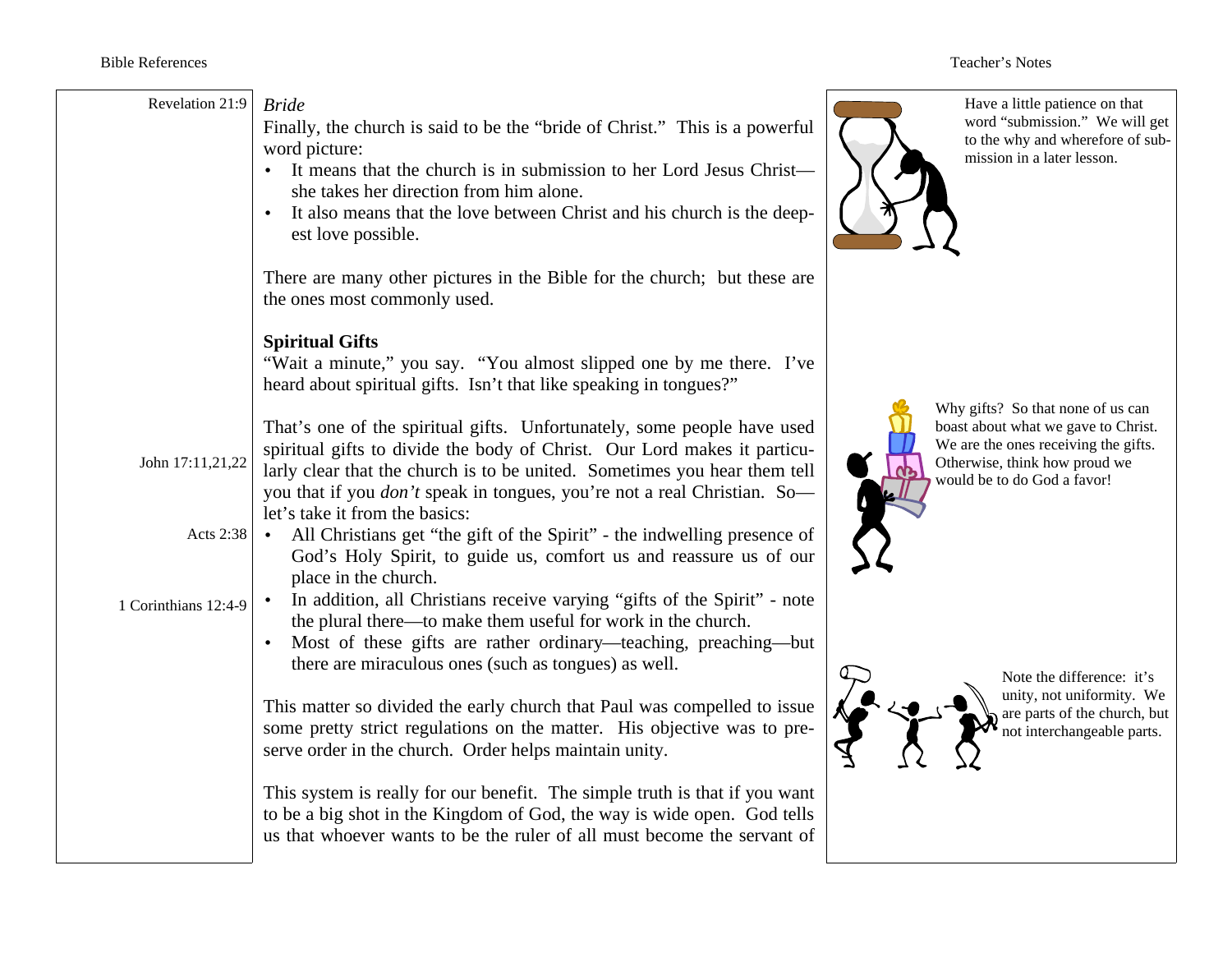Revelation 21:9

*Bride*

Finally, the church is said to be the "bride of Christ." This is a powerful word picture:

- It means that the church is in submission to her Lord Jesus Christ—she takes her direction from him alone.
- It also means that the love between Christ and his church is the deepest love possible.

Have a little patience on that word "submission." We will get to the why and wherefore of submission in a later lesson.

There are many other pictures in the Bible for the church; but these are the ones most commonly used.

**Spiritual Gifts**

"Wait a minute," you say. "You almost slipped one by me there. I've heard about spiritual gifts. Isn't that like speaking in tongues?"

Why gifts? So that none of us can boast about what we gave to Christ. We are the ones receiving the gifts. Otherwise, think how proud we would be to do God a favor!

John 17:11,21,22

That's one of the spiritual gifts. Unfortunately, some people have used spiritual gifts to divide the body of Christ. Our Lord makes it particularly clear that the church is to be united. Sometimes you hear them tell you that if you *don't* speak in tongues, you're not a real Christian. So—let's take it from the basics:

Acts 2:38

- All Christians get "the gift of the Spirit" - the indwelling presence of God's Holy Spirit, to guide us, comfort us and reassure us of our place in the church.

1 Corinthians 12:4-9

- In addition, all Christians receive varying "gifts of the Spirit" - note the plural there—to make them useful for work in the church.
- Most of these gifts are rather ordinary—teaching, preaching—but there are miraculous ones (such as tongues) as well.

Note the difference: it's unity, not uniformity. We are parts of the church, but not interchangeable parts.

This matter so divided the early church that Paul was compelled to issue some pretty strict regulations on the matter. His objective was to preserve order in the church. Order helps maintain unity.

This system is really for our benefit. The simple truth is that if you want to be a big shot in the Kingdom of God, the way is wide open. God tells us that whoever wants to be the ruler of all must become the servant of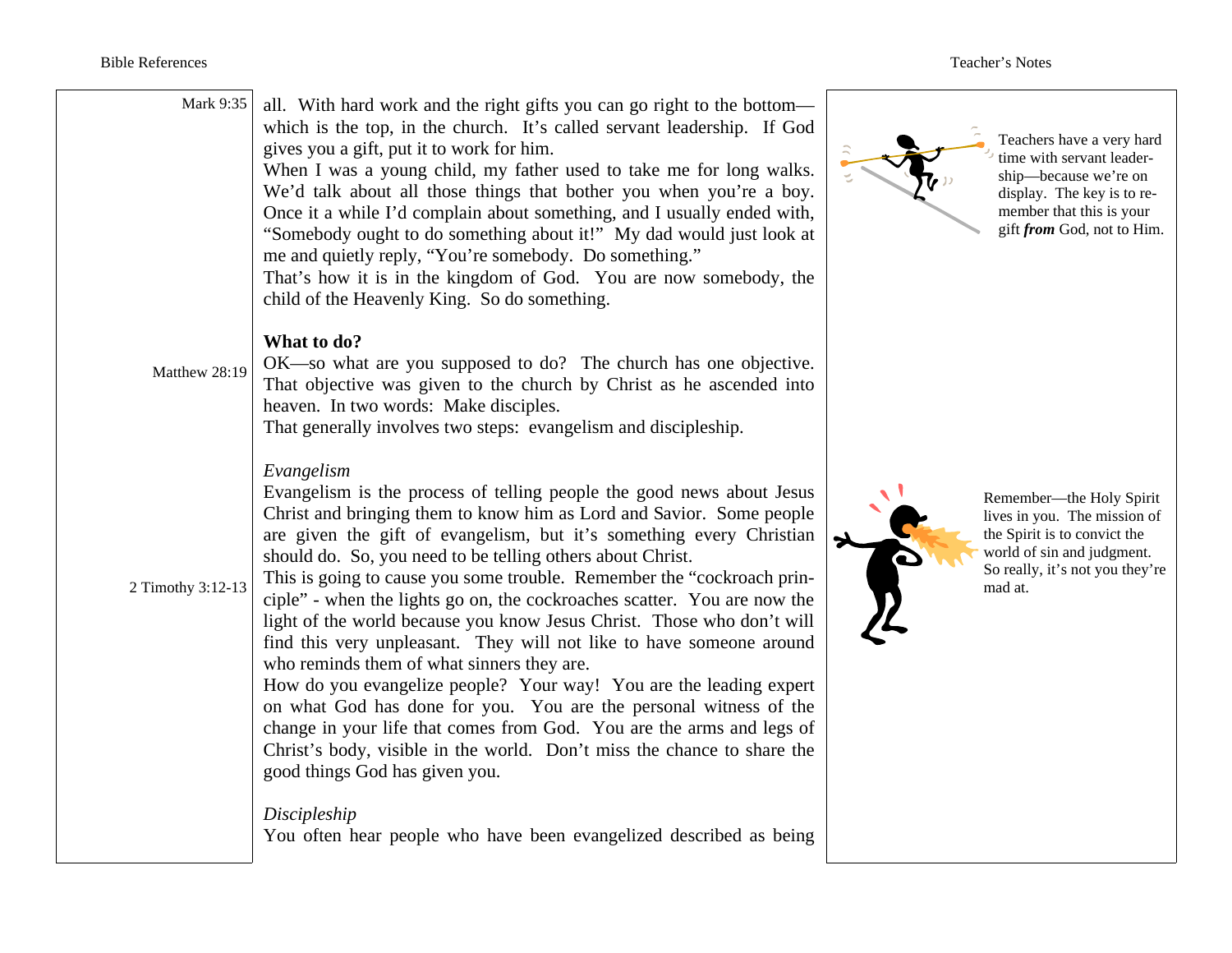Mark 9:35

all. With hard work and the right gifts you can go right to the bottom—which is the top, in the church. It's called servant leadership. If God gives you a gift, put it to work for him.

Teachers have a very hard time with servant leadership—because we're on display. The key is to remember that this is your gift ***from*** God, not to Him.

When I was a young child, my father used to take me for long walks. We'd talk about all those things that bother you when you're a boy. Once it a while I'd complain about something, and I usually ended with, "Somebody ought to do something about it!" My dad would just look at me and quietly reply, "You're somebody. Do something."

That's how it is in the kingdom of God. You are now somebody, the child of the Heavenly King. So do something.

**What to do?**

Matthew 28:19

OK—so what are you supposed to do? The church has one objective. That objective was given to the church by Christ as he ascended into heaven. In two words: Make disciples.

That generally involves two steps: evangelism and discipleship.

*Evangelism*

Evangelism is the process of telling people the good news about Jesus Christ and bringing them to know him as Lord and Savior. Some people are given the gift of evangelism, but it's something every Christian should do. So, you need to be telling others about Christ.

2 Timothy 3:12-13

This is going to cause you some trouble. Remember the "cockroach principle" - when the lights go on, the cockroaches scatter. You are now the light of the world because you know Jesus Christ. Those who don't will find this very unpleasant. They will not like to have someone around who reminds them of what sinners they are.

Remember—the Holy Spirit lives in you. The mission of the Spirit is to convict the world of sin and judgment. So really, it's not you they're mad at.

How do you evangelize people? Your way! You are the leading expert on what God has done for you. You are the personal witness of the change in your life that comes from God. You are the arms and legs of Christ's body, visible in the world. Don't miss the chance to share the good things God has given you.

*Discipleship*

You often hear people who have been evangelized described as being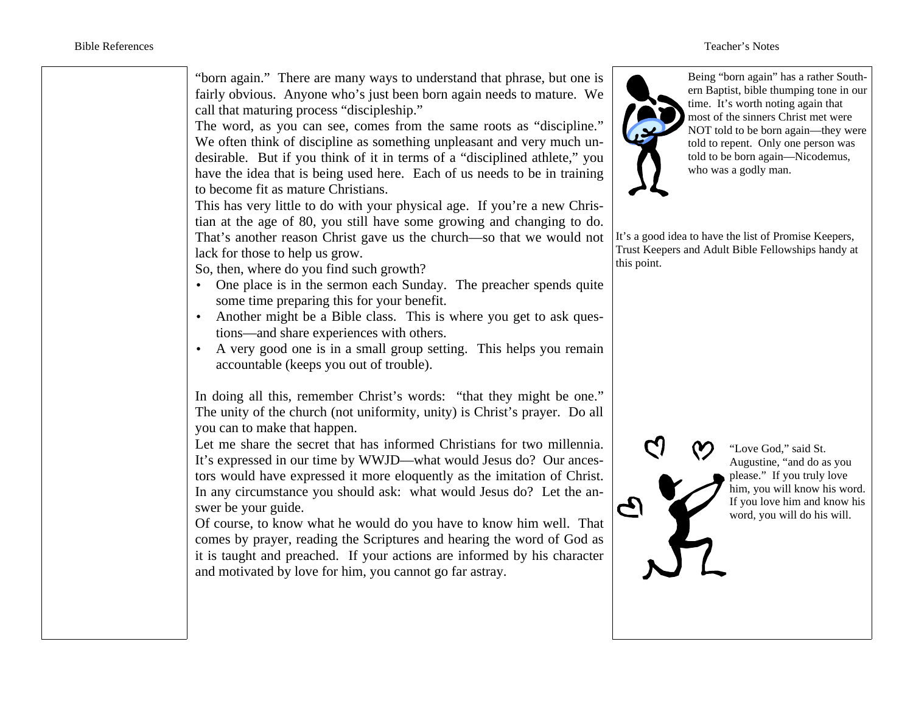"born again." There are many ways to understand that phrase, but one is fairly obvious. Anyone who's just been born again needs to mature. We call that maturing process "discipleship."

The word, as you can see, comes from the same roots as "discipline." We often think of discipline as something unpleasant and very much undesirable. But if you think of it in terms of a "disciplined athlete," you have the idea that is being used here. Each of us needs to be in training to become fit as mature Christians.

This has very little to do with your physical age. If you're a new Christian at the age of 80, you still have some growing and changing to do. That's another reason Christ gave us the church—so that we would not lack for those to help us grow.

So, then, where do you find such growth?

- One place is in the sermon each Sunday. The preacher spends quite some time preparing this for your benefit.
- Another might be a Bible class. This is where you get to ask questions—and share experiences with others.
- A very good one is in a small group setting. This helps you remain accountable (keeps you out of trouble).

In doing all this, remember Christ's words: "that they might be one." The unity of the church (not uniformity, unity) is Christ's prayer. Do all you can to make that happen.

Let me share the secret that has informed Christians for two millennia. It's expressed in our time by WWJD—what would Jesus do? Our ancestors would have expressed it more eloquently as the imitation of Christ. In any circumstance you should ask: what would Jesus do? Let the answer be your guide.

Of course, to know what he would do you have to know him well. That comes by prayer, reading the Scriptures and hearing the word of God as it is taught and preached. If your actions are informed by his character and motivated by love for him, you cannot go far astray.

Being "born again" has a rather Southern Baptist, bible thumping tone in our time. It's worth noting again that most of the sinners Christ met were NOT told to be born again—they were told to repent. Only one person was told to be born again—Nicodemus, who was a godly man.

It's a good idea to have the list of Promise Keepers, Trust Keepers and Adult Bible Fellowships handy at this point.

"Love God," said St. Augustine, "and do as you please." If you truly love him, you will know his word. If you love him and know his word, you will do his will.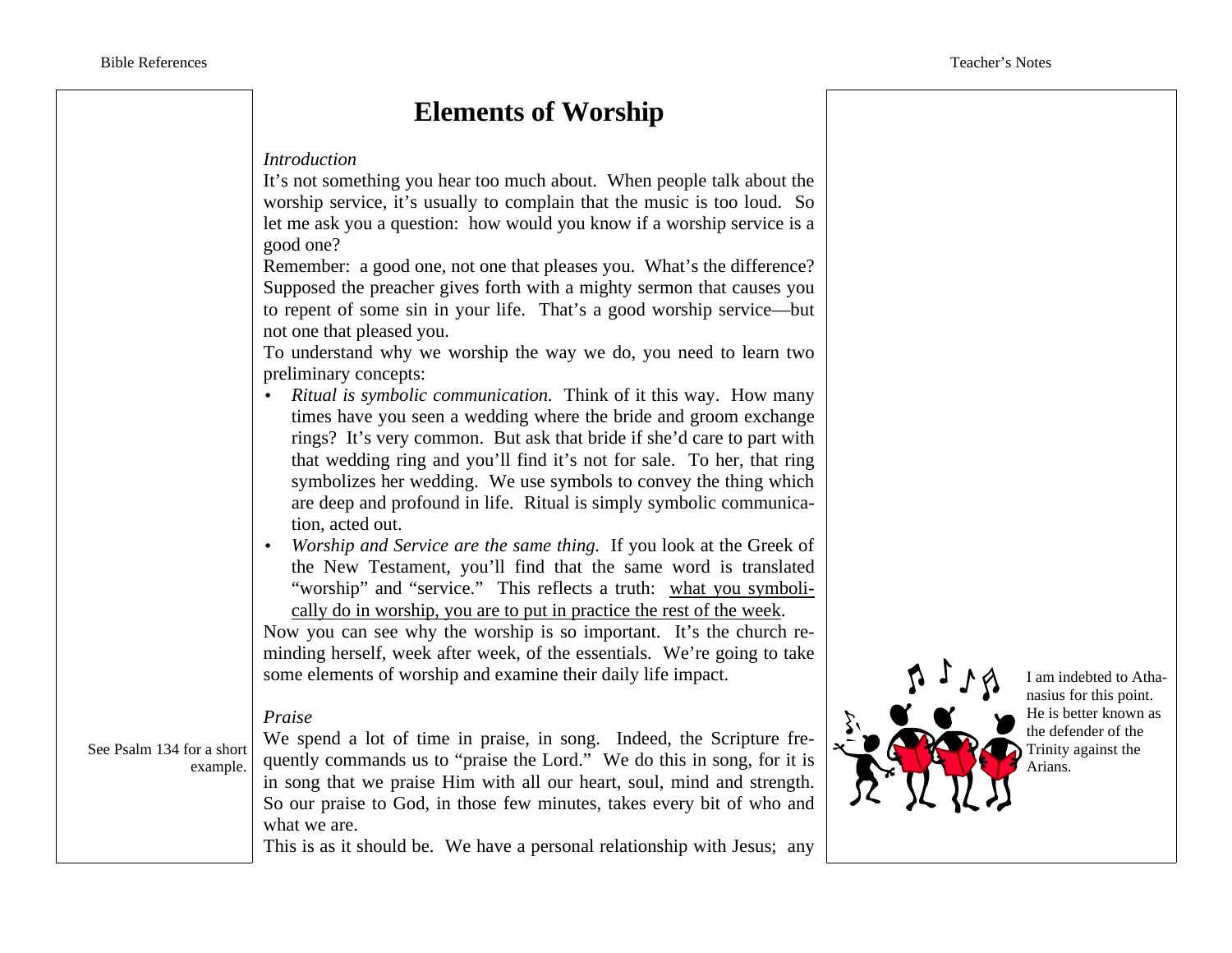# Elements of Worship

*Introduction*

It's not something you hear too much about. When people talk about the worship service, it's usually to complain that the music is too loud. So let me ask you a question: how would you know if a worship service is a good one?

Remember: a good one, not one that pleases you. What's the difference? Supposed the preacher gives forth with a mighty sermon that causes you to repent of some sin in your life. That's a good worship service—but not one that pleased you.

To understand why we worship the way we do, you need to learn two preliminary concepts:

- *Ritual is symbolic communication.* Think of it this way. How many times have you seen a wedding where the bride and groom exchange rings? It's very common. But ask that bride if she'd care to part with that wedding ring and you'll find it's not for sale. To her, that ring symbolizes her wedding. We use symbols to convey the thing which are deep and profound in life. Ritual is simply symbolic communication, acted out.
- *Worship and Service are the same thing.* If you look at the Greek of the New Testament, you'll find that the same word is translated "worship" and "service." This reflects a truth: <u>what you symbolically do in worship, you are to put in practice the rest of the week</u>.

Now you can see why the worship is so important. It's the church reminding herself, week after week, of the essentials. We're going to take some elements of worship and examine their daily life impact.

*Praise*

We spend a lot of time in praise, in song. Indeed, the Scripture frequently commands us to "praise the Lord." We do this in song, for it is in song that we praise Him with all our heart, soul, mind and strength. So our praise to God, in those few minutes, takes every bit of who and what we are.

This is as it should be. We have a personal relationship with Jesus; any

See Psalm 134 for a short example.

I am indebted to Athanasius for this point. He is better known as the defender of the Trinity against the Arians.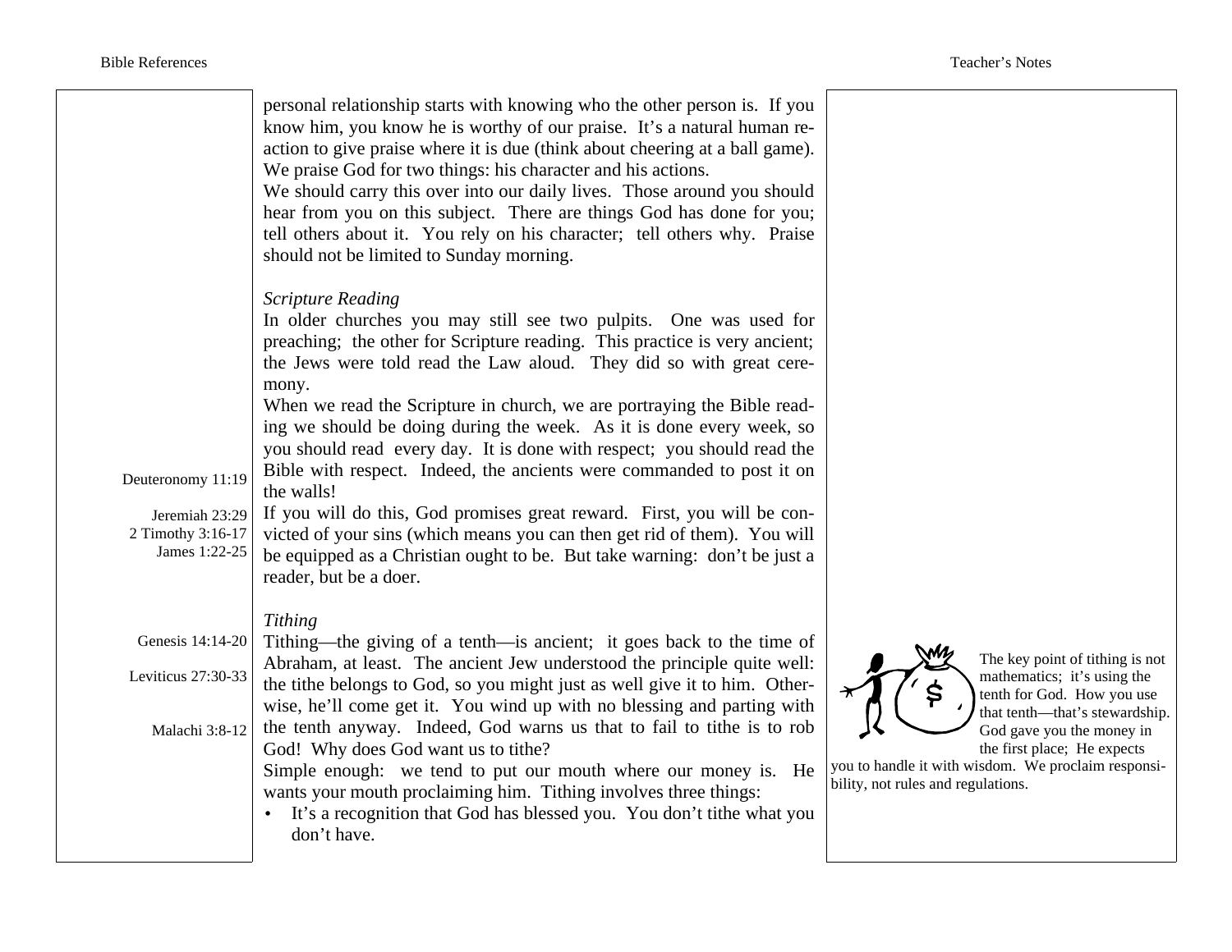personal relationship starts with knowing who the other person is. If you know him, you know he is worthy of our praise. It's a natural human reaction to give praise where it is due (think about cheering at a ball game). We praise God for two things: his character and his actions.

We should carry this over into our daily lives. Those around you should hear from you on this subject. There are things God has done for you; tell others about it. You rely on his character; tell others why. Praise should not be limited to Sunday morning.

*Scripture Reading*

In older churches you may still see two pulpits. One was used for preaching; the other for Scripture reading. This practice is very ancient; the Jews were told read the Law aloud. They did so with great ceremony.

When we read the Scripture in church, we are portraying the Bible reading we should be doing during the week. As it is done every week, so you should read every day. It is done with respect; you should read the Bible with respect. Indeed, the ancients were commanded to post it on the walls! (Deuteronomy 11:19)

If you will do this, God promises great reward. First, you will be convicted of your sins (which means you can then get rid of them). You will be equipped as a Christian ought to be. But take warning: don't be just a reader, but be a doer. (Jeremiah 23:29; 2 Timothy 3:16-17; James 1:22-25)

*Tithing*

Tithing—the giving of a tenth—is ancient; it goes back to the time of Abraham, at least. (Genesis 14:14-20) The ancient Jew understood the principle quite well: the tithe belongs to God, so you might just as well give it to him. (Leviticus 27:30-33) Otherwise, he'll come get it. You wind up with no blessing and parting with the tenth anyway. Indeed, God warns us that to fail to tithe is to rob God! (Malachi 3:8-12) Why does God want us to tithe?

Simple enough: we tend to put our mouth where our money is. He wants your mouth proclaiming him. Tithing involves three things:

- It's a recognition that God has blessed you. You don't tithe what you don't have.

The key point of tithing is not mathematics; it's using the tenth for God. How you use that tenth—that's stewardship. God gave you the money in the first place; He expects you to handle it with wisdom. We proclaim responsibility, not rules and regulations.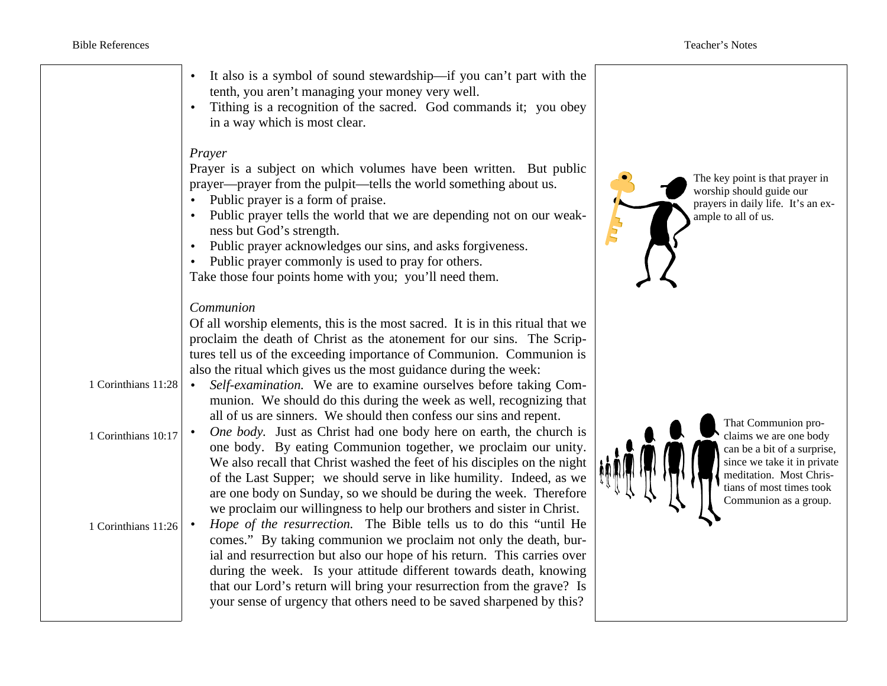- It also is a symbol of sound stewardship—if you can't part with the tenth, you aren't managing your money very well.
- Tithing is a recognition of the sacred. God commands it; you obey in a way which is most clear.

*Prayer*

Prayer is a subject on which volumes have been written. But public prayer—prayer from the pulpit—tells the world something about us.

- Public prayer is a form of praise.
- Public prayer tells the world that we are depending not on our weakness but God's strength.
- Public prayer acknowledges our sins, and asks forgiveness.
- Public prayer commonly is used to pray for others.

Take those four points home with you; you'll need them.

The key point is that prayer in worship should guide our prayers in daily life. It's an example to all of us.

*Communion*

Of all worship elements, this is the most sacred. It is in this ritual that we proclaim the death of Christ as the atonement for our sins. The Scriptures tell us of the exceeding importance of Communion. Communion is also the ritual which gives us the most guidance during the week:

- *Self-examination.* We are to examine ourselves before taking Communion. We should do this during the week as well, recognizing that all of us are sinners. We should then confess our sins and repent. (1 Corinthians 11:28)
- *One body.* Just as Christ had one body here on earth, the church is one body. By eating Communion together, we proclaim our unity. We also recall that Christ washed the feet of his disciples on the night of the Last Supper; we should serve in like humility. Indeed, as we are one body on Sunday, so we should be during the week. Therefore we proclaim our willingness to help our brothers and sister in Christ. (1 Corinthians 10:17)
- *Hope of the resurrection.* The Bible tells us to do this "until He comes." By taking communion we proclaim not only the death, burial and resurrection but also our hope of his return. This carries over during the week. Is your attitude different towards death, knowing that our Lord's return will bring your resurrection from the grave? Is your sense of urgency that others need to be saved sharpened by this? (1 Corinthians 11:26)

That Communion proclaims we are one body can be a bit of a surprise, since we take it in private meditation. Most Christians of most times took Communion as a group.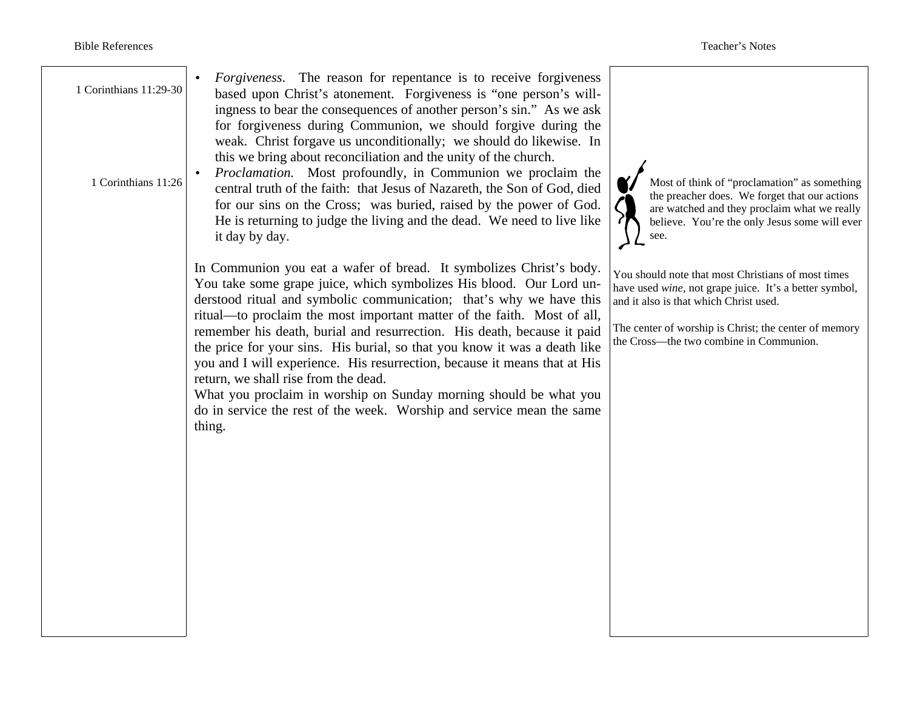1 Corinthians 11:29-30

- *Forgiveness*. The reason for repentance is to receive forgiveness based upon Christ's atonement. Forgiveness is "one person's willingness to bear the consequences of another person's sin." As we ask for forgiveness during Communion, we should forgive during the weak. Christ forgave us unconditionally; we should do likewise. In this we bring about reconciliation and the unity of the church.

1 Corinthians 11:26

- *Proclamation.* Most profoundly, in Communion we proclaim the central truth of the faith: that Jesus of Nazareth, the Son of God, died for our sins on the Cross; was buried, raised by the power of God. He is returning to judge the living and the dead. We need to live like it day by day.

In Communion you eat a wafer of bread. It symbolizes Christ's body. You take some grape juice, which symbolizes His blood. Our Lord understood ritual and symbolic communication; that's why we have this ritual—to proclaim the most important matter of the faith. Most of all, remember his death, burial and resurrection. His death, because it paid the price for your sins. His burial, so that you know it was a death like you and I will experience. His resurrection, because it means that at His return, we shall rise from the dead.

What you proclaim in worship on Sunday morning should be what you do in service the rest of the week. Worship and service mean the same thing.

Most of think of "proclamation" as something the preacher does. We forget that our actions are watched and they proclaim what we really believe. You're the only Jesus some will ever see.

You should note that most Christians of most times have used *wine*, not grape juice. It's a better symbol, and it also is that which Christ used.

The center of worship is Christ; the center of memory the Cross—the two combine in Communion.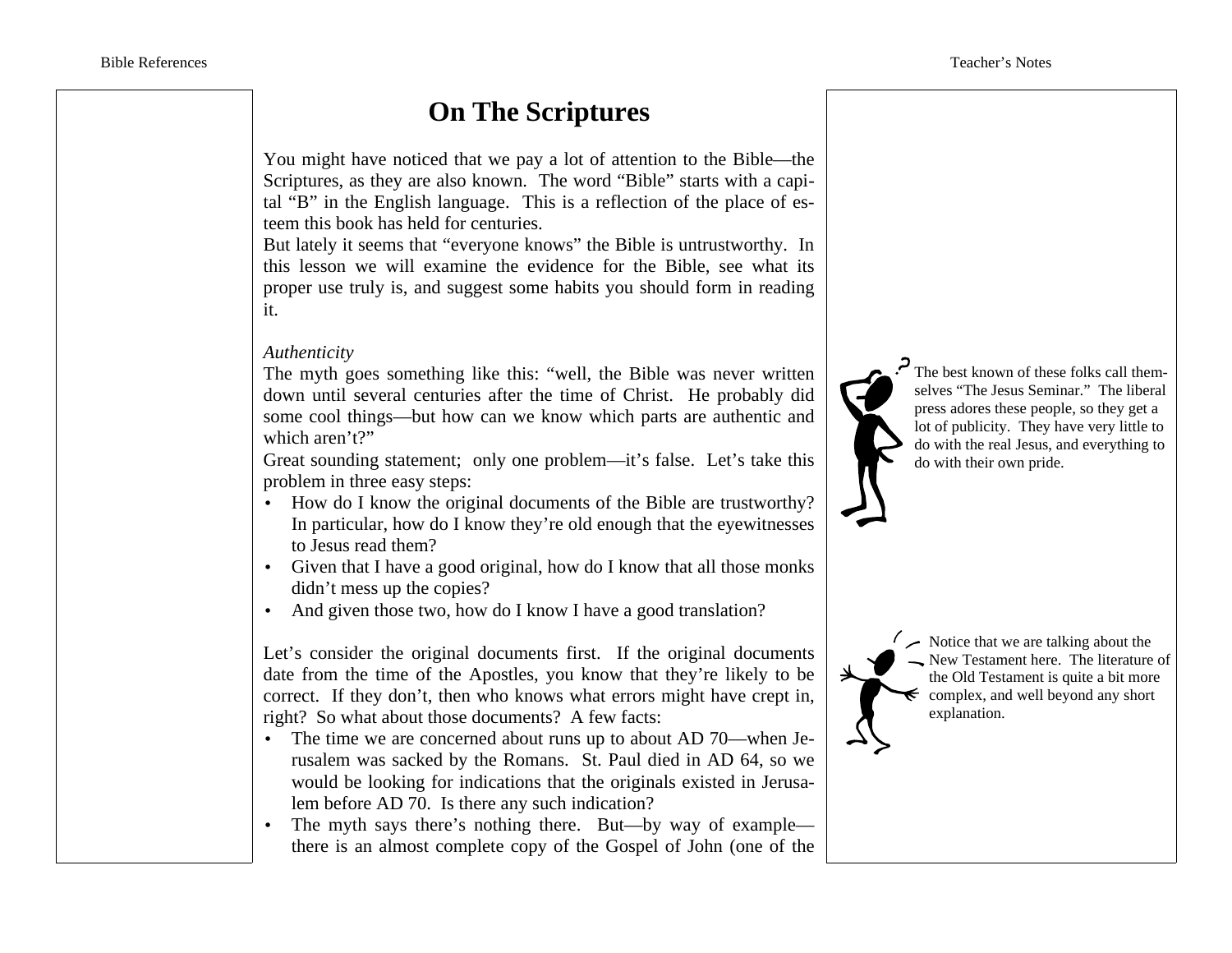# On The Scriptures

You might have noticed that we pay a lot of attention to the Bible—the Scriptures, as they are also known. The word "Bible" starts with a capital "B" in the English language. This is a reflection of the place of esteem this book has held for centuries.

But lately it seems that "everyone knows" the Bible is untrustworthy. In this lesson we will examine the evidence for the Bible, see what its proper use truly is, and suggest some habits you should form in reading it.

*Authenticity*

The myth goes something like this: "well, the Bible was never written down until several centuries after the time of Christ. He probably did some cool things—but how can we know which parts are authentic and which aren't?"

Great sounding statement; only one problem—it's false. Let's take this problem in three easy steps:

- How do I know the original documents of the Bible are trustworthy? In particular, how do I know they're old enough that the eyewitnesses to Jesus read them?
- Given that I have a good original, how do I know that all those monks didn't mess up the copies?
- And given those two, how do I know I have a good translation?

Let's consider the original documents first. If the original documents date from the time of the Apostles, you know that they're likely to be correct. If they don't, then who knows what errors might have crept in, right? So what about those documents? A few facts:

- The time we are concerned about runs up to about AD 70—when Jerusalem was sacked by the Romans. St. Paul died in AD 64, so we would be looking for indications that the originals existed in Jerusalem before AD 70. Is there any such indication?
- The myth says there's nothing there. But—by way of example—there is an almost complete copy of the Gospel of John (one of the

The best known of these folks call themselves "The Jesus Seminar." The liberal press adores these people, so they get a lot of publicity. They have very little to do with the real Jesus, and everything to do with their own pride.

Notice that we are talking about the New Testament here. The literature of the Old Testament is quite a bit more complex, and well beyond any short explanation.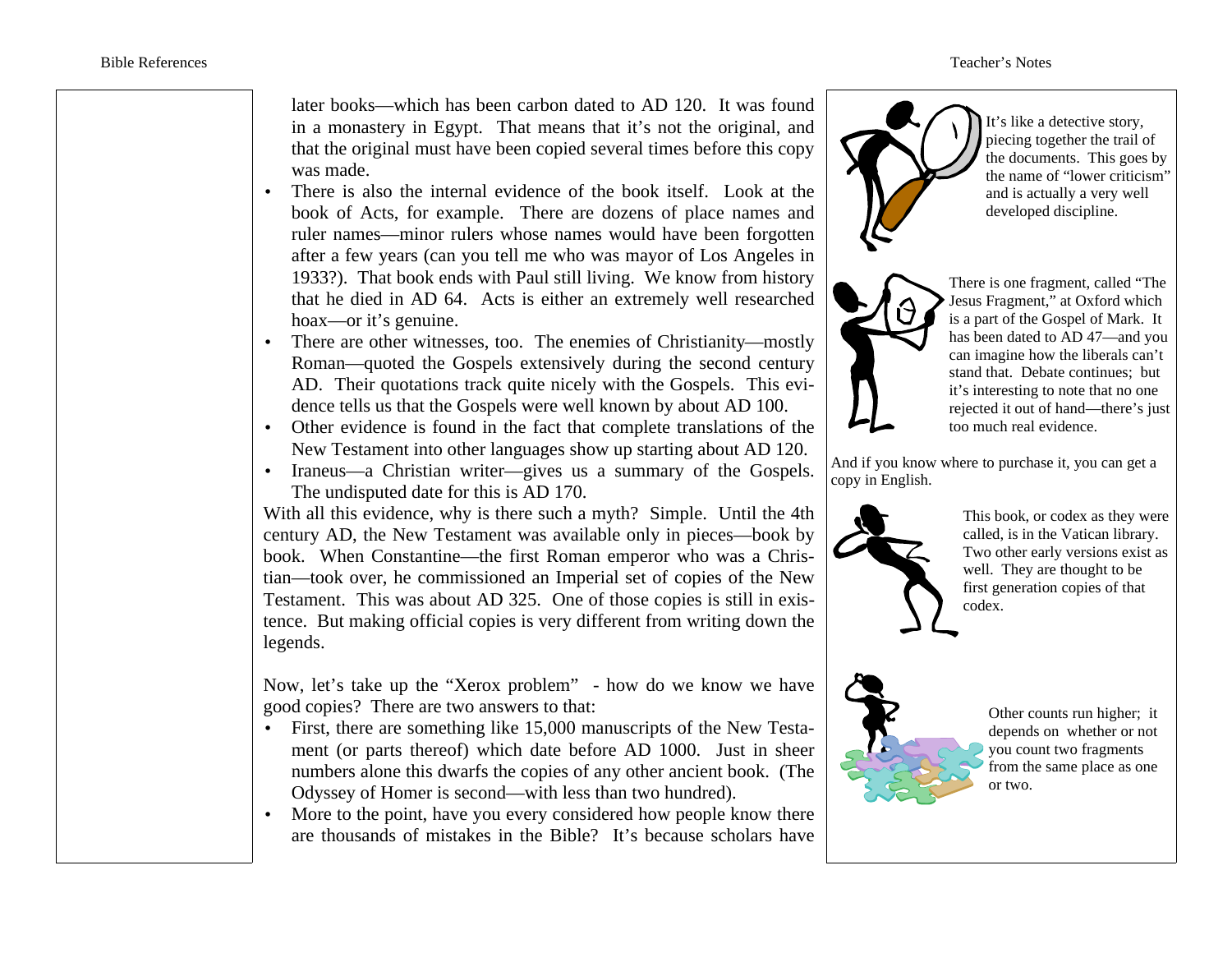later books—which has been carbon dated to AD 120. It was found in a monastery in Egypt. That means that it's not the original, and that the original must have been copied several times before this copy was made.

- There is also the internal evidence of the book itself. Look at the book of Acts, for example. There are dozens of place names and ruler names—minor rulers whose names would have been forgotten after a few years (can you tell me who was mayor of Los Angeles in 1933?). That book ends with Paul still living. We know from history that he died in AD 64. Acts is either an extremely well researched hoax—or it's genuine.
- There are other witnesses, too. The enemies of Christianity—mostly Roman—quoted the Gospels extensively during the second century AD. Their quotations track quite nicely with the Gospels. This evidence tells us that the Gospels were well known by about AD 100.
- Other evidence is found in the fact that complete translations of the New Testament into other languages show up starting about AD 120.
- Iraneus—a Christian writer—gives us a summary of the Gospels. The undisputed date for this is AD 170.

With all this evidence, why is there such a myth? Simple. Until the 4th century AD, the New Testament was available only in pieces—book by book. When Constantine—the first Roman emperor who was a Christian—took over, he commissioned an Imperial set of copies of the New Testament. This was about AD 325. One of those copies is still in existence. But making official copies is very different from writing down the legends.

Now, let's take up the "Xerox problem" - how do we know we have good copies? There are two answers to that:

- First, there are something like 15,000 manuscripts of the New Testament (or parts thereof) which date before AD 1000. Just in sheer numbers alone this dwarfs the copies of any other ancient book. (The Odyssey of Homer is second—with less than two hundred).
- More to the point, have you every considered how people know there are thousands of mistakes in the Bible? It's because scholars have

It's like a detective story, piecing together the trail of the documents. This goes by the name of "lower criticism" and is actually a very well developed discipline.

There is one fragment, called "The Jesus Fragment," at Oxford which is a part of the Gospel of Mark. It has been dated to AD 47—and you can imagine how the liberals can't stand that. Debate continues; but it's interesting to note that no one rejected it out of hand—there's just too much real evidence.

And if you know where to purchase it, you can get a copy in English.

This book, or codex as they were called, is in the Vatican library. Two other early versions exist as well. They are thought to be first generation copies of that codex.

Other counts run higher; it depends on whether or not you count two fragments from the same place as one or two.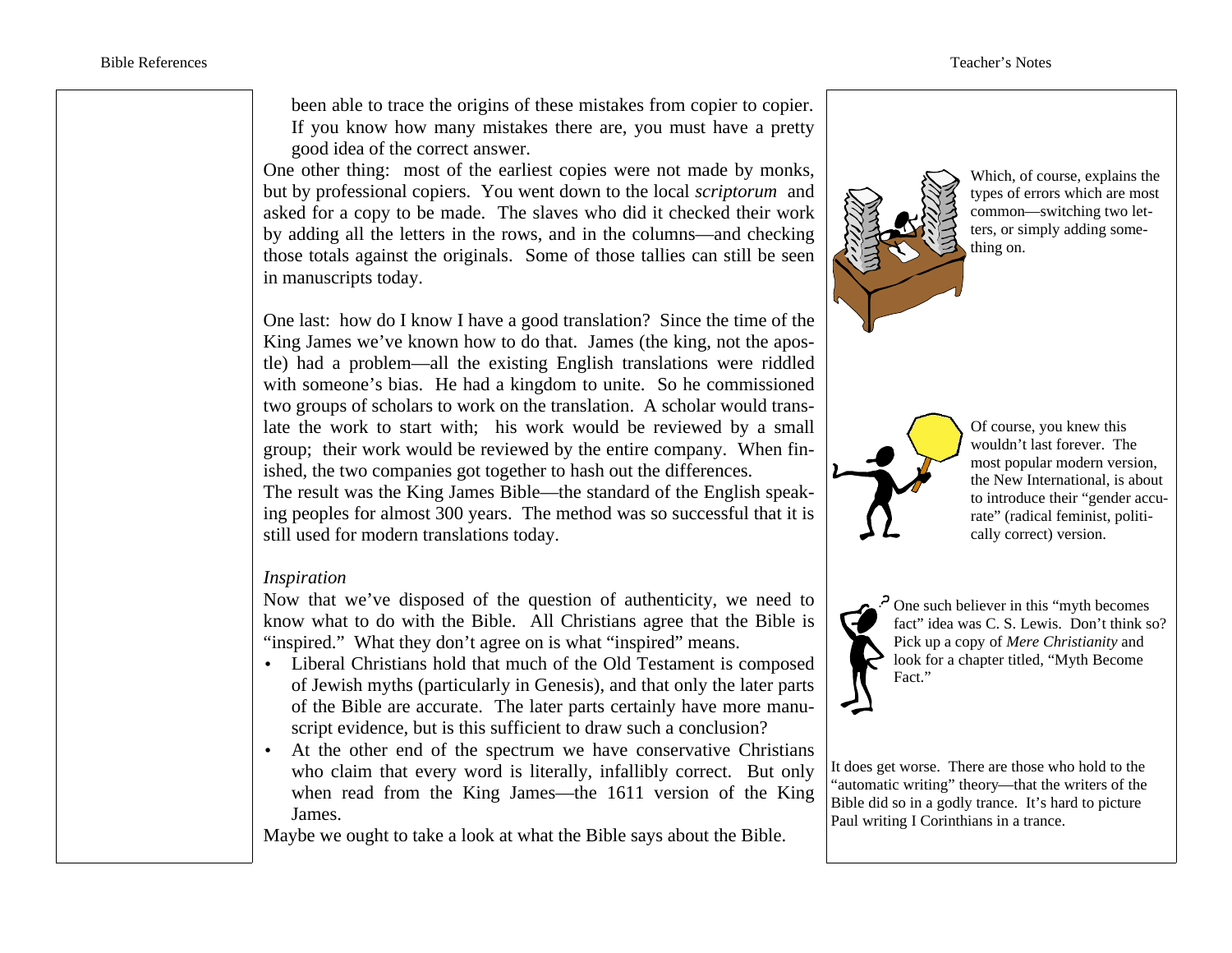been able to trace the origins of these mistakes from copier to copier. If you know how many mistakes there are, you must have a pretty good idea of the correct answer.

One other thing: most of the earliest copies were not made by monks, but by professional copiers. You went down to the local *scriptorum* and asked for a copy to be made. The slaves who did it checked their work by adding all the letters in the rows, and in the columns—and checking those totals against the originals. Some of those tallies can still be seen in manuscripts today.

One last: how do I know I have a good translation? Since the time of the King James we've known how to do that. James (the king, not the apostle) had a problem—all the existing English translations were riddled with someone's bias. He had a kingdom to unite. So he commissioned two groups of scholars to work on the translation. A scholar would translate the work to start with; his work would be reviewed by a small group; their work would be reviewed by the entire company. When finished, the two companies got together to hash out the differences.

The result was the King James Bible—the standard of the English speaking peoples for almost 300 years. The method was so successful that it is still used for modern translations today.

*Inspiration*

Now that we've disposed of the question of authenticity, we need to know what to do with the Bible. All Christians agree that the Bible is "inspired." What they don't agree on is what "inspired" means.

- Liberal Christians hold that much of the Old Testament is composed of Jewish myths (particularly in Genesis), and that only the later parts of the Bible are accurate. The later parts certainly have more manuscript evidence, but is this sufficient to draw such a conclusion?
- At the other end of the spectrum we have conservative Christians who claim that every word is literally, infallibly correct. But only when read from the King James—the 1611 version of the King James.

Maybe we ought to take a look at what the Bible says about the Bible.

Which, of course, explains the types of errors which are most common—switching two letters, or simply adding something on.

Of course, you knew this wouldn't last forever. The most popular modern version, the New International, is about to introduce their "gender accurate" (radical feminist, politically correct) version.

One such believer in this "myth becomes fact" idea was C. S. Lewis. Don't think so? Pick up a copy of *Mere Christianity* and look for a chapter titled, "Myth Become Fact."

It does get worse. There are those who hold to the "automatic writing" theory—that the writers of the Bible did so in a godly trance. It's hard to picture Paul writing I Corinthians in a trance.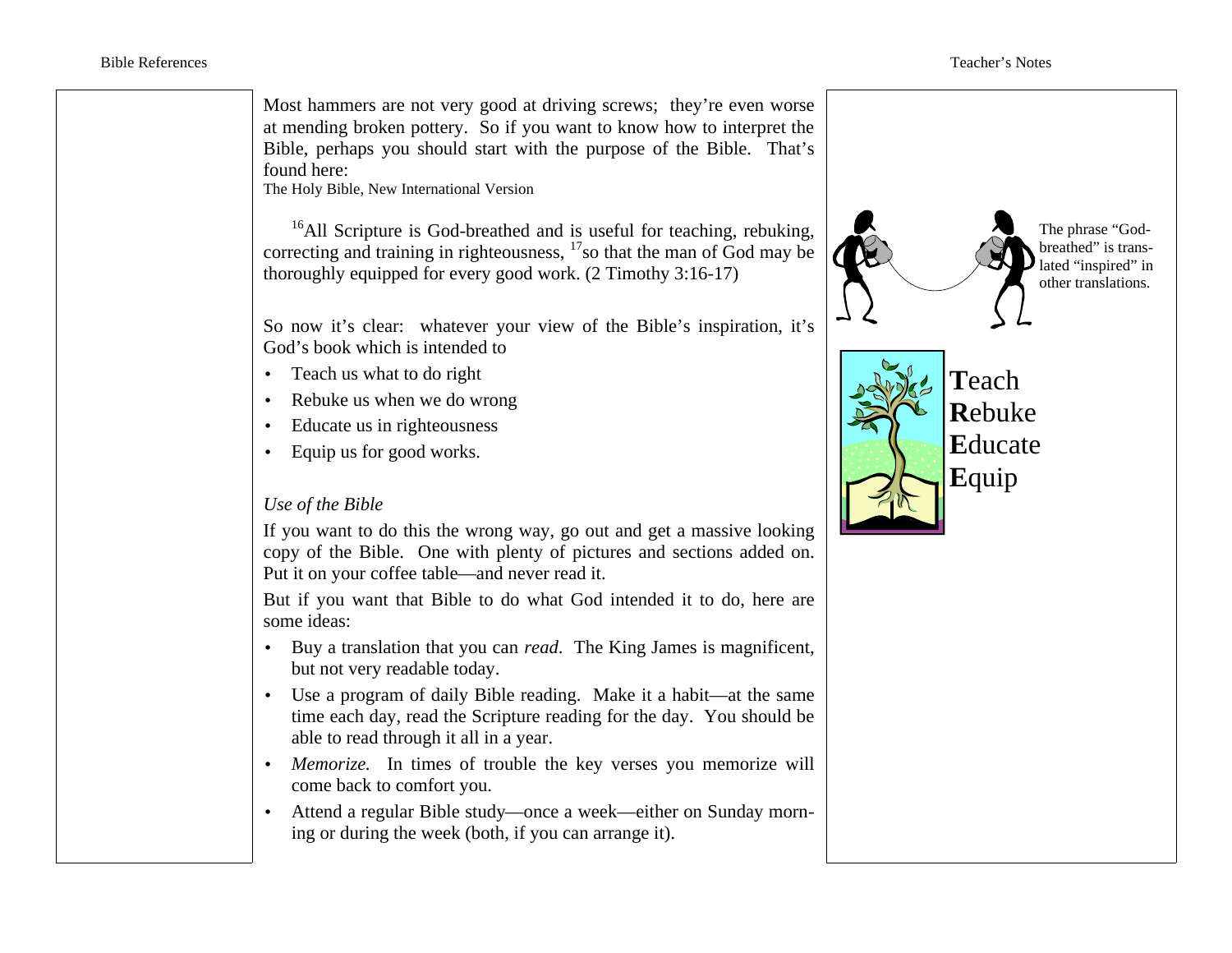Most hammers are not very good at driving screws; they're even worse at mending broken pottery. So if you want to know how to interpret the Bible, perhaps you should start with the purpose of the Bible. That's found here:

The Holy Bible, New International Version

[16]All Scripture is God-breathed and is useful for teaching, rebuking, correcting and training in righteousness, [17]so that the man of God may be thoroughly equipped for every good work. (2 Timothy 3:16-17)

So now it's clear: whatever your view of the Bible's inspiration, it's God's book which is intended to

- Teach us what to do right
- Rebuke us when we do wrong
- Educate us in righteousness
- Equip us for good works.

*Use of the Bible*

If you want to do this the wrong way, go out and get a massive looking copy of the Bible. One with plenty of pictures and sections added on. Put it on your coffee table—and never read it.

But if you want that Bible to do what God intended it to do, here are some ideas:

- Buy a translation that you can *read*. The King James is magnificent, but not very readable today.
- Use a program of daily Bible reading. Make it a habit—at the same time each day, read the Scripture reading for the day. You should be able to read through it all in a year.
- *Memorize.* In times of trouble the key verses you memorize will come back to comfort you.
- Attend a regular Bible study—once a week—either on Sunday morning or during the week (both, if you can arrange it).

The phrase "God-breathed" is translated "inspired" in other translations.

**T**each
**R**ebuke
**E**ducate
**E**quip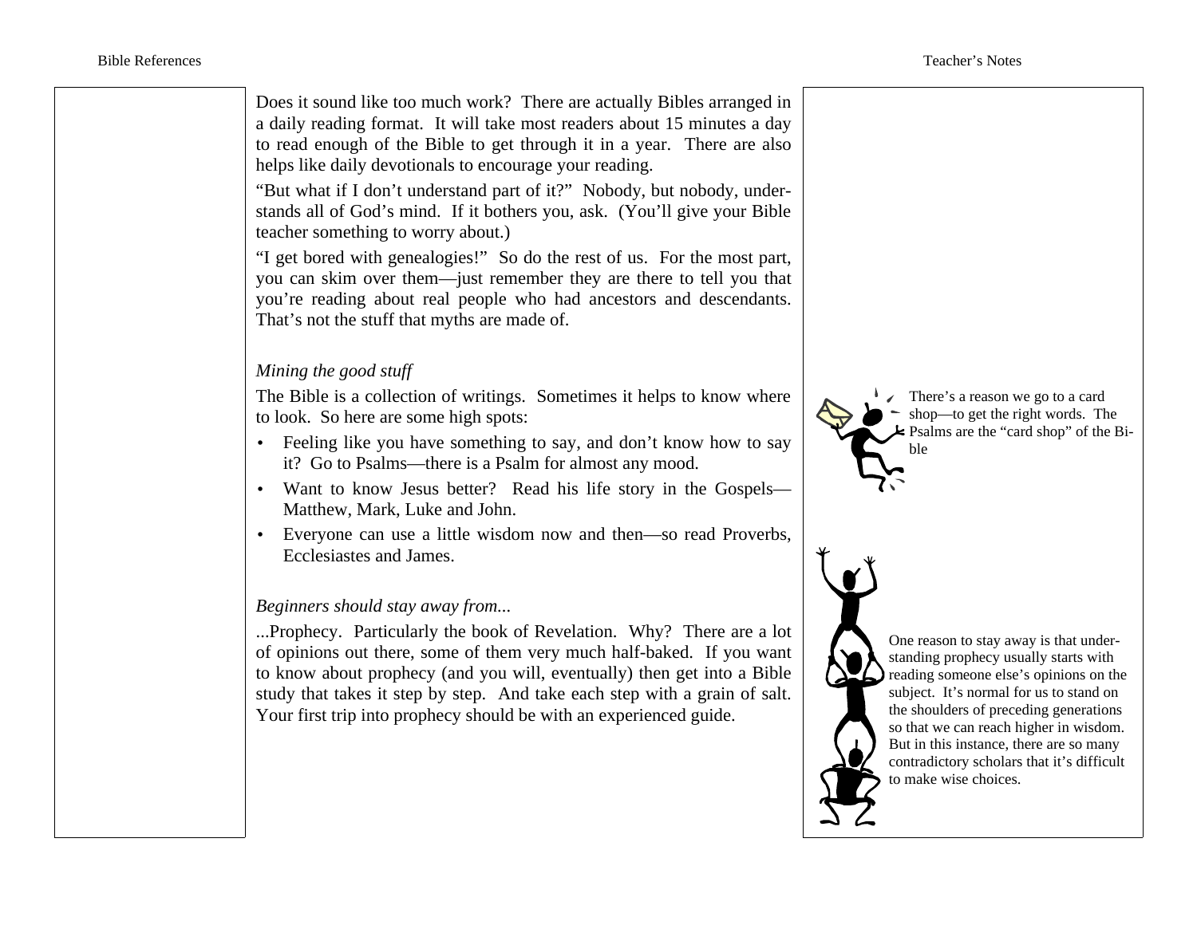Does it sound like too much work? There are actually Bibles arranged in a daily reading format. It will take most readers about 15 minutes a day to read enough of the Bible to get through it in a year. There are also helps like daily devotionals to encourage your reading.

"But what if I don't understand part of it?" Nobody, but nobody, understands all of God's mind. If it bothers you, ask. (You'll give your Bible teacher something to worry about.)

"I get bored with genealogies!" So do the rest of us. For the most part, you can skim over them—just remember they are there to tell you that you're reading about real people who had ancestors and descendants. That's not the stuff that myths are made of.

*Mining the good stuff*

The Bible is a collection of writings. Sometimes it helps to know where to look. So here are some high spots:

- Feeling like you have something to say, and don't know how to say it? Go to Psalms—there is a Psalm for almost any mood.
- Want to know Jesus better? Read his life story in the Gospels—Matthew, Mark, Luke and John.
- Everyone can use a little wisdom now and then—so read Proverbs, Ecclesiastes and James.

*Beginners should stay away from...*

...Prophecy. Particularly the book of Revelation. Why? There are a lot of opinions out there, some of them very much half-baked. If you want to know about prophecy (and you will, eventually) then get into a Bible study that takes it step by step. And take each step with a grain of salt. Your first trip into prophecy should be with an experienced guide.

There's a reason we go to a card shop—to get the right words. The Psalms are the "card shop" of the Bible

One reason to stay away is that understanding prophecy usually starts with reading someone else's opinions on the subject. It's normal for us to stand on the shoulders of preceding generations so that we can reach higher in wisdom. But in this instance, there are so many contradictory scholars that it's difficult to make wise choices.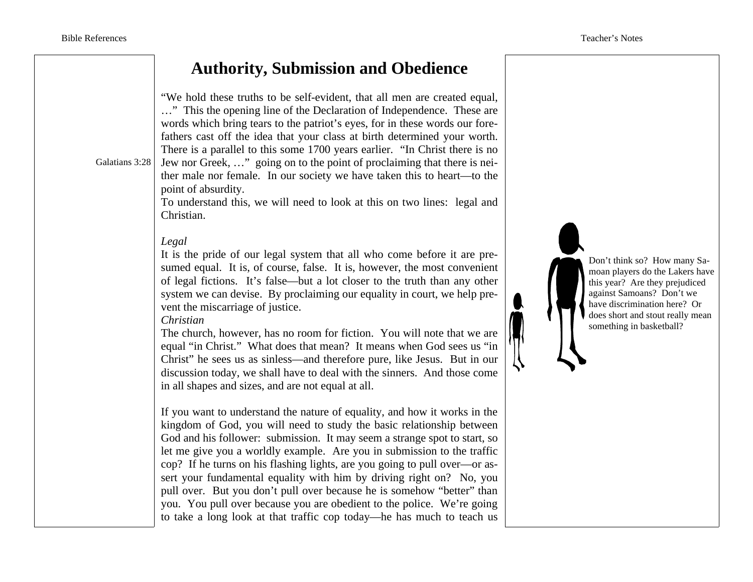# Authority, Submission and Obedience

"We hold these truths to be self-evident, that all men are created equal, …" This the opening line of the Declaration of Independence. These are words which bring tears to the patriot's eyes, for in these words our forefathers cast off the idea that your class at birth determined your worth. There is a parallel to this some 1700 years earlier. "In Christ there is no Jew nor Greek, …" going on to the point of proclaiming that there is neither male nor female. In our society we have taken this to heart—to the point of absurdity.

Galatians 3:28

To understand this, we will need to look at this on two lines: legal and Christian.

*Legal*

It is the pride of our legal system that all who come before it are presumed equal. It is, of course, false. It is, however, the most convenient of legal fictions. It's false—but a lot closer to the truth than any other system we can devise. By proclaiming our equality in court, we help prevent the miscarriage of justice.

Don't think so? How many Samoan players do the Lakers have this year? Are they prejudiced against Samoans? Don't we have discrimination here? Or does short and stout really mean something in basketball?

*Christian*

The church, however, has no room for fiction. You will note that we are equal "in Christ." What does that mean? It means when God sees us "in Christ" he sees us as sinless—and therefore pure, like Jesus. But in our discussion today, we shall have to deal with the sinners. And those come in all shapes and sizes, and are not equal at all.

If you want to understand the nature of equality, and how it works in the kingdom of God, you will need to study the basic relationship between God and his follower: submission. It may seem a strange spot to start, so let me give you a worldly example. Are you in submission to the traffic cop? If he turns on his flashing lights, are you going to pull over—or assert your fundamental equality with him by driving right on? No, you pull over. But you don't pull over because he is somehow "better" than you. You pull over because you are obedient to the police. We're going to take a long look at that traffic cop today—he has much to teach us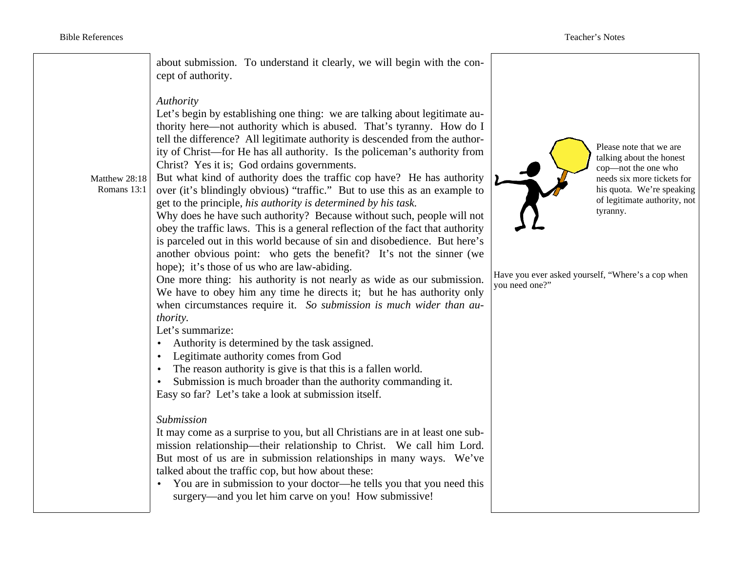about submission. To understand it clearly, we will begin with the concept of authority.

*Authority*

Let's begin by establishing one thing: we are talking about legitimate authority here—not authority which is abused. That's tyranny. How do I tell the difference? All legitimate authority is descended from the authority of Christ—for He has all authority. Is the policeman's authority from Christ? Yes it is; God ordains governments.

Matthew 28:18
Romans 13:1

But what kind of authority does the traffic cop have? He has authority over (it's blindingly obvious) "traffic." But to use this as an example to get to the principle, *his authority is determined by his task.*

Why does he have such authority? Because without such, people will not obey the traffic laws. This is a general reflection of the fact that authority is parceled out in this world because of sin and disobedience. But here's another obvious point: who gets the benefit? It's not the sinner (we hope); it's those of us who are law-abiding.

One more thing: his authority is not nearly as wide as our submission. We have to obey him any time he directs it; but he has authority only when circumstances require it. *So submission is much wider than authority.*

Let's summarize:

- Authority is determined by the task assigned.
- Legitimate authority comes from God
- The reason authority is give is that this is a fallen world.
- Submission is much broader than the authority commanding it.

Easy so far? Let's take a look at submission itself.

*Submission*

It may come as a surprise to you, but all Christians are in at least one submission relationship—their relationship to Christ. We call him Lord. But most of us are in submission relationships in many ways. We've talked about the traffic cop, but how about these:

- You are in submission to your doctor—he tells you that you need this surgery—and you let him carve on you! How submissive!

Please note that we are talking about the honest cop—not the one who needs six more tickets for his quota. We're speaking of legitimate authority, not tyranny.

Have you ever asked yourself, "Where's a cop when you need one?"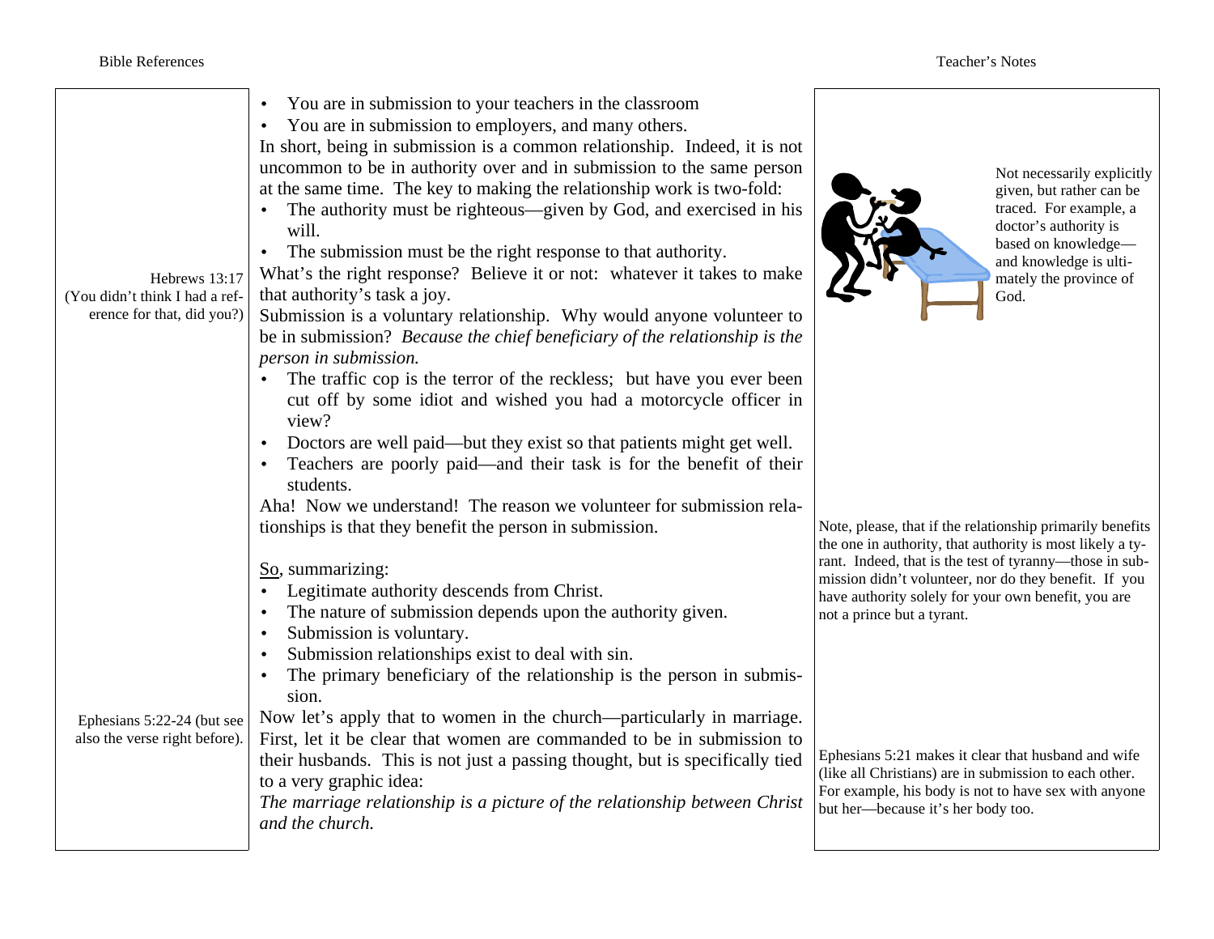Bible References | Teacher's Notes

- You are in submission to your teachers in the classroom
- You are in submission to employers, and many others.

In short, being in submission is a common relationship. Indeed, it is not uncommon to be in authority over and in submission to the same person at the same time. The key to making the relationship work is two-fold:

- The authority must be righteous—given by God, and exercised in his will.
- The submission must be the right response to that authority.

> Not necessarily explicitly given, but rather can be traced. For example, a doctor's authority is based on knowledge—and knowledge is ultimately the province of God.

> Hebrews 13:17 (You didn't think I had a reference for that, did you?)

What's the right response? Believe it or not: whatever it takes to make that authority's task a joy.

Submission is a voluntary relationship. Why would anyone volunteer to be in submission? *Because the chief beneficiary of the relationship is the person in submission.*

- The traffic cop is the terror of the reckless; but have you ever been cut off by some idiot and wished you had a motorcycle officer in view?
- Doctors are well paid—but they exist so that patients might get well.
- Teachers are poorly paid—and their task is for the benefit of their students.

Aha! Now we understand! The reason we volunteer for submission relationships is that they benefit the person in submission.

> Note, please, that if the relationship primarily benefits the one in authority, that authority is most likely a tyrant. Indeed, that is the test of tyranny—those in submission didn't volunteer, nor do they benefit. If you have authority solely for your own benefit, you are not a prince but a tyrant.

So, summarizing:

- Legitimate authority descends from Christ.
- The nature of submission depends upon the authority given.
- Submission is voluntary.
- Submission relationships exist to deal with sin.
- The primary beneficiary of the relationship is the person in submission.

> Ephesians 5:22-24 (but see also the verse right before).

Now let's apply that to women in the church—particularly in marriage. First, let it be clear that women are commanded to be in submission to their husbands. This is not just a passing thought, but is specifically tied to a very graphic idea:

*The marriage relationship is a picture of the relationship between Christ and the church.*

> Ephesians 5:21 makes it clear that husband and wife (like all Christians) are in submission to each other. For example, his body is not to have sex with anyone but her—because it's her body too.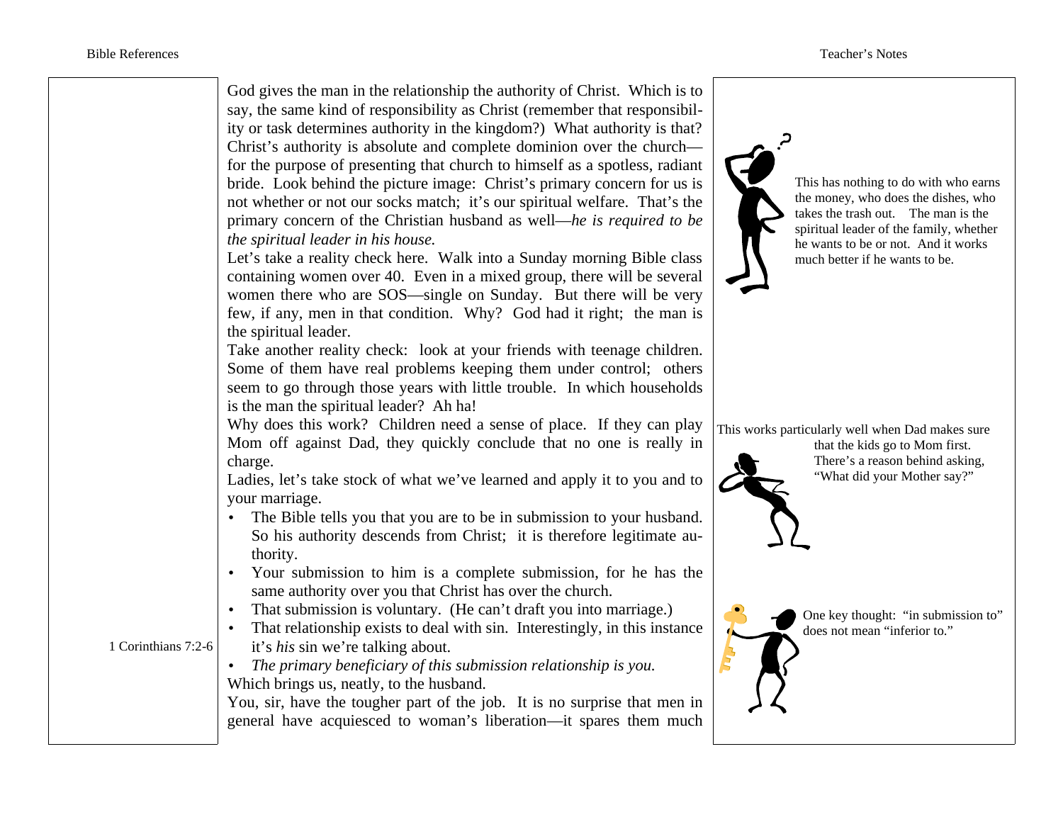God gives the man in the relationship the authority of Christ. Which is to say, the same kind of responsibility as Christ (remember that responsibility or task determines authority in the kingdom?) What authority is that? Christ's authority is absolute and complete dominion over the church—for the purpose of presenting that church to himself as a spotless, radiant bride. Look behind the picture image: Christ's primary concern for us is not whether or not our socks match; it's our spiritual welfare. That's the primary concern of the Christian husband as well—*he is required to be the spiritual leader in his house.*

Let's take a reality check here. Walk into a Sunday morning Bible class containing women over 40. Even in a mixed group, there will be several women there who are SOS—single on Sunday. But there will be very few, if any, men in that condition. Why? God had it right; the man is the spiritual leader.

Take another reality check: look at your friends with teenage children. Some of them have real problems keeping them under control; others seem to go through those years with little trouble. In which households is the man the spiritual leader? Ah ha!

Why does this work? Children need a sense of place. If they can play Mom off against Dad, they quickly conclude that no one is really in charge.

Ladies, let's take stock of what we've learned and apply it to you and to your marriage.

- The Bible tells you that you are to be in submission to your husband. So his authority descends from Christ; it is therefore legitimate authority.
- Your submission to him is a complete submission, for he has the same authority over you that Christ has over the church.
- That submission is voluntary. (He can't draft you into marriage.)
- That relationship exists to deal with sin. Interestingly, in this instance it's *his* sin we're talking about. (1 Corinthians 7:2-6)
- *The primary beneficiary of this submission relationship is you.*

Which brings us, neatly, to the husband.

You, sir, have the tougher part of the job. It is no surprise that men in general have acquiesced to woman's liberation—it spares them much

---

**Teacher's Notes:**

This has nothing to do with who earns the money, who does the dishes, who takes the trash out. The man is the spiritual leader of the family, whether he wants to be or not. And it works much better if he wants to be.

This works particularly well when Dad makes sure that the kids go to Mom first. There's a reason behind asking, "What did your Mother say?"

One key thought: "in submission to" does not mean "inferior to."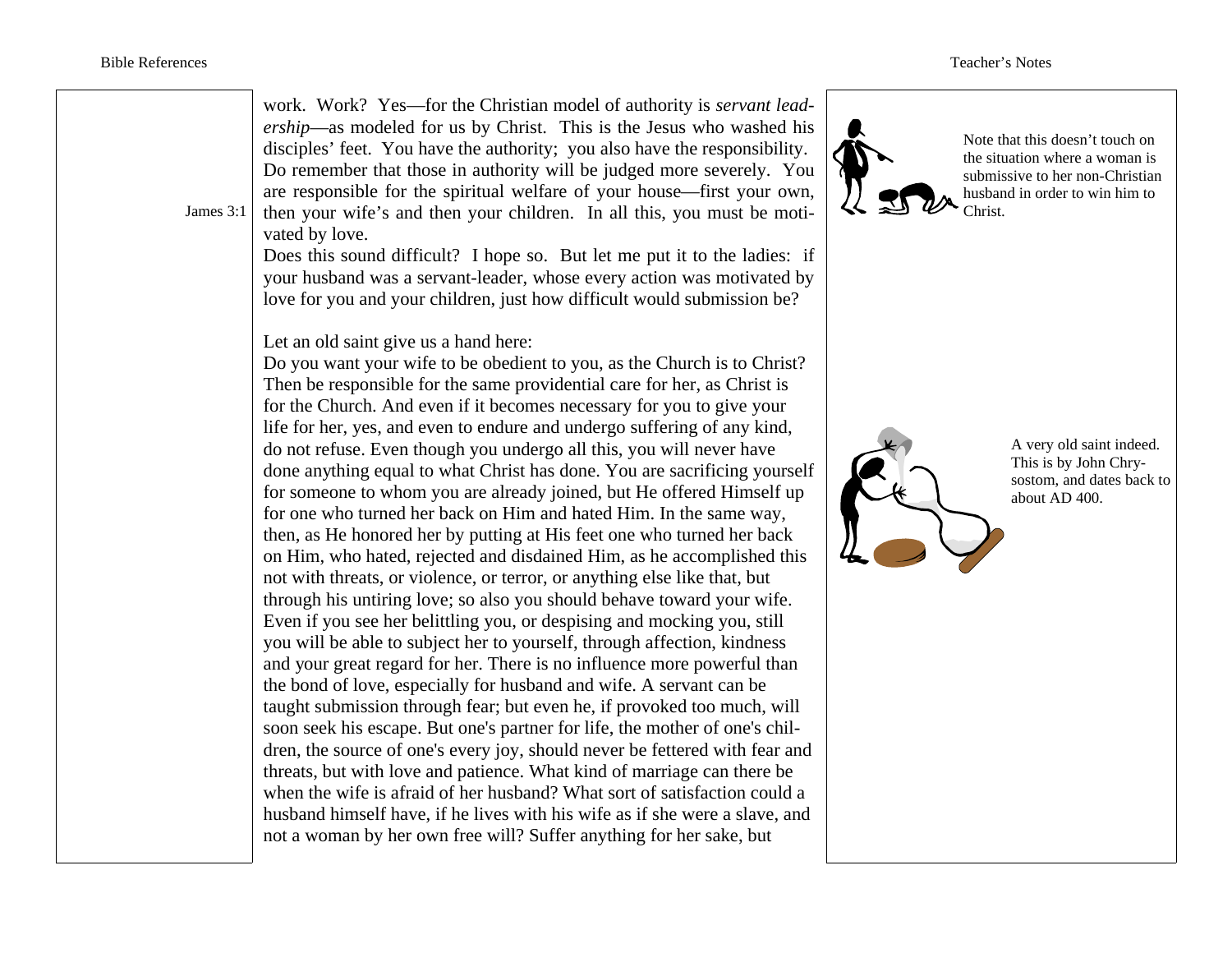work. Work? Yes—for the Christian model of authority is *servant leadership*—as modeled for us by Christ. This is the Jesus who washed his disciples' feet. You have the authority; you also have the responsibility. Do remember that those in authority will be judged more severely. You are responsible for the spiritual welfare of your house—first your own, then your wife's and then your children. In all this, you must be motivated by love.

James 3:1

Does this sound difficult? I hope so. But let me put it to the ladies: if your husband was a servant-leader, whose every action was motivated by love for you and your children, just how difficult would submission be?

Note that this doesn't touch on the situation where a woman is submissive to her non-Christian husband in order to win him to Christ.

Let an old saint give us a hand here:

Do you want your wife to be obedient to you, as the Church is to Christ? Then be responsible for the same providential care for her, as Christ is for the Church. And even if it becomes necessary for you to give your life for her, yes, and even to endure and undergo suffering of any kind, do not refuse. Even though you undergo all this, you will never have done anything equal to what Christ has done. You are sacrificing yourself for someone to whom you are already joined, but He offered Himself up for one who turned her back on Him and hated Him. In the same way, then, as He honored her by putting at His feet one who turned her back on Him, who hated, rejected and disdained Him, as he accomplished this not with threats, or violence, or terror, or anything else like that, but through his untiring love; so also you should behave toward your wife. Even if you see her belittling you, or despising and mocking you, still you will be able to subject her to yourself, through affection, kindness and your great regard for her. There is no influence more powerful than the bond of love, especially for husband and wife. A servant can be taught submission through fear; but even he, if provoked too much, will soon seek his escape. But one's partner for life, the mother of one's children, the source of one's every joy, should never be fettered with fear and threats, but with love and patience. What kind of marriage can there be when the wife is afraid of her husband? What sort of satisfaction could a husband himself have, if he lives with his wife as if she were a slave, and not a woman by her own free will? Suffer anything for her sake, but

A very old saint indeed. This is by John Chrysostom, and dates back to about AD 400.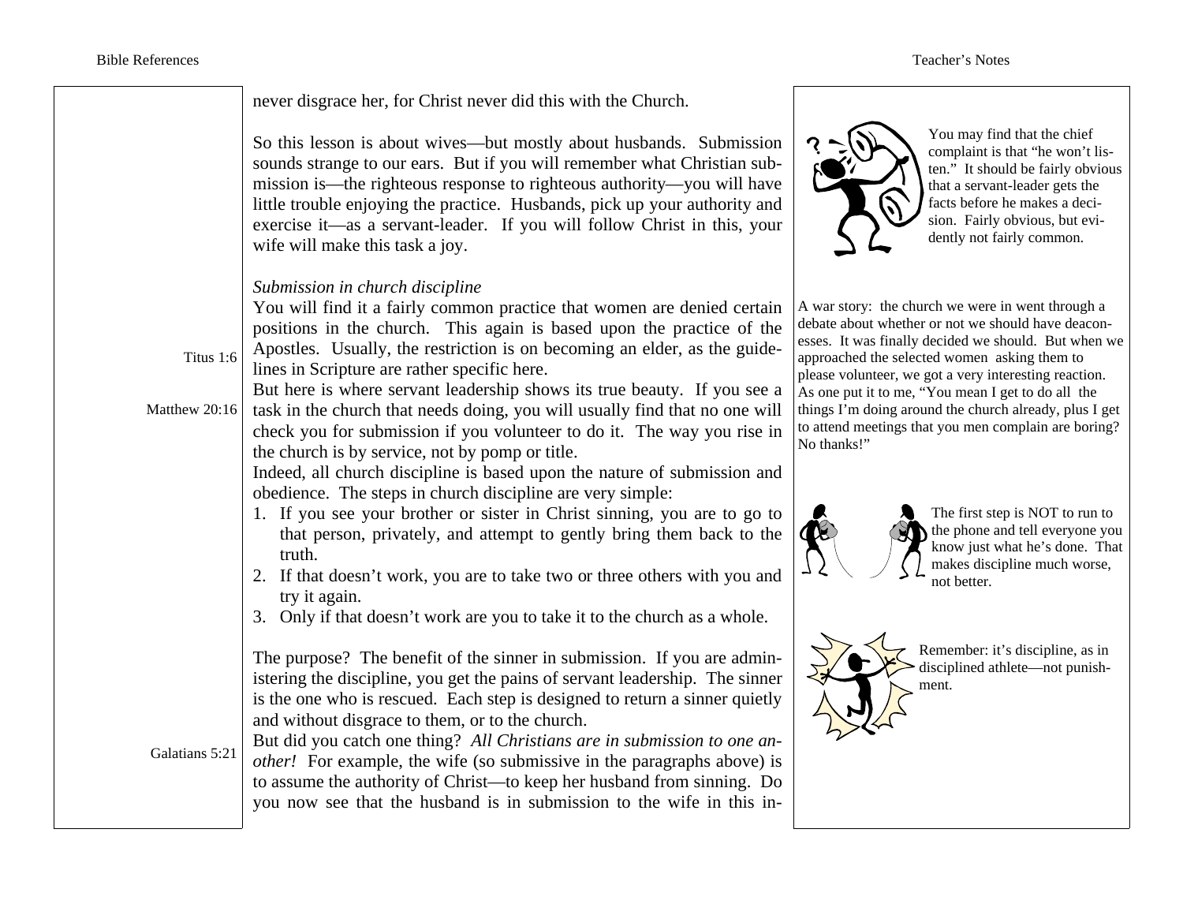never disgrace her, for Christ never did this with the Church.

So this lesson is about wives—but mostly about husbands. Submission sounds strange to our ears. But if you will remember what Christian submission is—the righteous response to righteous authority—you will have little trouble enjoying the practice. Husbands, pick up your authority and exercise it—as a servant-leader. If you will follow Christ in this, your wife will make this task a joy.

You may find that the chief complaint is that "he won't listen." It should be fairly obvious that a servant-leader gets the facts before he makes a decision. Fairly obvious, but evidently not fairly common.

*Submission in church discipline*

You will find it a fairly common practice that women are denied certain positions in the church. This again is based upon the practice of the Apostles. Usually, the restriction is on becoming an elder, as the guidelines in Scripture are rather specific here. (Titus 1:6)

But here is where servant leadership shows its true beauty. If you see a task in the church that needs doing, you will usually find that no one will check you for submission if you volunteer to do it. The way you rise in the church is by service, not by pomp or title. (Matthew 20:16)

A war story: the church we were in went through a debate about whether or not we should have deaconesses. It was finally decided we should. But when we approached the selected women asking them to please volunteer, we got a very interesting reaction. As one put it to me, "You mean I get to do all the things I'm doing around the church already, plus I get to attend meetings that you men complain are boring? No thanks!"

Indeed, all church discipline is based upon the nature of submission and obedience. The steps in church discipline are very simple:

1. If you see your brother or sister in Christ sinning, you are to go to that person, privately, and attempt to gently bring them back to the truth.
2. If that doesn't work, you are to take two or three others with you and try it again.
3. Only if that doesn't work are you to take it to the church as a whole.

The first step is NOT to run to the phone and tell everyone you know just what he's done. That makes discipline much worse, not better.

The purpose? The benefit of the sinner in submission. If you are administering the discipline, you get the pains of servant leadership. The sinner is the one who is rescued. Each step is designed to return a sinner quietly and without disgrace to them, or to the church.

Remember: it's discipline, as in disciplined athlete—not punishment.

But did you catch one thing? *All Christians are in submission to one another!* For example, the wife (so submissive in the paragraphs above) is to assume the authority of Christ—to keep her husband from sinning. Do you now see that the husband is in submission to the wife in this in- (Galatians 5:21)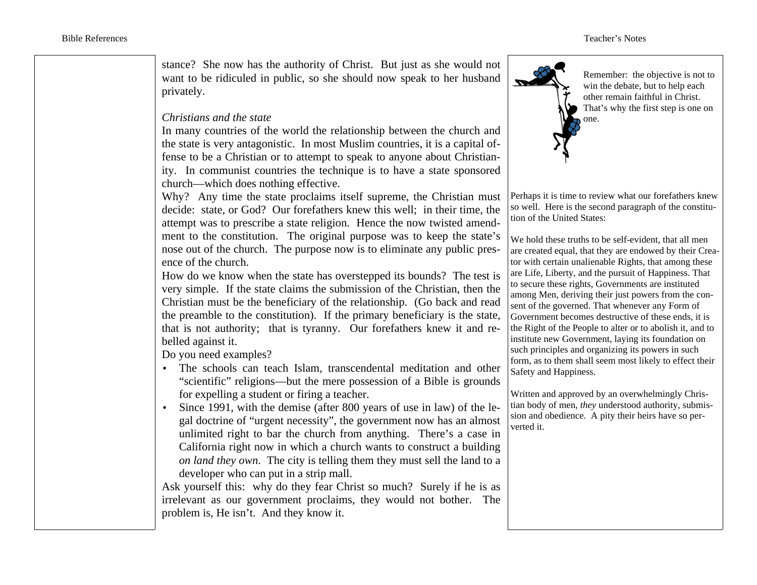stance? She now has the authority of Christ. But just as she would not want to be ridiculed in public, so she should now speak to her husband privately.

*Christians and the state*

In many countries of the world the relationship between the church and the state is very antagonistic. In most Muslim countries, it is a capital offense to be a Christian or to attempt to speak to anyone about Christianity. In communist countries the technique is to have a state sponsored church—which does nothing effective.

Why? Any time the state proclaims itself supreme, the Christian must decide: state, or God? Our forefathers knew this well; in their time, the attempt was to prescribe a state religion. Hence the now twisted amendment to the constitution. The original purpose was to keep the state's nose out of the church. The purpose now is to eliminate any public presence of the church.

How do we know when the state has overstepped its bounds? The test is very simple. If the state claims the submission of the Christian, then the Christian must be the beneficiary of the relationship. (Go back and read the preamble to the constitution). If the primary beneficiary is the state, that is not authority; that is tyranny. Our forefathers knew it and rebelled against it.

Do you need examples?

- The schools can teach Islam, transcendental meditation and other "scientific" religions—but the mere possession of a Bible is grounds for expelling a student or firing a teacher.
- Since 1991, with the demise (after 800 years of use in law) of the legal doctrine of "urgent necessity", the government now has an almost unlimited right to bar the church from anything. There's a case in California right now in which a church wants to construct a building *on land they own*. The city is telling them they must sell the land to a developer who can put in a strip mall.

Ask yourself this: why do they fear Christ so much? Surely if he is as irrelevant as our government proclaims, they would not bother. The problem is, He isn't. And they know it.

Remember: the objective is not to win the debate, but to help each other remain faithful in Christ. That's why the first step is one on one.

Perhaps it is time to review what our forefathers knew so well. Here is the second paragraph of the constitution of the United States:

We hold these truths to be self-evident, that all men are created equal, that they are endowed by their Creator with certain unalienable Rights, that among these are Life, Liberty, and the pursuit of Happiness. That to secure these rights, Governments are instituted among Men, deriving their just powers from the consent of the governed. That whenever any Form of Government becomes destructive of these ends, it is the Right of the People to alter or to abolish it, and to institute new Government, laying its foundation on such principles and organizing its powers in such form, as to them shall seem most likely to effect their Safety and Happiness.

Written and approved by an overwhelmingly Christian body of men, *they* understood authority, submission and obedience. A pity their heirs have so perverted it.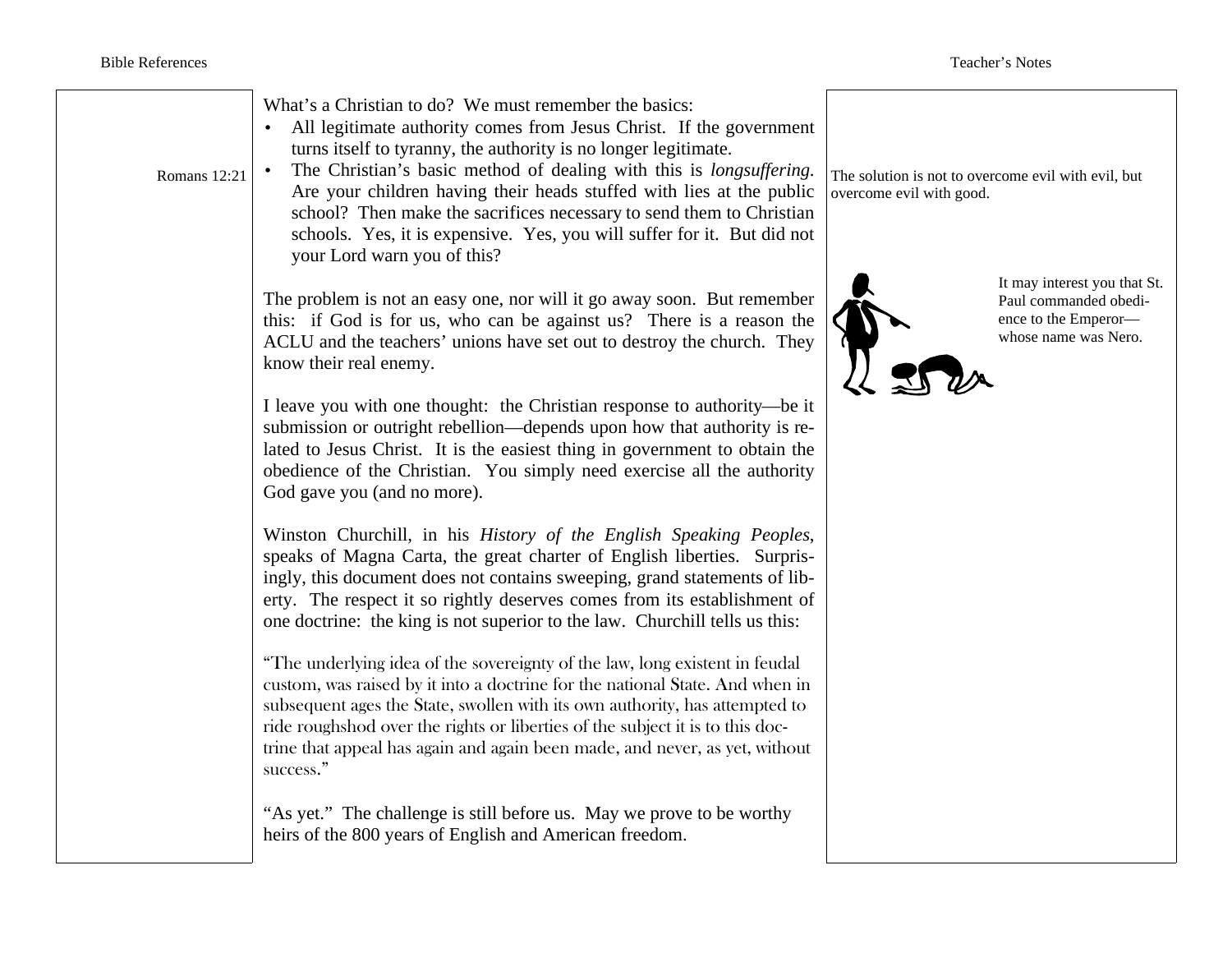What's a Christian to do? We must remember the basics:

- All legitimate authority comes from Jesus Christ. If the government turns itself to tyranny, the authority is no longer legitimate.
- The Christian's basic method of dealing with this is *longsuffering.* Are your children having their heads stuffed with lies at the public school? Then make the sacrifices necessary to send them to Christian schools. Yes, it is expensive. Yes, you will suffer for it. But did not your Lord warn you of this?

Romans 12:21

The solution is not to overcome evil with evil, but overcome evil with good.

The problem is not an easy one, nor will it go away soon. But remember this: if God is for us, who can be against us? There is a reason the ACLU and the teachers' unions have set out to destroy the church. They know their real enemy.

It may interest you that St. Paul commanded obedience to the Emperor—whose name was Nero.

I leave you with one thought: the Christian response to authority—be it submission or outright rebellion—depends upon how that authority is related to Jesus Christ. It is the easiest thing in government to obtain the obedience of the Christian. You simply need exercise all the authority God gave you (and no more).

Winston Churchill, in his *History of the English Speaking Peoples*, speaks of Magna Carta, the great charter of English liberties. Surprisingly, this document does not contains sweeping, grand statements of liberty. The respect it so rightly deserves comes from its establishment of one doctrine: the king is not superior to the law. Churchill tells us this:

"The underlying idea of the sovereignty of the law, long existent in feudal custom, was raised by it into a doctrine for the national State. And when in subsequent ages the State, swollen with its own authority, has attempted to ride roughshod over the rights or liberties of the subject it is to this doctrine that appeal has again and again been made, and never, as yet, without success."

"As yet." The challenge is still before us. May we prove to be worthy heirs of the 800 years of English and American freedom.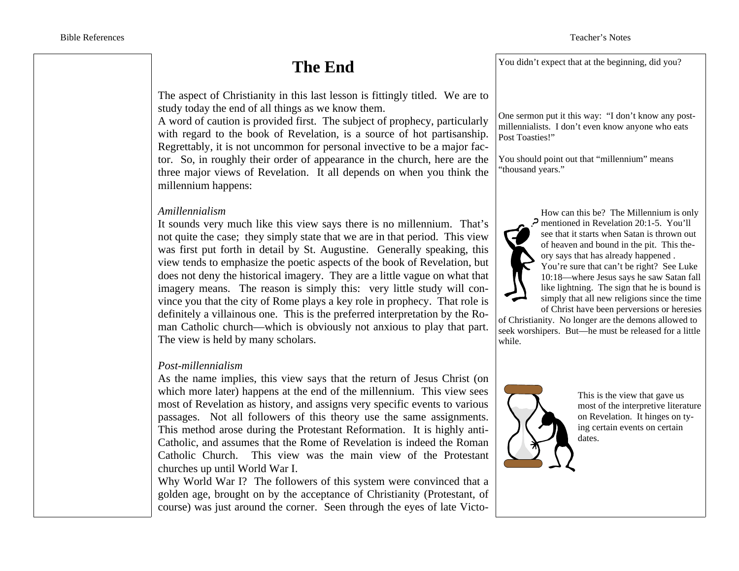# The End

The aspect of Christianity in this last lesson is fittingly titled. We are to study today the end of all things as we know them.

A word of caution is provided first. The subject of prophecy, particularly with regard to the book of Revelation, is a source of hot partisanship. Regrettably, it is not uncommon for personal invective to be a major factor. So, in roughly their order of appearance in the church, here are the three major views of Revelation. It all depends on when you think the millennium happens:

*Amillennialism*

It sounds very much like this view says there is no millennium. That's not quite the case; they simply state that we are in that period. This view was first put forth in detail by St. Augustine. Generally speaking, this view tends to emphasize the poetic aspects of the book of Revelation, but does not deny the historical imagery. They are a little vague on what that imagery means. The reason is simply this: very little study will convince you that the city of Rome plays a key role in prophecy. That role is definitely a villainous one. This is the preferred interpretation by the Roman Catholic church—which is obviously not anxious to play that part. The view is held by many scholars.

*Post-millennialism*

As the name implies, this view says that the return of Jesus Christ (on which more later) happens at the end of the millennium. This view sees most of Revelation as history, and assigns very specific events to various passages. Not all followers of this theory use the same assignments. This method arose during the Protestant Reformation. It is highly anti-Catholic, and assumes that the Rome of Revelation is indeed the Roman Catholic Church. This view was the main view of the Protestant churches up until World War I.

Why World War I? The followers of this system were convinced that a golden age, brought on by the acceptance of Christianity (Protestant, of course) was just around the corner. Seen through the eyes of late Victo-

---

**Teacher's Notes**

You didn't expect that at the beginning, did you?

One sermon put it this way: "I don't know any post-millennialists. I don't even know anyone who eats Post Toasties!"

You should point out that "millennium" means "thousand years."

How can this be? The Millennium is only mentioned in Revelation 20:1-5. You'll see that it starts when Satan is thrown out of heaven and bound in the pit. This theory says that has already happened . You're sure that can't be right? See Luke 10:18—where Jesus says he saw Satan fall like lightning. The sign that he is bound is simply that all new religions since the time of Christ have been perversions or heresies of Christianity. No longer are the demons allowed to seek worshipers. But—he must be released for a little while.

This is the view that gave us most of the interpretive literature on Revelation. It hinges on tying certain events on certain dates.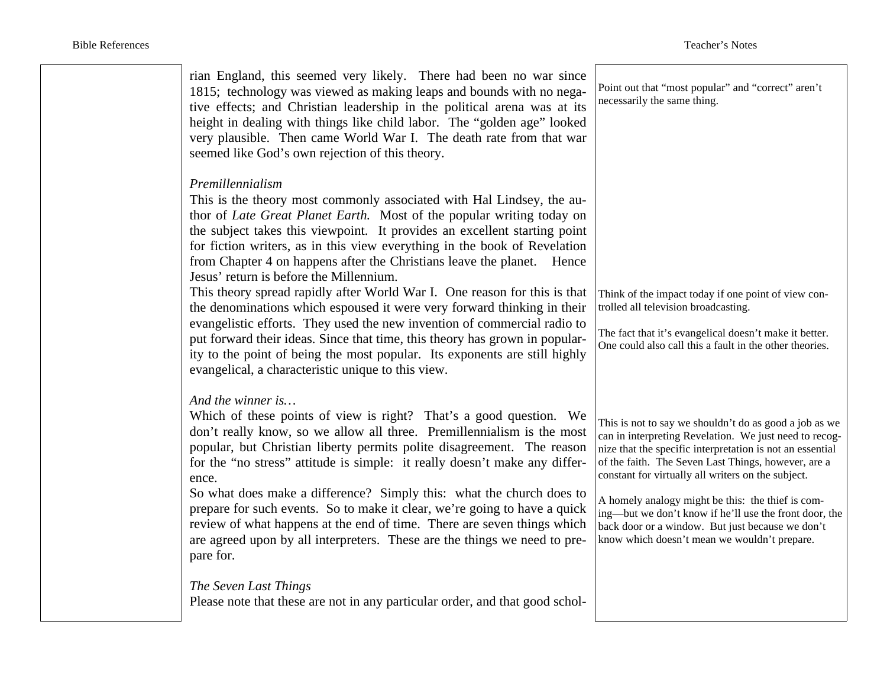rian England, this seemed very likely. There had been no war since 1815; technology was viewed as making leaps and bounds with no negative effects; and Christian leadership in the political arena was at its height in dealing with things like child labor. The "golden age" looked very plausible. Then came World War I. The death rate from that war seemed like God's own rejection of this theory.

Point out that "most popular" and "correct" aren't necessarily the same thing.

*Premillennialism*

This is the theory most commonly associated with Hal Lindsey, the author of *Late Great Planet Earth.* Most of the popular writing today on the subject takes this viewpoint. It provides an excellent starting point for fiction writers, as in this view everything in the book of Revelation from Chapter 4 on happens after the Christians leave the planet. Hence Jesus' return is before the Millennium.

This theory spread rapidly after World War I. One reason for this is that the denominations which espoused it were very forward thinking in their evangelistic efforts. They used the new invention of commercial radio to put forward their ideas. Since that time, this theory has grown in popularity to the point of being the most popular. Its exponents are still highly evangelical, a characteristic unique to this view.

Think of the impact today if one point of view controlled all television broadcasting.

The fact that it's evangelical doesn't make it better. One could also call this a fault in the other theories.

*And the winner is…*

Which of these points of view is right? That's a good question. We don't really know, so we allow all three. Premillennialism is the most popular, but Christian liberty permits polite disagreement. The reason for the "no stress" attitude is simple: it really doesn't make any difference.

So what does make a difference? Simply this: what the church does to prepare for such events. So to make it clear, we're going to have a quick review of what happens at the end of time. There are seven things which are agreed upon by all interpreters. These are the things we need to prepare for.

This is not to say we shouldn't do as good a job as we can in interpreting Revelation. We just need to recognize that the specific interpretation is not an essential of the faith. The Seven Last Things, however, are a constant for virtually all writers on the subject.

A homely analogy might be this: the thief is coming—but we don't know if he'll use the front door, the back door or a window. But just because we don't know which doesn't mean we wouldn't prepare.

*The Seven Last Things*

Please note that these are not in any particular order, and that good schol-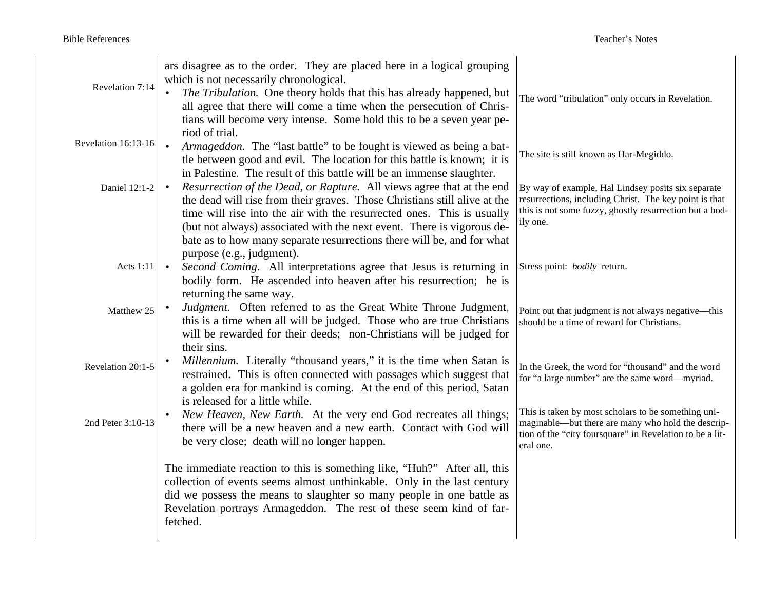| Bible References | | Teacher's Notes |
|---|---|---|
| | ars disagree as to the order. They are placed here in a logical grouping which is not necessarily chronological. | |
| Revelation 7:14 | • *The Tribulation.* One theory holds that this has already happened, but all agree that there will come a time when the persecution of Christians will become very intense. Some hold this to be a seven year period of trial. | The word "tribulation" only occurs in Revelation. |
| Revelation 16:13-16 | • *Armageddon.* The "last battle" to be fought is viewed as being a battle between good and evil. The location for this battle is known; it is in Palestine. The result of this battle will be an immense slaughter. | The site is still known as Har-Megiddo. |
| Daniel 12:1-2 | • *Resurrection of the Dead, or Rapture.* All views agree that at the end the dead will rise from their graves. Those Christians still alive at the time will rise into the air with the resurrected ones. This is usually (but not always) associated with the next event. There is vigorous debate as to how many separate resurrections there will be, and for what purpose (e.g., judgment). | By way of example, Hal Lindsey posits six separate resurrections, including Christ. The key point is that this is not some fuzzy, ghostly resurrection but a bodily one. |
| Acts 1:11 | • *Second Coming.* All interpretations agree that Jesus is returning in bodily form. He ascended into heaven after his resurrection; he is returning the same way. | Stress point: *bodily* return. |
| Matthew 25 | • *Judgment.* Often referred to as the Great White Throne Judgment, this is a time when all will be judged. Those who are true Christians will be rewarded for their deeds; non-Christians will be judged for their sins. | Point out that judgment is not always negative—this should be a time of reward for Christians. |
| Revelation 20:1-5 | • *Millennium.* Literally "thousand years," it is the time when Satan is restrained. This is often connected with passages which suggest that a golden era for mankind is coming. At the end of this period, Satan is released for a little while. | In the Greek, the word for "thousand" and the word for "a large number" are the same word—myriad. |
| 2nd Peter 3:10-13 | • *New Heaven, New Earth.* At the very end God recreates all things; there will be a new heaven and a new earth. Contact with God will be very close; death will no longer happen. | This is taken by most scholars to be something unimaginable—but there are many who hold the description of the "city foursquare" in Revelation to be a literal one. |
| | The immediate reaction to this is something like, "Huh?" After all, this collection of events seems almost unthinkable. Only in the last century did we possess the means to slaughter so many people in one battle as Revelation portrays Armageddon. The rest of these seem kind of far-fetched. | |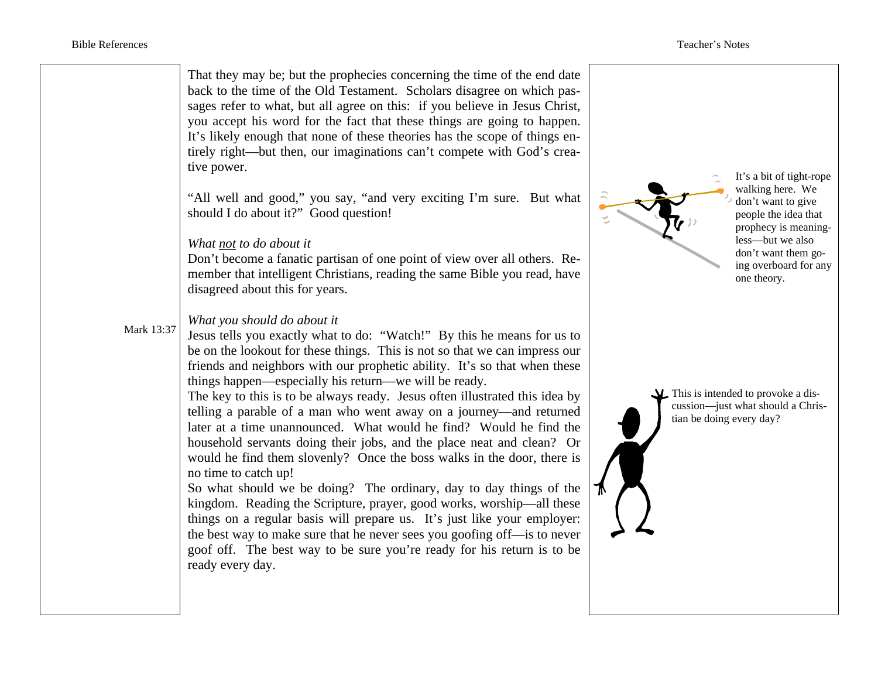That they may be; but the prophecies concerning the time of the end date back to the time of the Old Testament. Scholars disagree on which passages refer to what, but all agree on this: if you believe in Jesus Christ, you accept his word for the fact that these things are going to happen. It's likely enough that none of these theories has the scope of things entirely right—but then, our imaginations can't compete with God's creative power.

It's a bit of tight-rope walking here. We don't want to give people the idea that prophecy is meaningless—but we also don't want them going overboard for any one theory.

"All well and good," you say, "and very exciting I'm sure. But what should I do about it?" Good question!

*What not to do about it*

Don't become a fanatic partisan of one point of view over all others. Remember that intelligent Christians, reading the same Bible you read, have disagreed about this for years.

*What you should do about it*

Mark 13:37

Jesus tells you exactly what to do: "Watch!" By this he means for us to be on the lookout for these things. This is not so that we can impress our friends and neighbors with our prophetic ability. It's so that when these things happen—especially his return—we will be ready.

The key to this is to be always ready. Jesus often illustrated this idea by telling a parable of a man who went away on a journey—and returned later at a time unannounced. What would he find? Would he find the household servants doing their jobs, and the place neat and clean? Or would he find them slovenly? Once the boss walks in the door, there is no time to catch up!

This is intended to provoke a discussion—just what should a Christian be doing every day?

So what should we be doing? The ordinary, day to day things of the kingdom. Reading the Scripture, prayer, good works, worship—all these things on a regular basis will prepare us. It's just like your employer: the best way to make sure that he never sees you goofing off—is to never goof off. The best way to be sure you're ready for his return is to be ready every day.